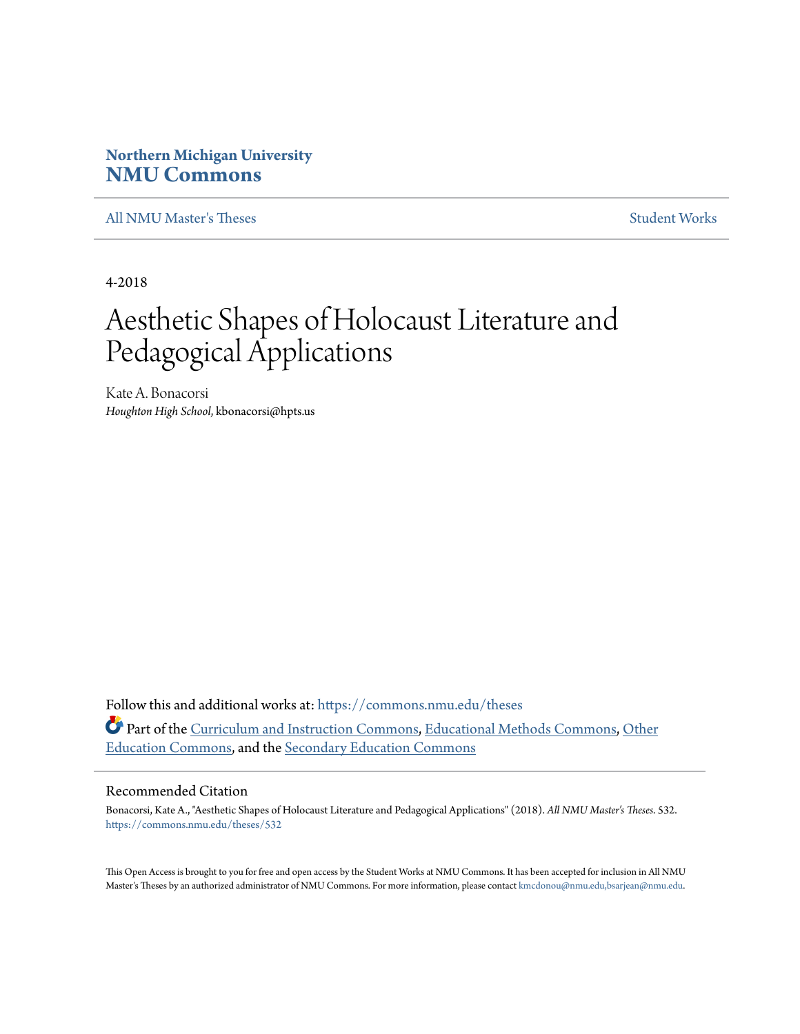**Northern Michigan University**
**NMU Commons**

All NMU Master's Theses | Student Works

4-2018

# Aesthetic Shapes of Holocaust Literature and Pedagogical Applications

Kate A. Bonacorsi
*Houghton High School*, kbonacorsi@hpts.us

Follow this and additional works at: https://commons.nmu.edu/theses

Part of the Curriculum and Instruction Commons, Educational Methods Commons, Other Education Commons, and the Secondary Education Commons

## Recommended Citation

Bonacorsi, Kate A., "Aesthetic Shapes of Holocaust Literature and Pedagogical Applications" (2018). *All NMU Master's Theses*. 532.
https://commons.nmu.edu/theses/532

This Open Access is brought to you for free and open access by the Student Works at NMU Commons. It has been accepted for inclusion in All NMU Master's Theses by an authorized administrator of NMU Commons. For more information, please contact kmcdonou@nmu.edu,bsarjean@nmu.edu.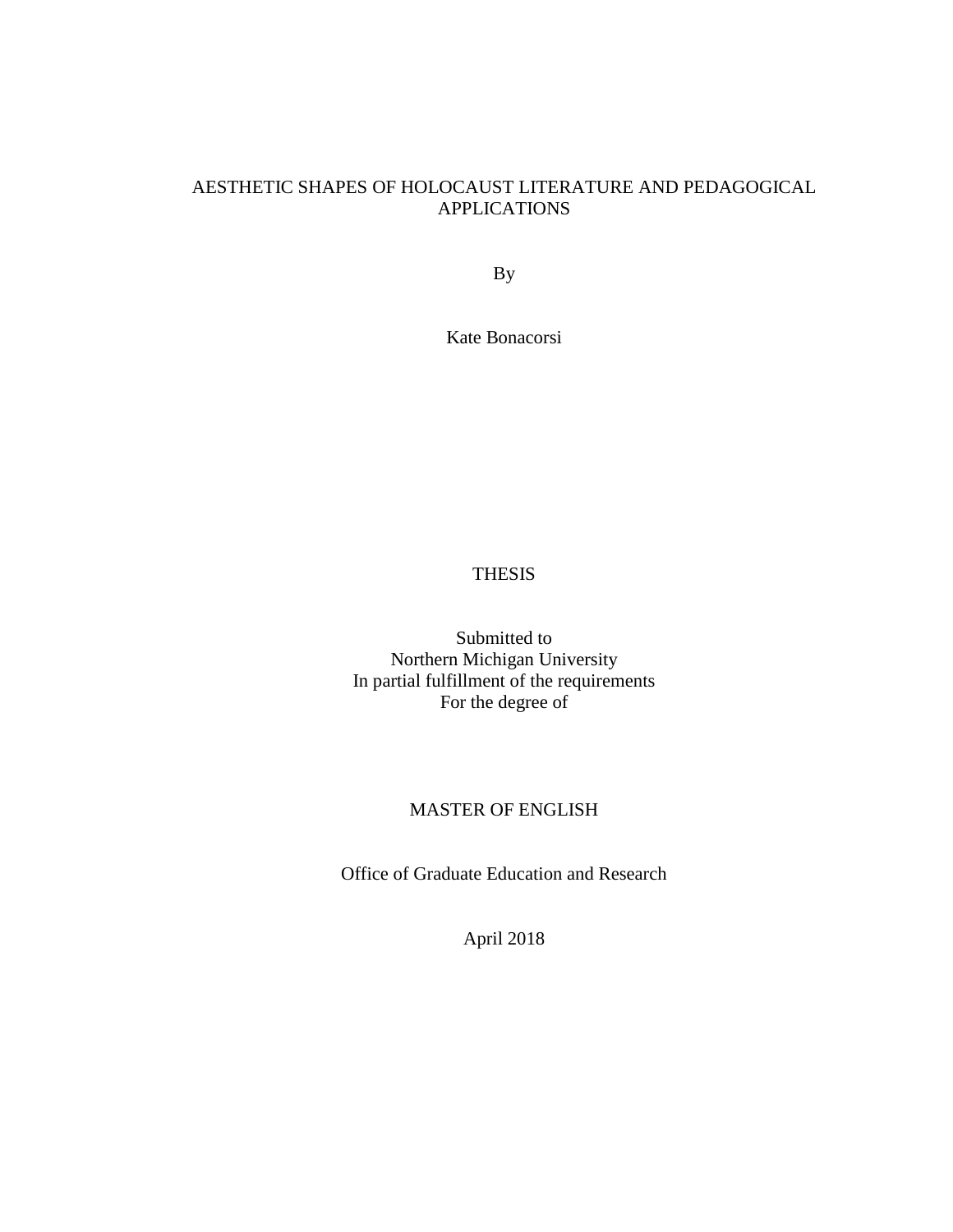# AESTHETIC SHAPES OF HOLOCAUST LITERATURE AND PEDAGOGICAL APPLICATIONS

By

Kate Bonacorsi

THESIS

Submitted to
Northern Michigan University
In partial fulfillment of the requirements
For the degree of

MASTER OF ENGLISH

Office of Graduate Education and Research

April 2018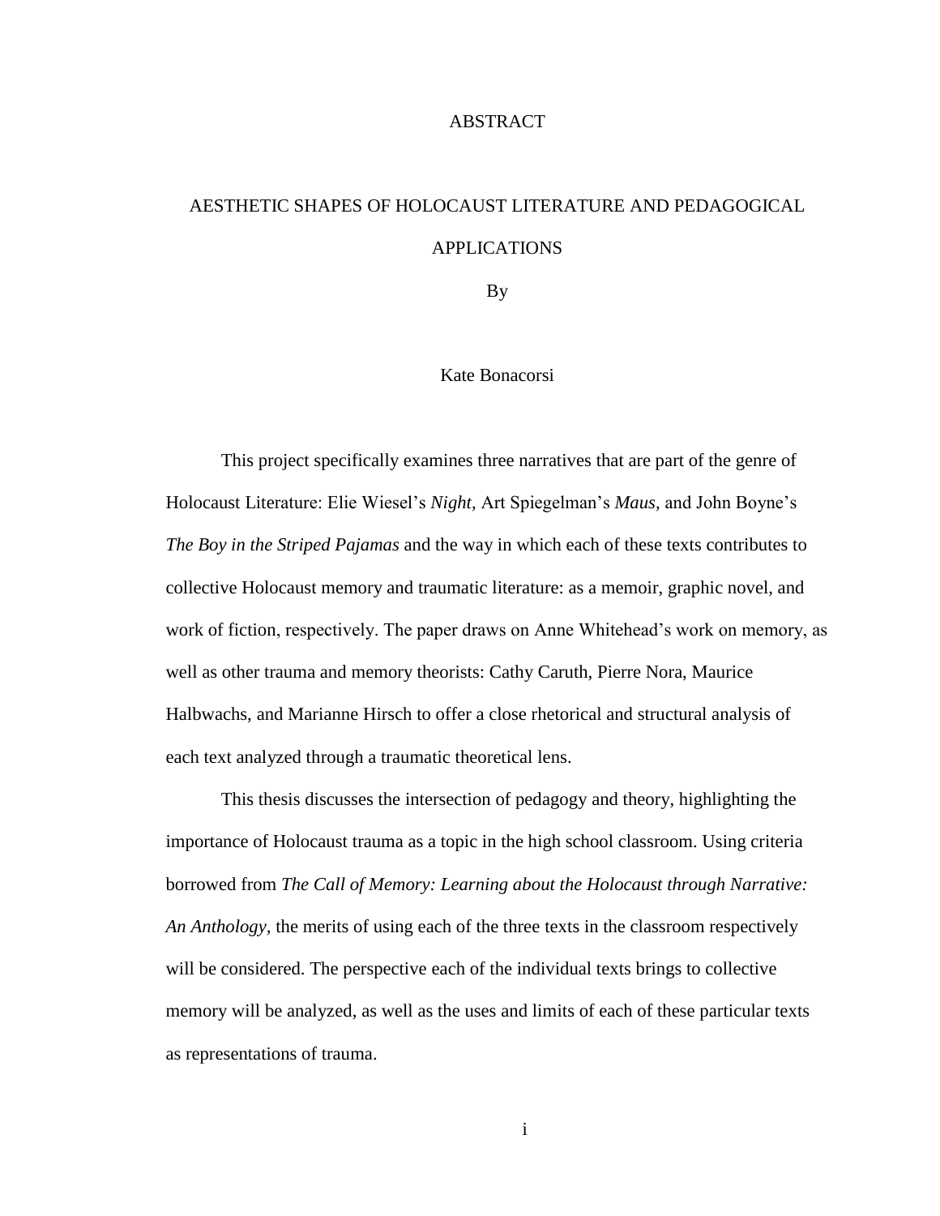# ABSTRACT

## AESTHETIC SHAPES OF HOLOCAUST LITERATURE AND PEDAGOGICAL APPLICATIONS

By

Kate Bonacorsi

This project specifically examines three narratives that are part of the genre of Holocaust Literature: Elie Wiesel's *Night,* Art Spiegelman's *Maus,* and John Boyne's *The Boy in the Striped Pajamas* and the way in which each of these texts contributes to collective Holocaust memory and traumatic literature: as a memoir, graphic novel, and work of fiction, respectively. The paper draws on Anne Whitehead's work on memory, as well as other trauma and memory theorists: Cathy Caruth, Pierre Nora, Maurice Halbwachs, and Marianne Hirsch to offer a close rhetorical and structural analysis of each text analyzed through a traumatic theoretical lens.

This thesis discusses the intersection of pedagogy and theory, highlighting the importance of Holocaust trauma as a topic in the high school classroom. Using criteria borrowed from *The Call of Memory: Learning about the Holocaust through Narrative: An Anthology,* the merits of using each of the three texts in the classroom respectively will be considered. The perspective each of the individual texts brings to collective memory will be analyzed, as well as the uses and limits of each of these particular texts as representations of trauma.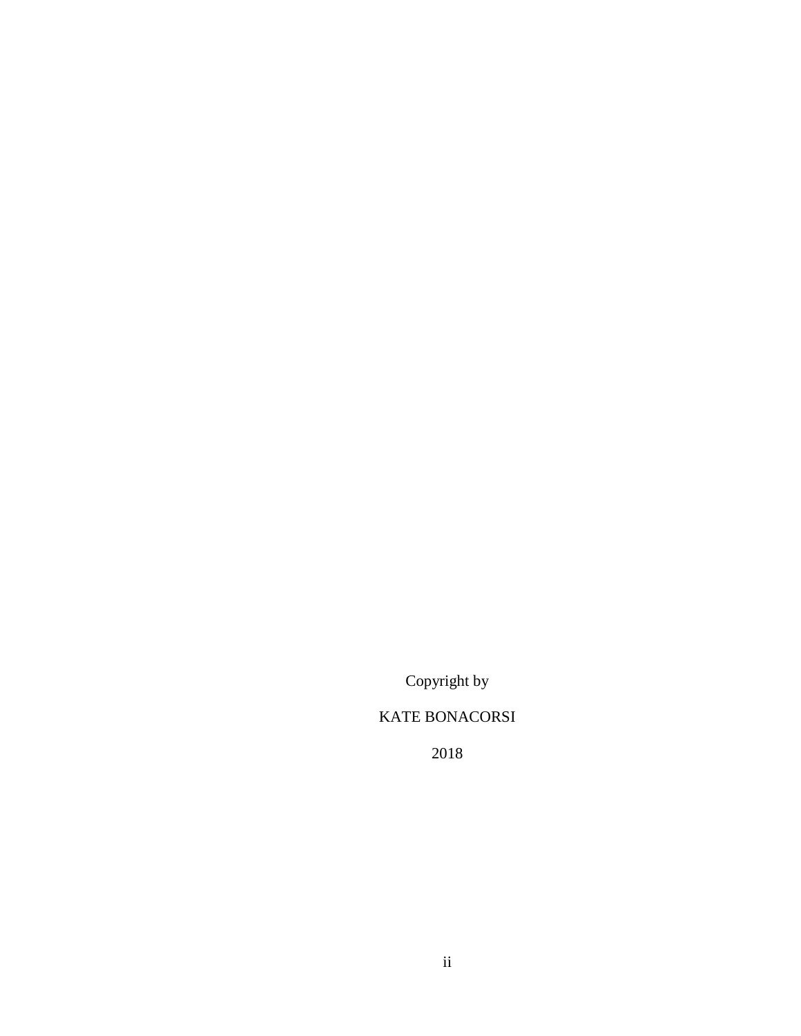Copyright by

KATE BONACORSI

2018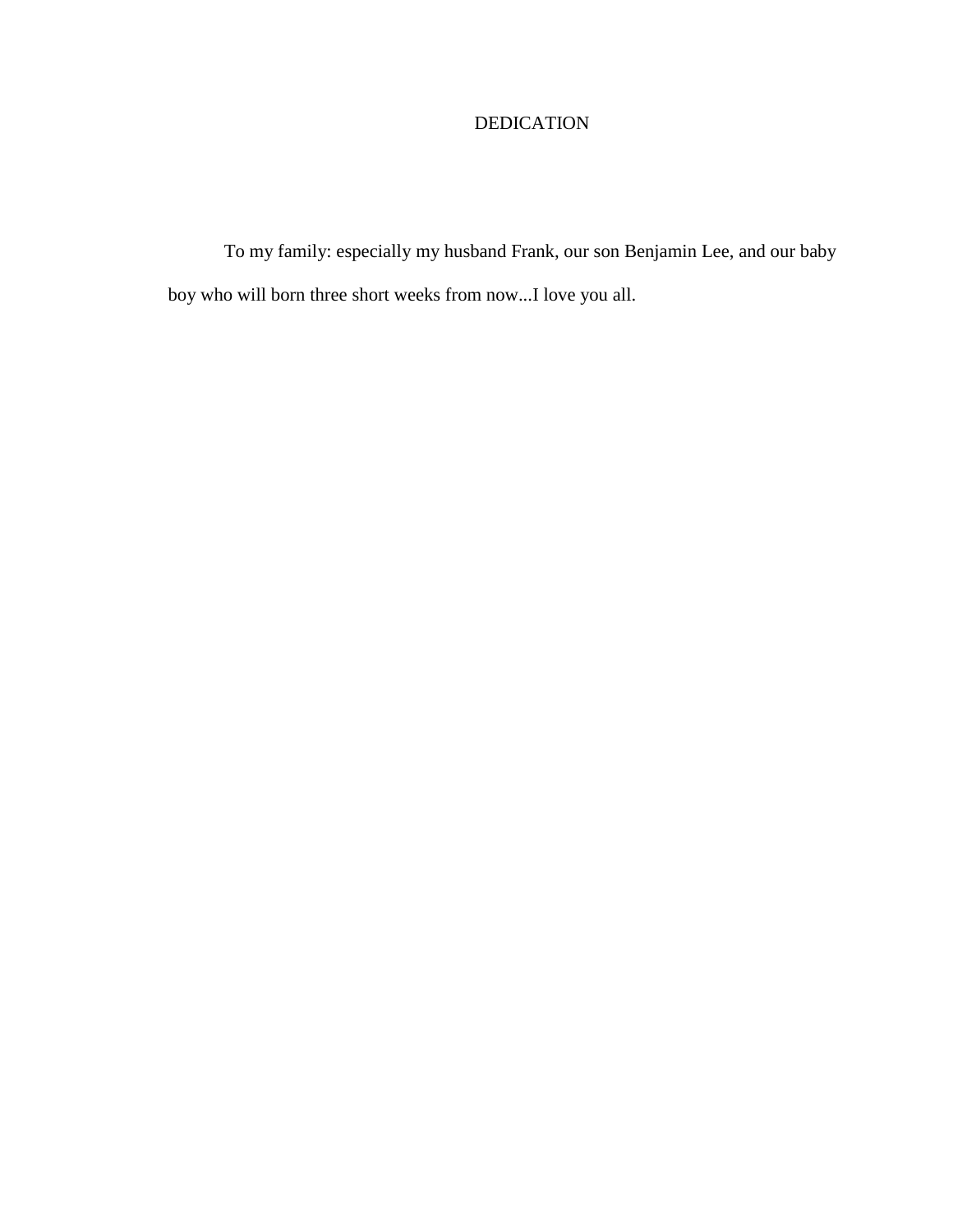# DEDICATION

To my family: especially my husband Frank, our son Benjamin Lee, and our baby boy who will born three short weeks from now...I love you all.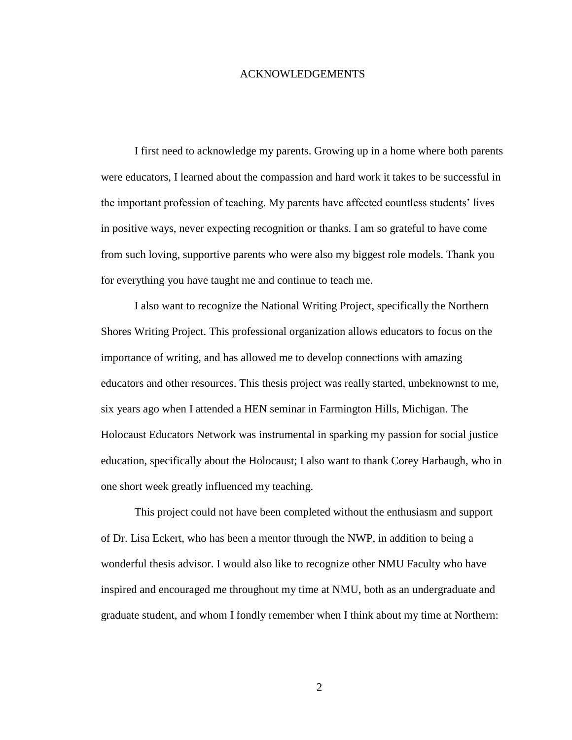# ACKNOWLEDGEMENTS

I first need to acknowledge my parents. Growing up in a home where both parents were educators, I learned about the compassion and hard work it takes to be successful in the important profession of teaching. My parents have affected countless students' lives in positive ways, never expecting recognition or thanks. I am so grateful to have come from such loving, supportive parents who were also my biggest role models. Thank you for everything you have taught me and continue to teach me.

I also want to recognize the National Writing Project, specifically the Northern Shores Writing Project. This professional organization allows educators to focus on the importance of writing, and has allowed me to develop connections with amazing educators and other resources. This thesis project was really started, unbeknownst to me, six years ago when I attended a HEN seminar in Farmington Hills, Michigan. The Holocaust Educators Network was instrumental in sparking my passion for social justice education, specifically about the Holocaust; I also want to thank Corey Harbaugh, who in one short week greatly influenced my teaching.

This project could not have been completed without the enthusiasm and support of Dr. Lisa Eckert, who has been a mentor through the NWP, in addition to being a wonderful thesis advisor. I would also like to recognize other NMU Faculty who have inspired and encouraged me throughout my time at NMU, both as an undergraduate and graduate student, and whom I fondly remember when I think about my time at Northern: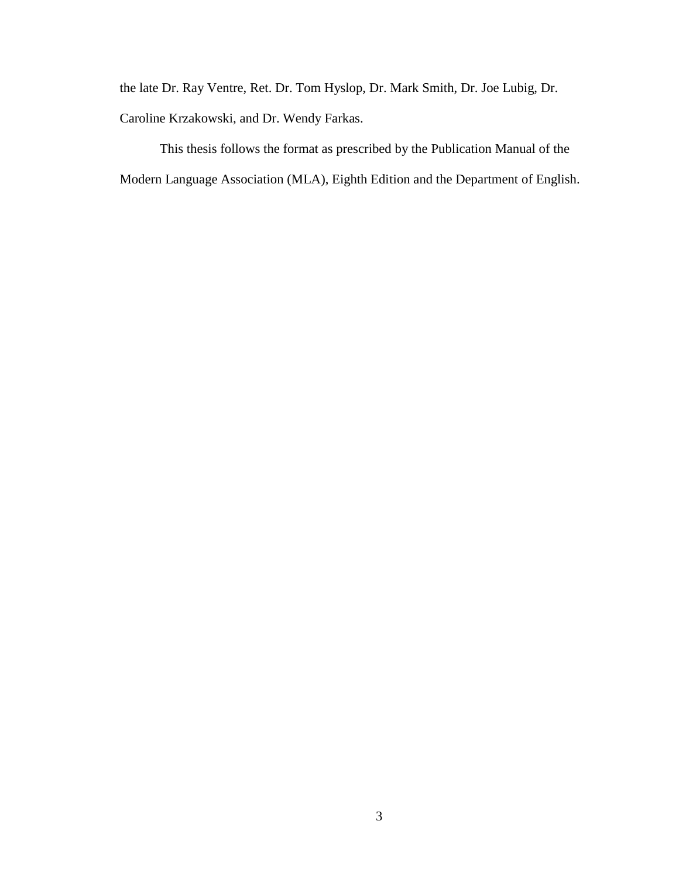the late Dr. Ray Ventre, Ret. Dr. Tom Hyslop, Dr. Mark Smith, Dr. Joe Lubig, Dr. Caroline Krzakowski, and Dr. Wendy Farkas.

This thesis follows the format as prescribed by the Publication Manual of the Modern Language Association (MLA), Eighth Edition and the Department of English.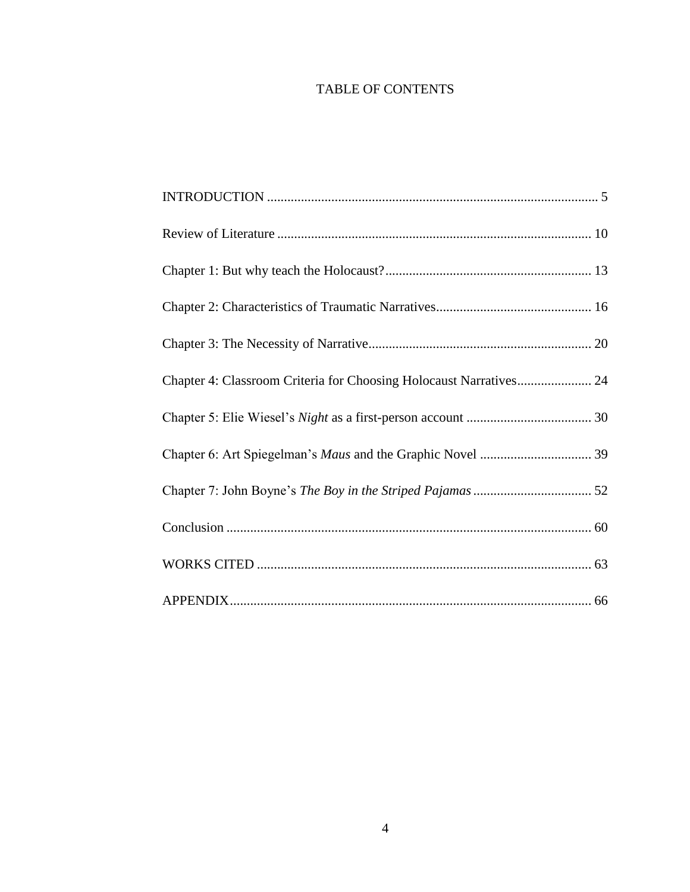# TABLE OF CONTENTS

INTRODUCTION ................................................................................................ 5

Review of Literature ........................................................................................... 10

Chapter 1: But why teach the Holocaust? ............................................................ 13

Chapter 2: Characteristics of Traumatic Narratives............................................. 16

Chapter 3: The Necessity of Narrative................................................................. 20

Chapter 4: Classroom Criteria for Choosing Holocaust Narratives...................... 24

Chapter 5: Elie Wiesel's *Night* as a first-person account ..................................... 30

Chapter 6: Art Spiegelman's *Maus* and the Graphic Novel ................................. 39

Chapter 7: John Boyne's *The Boy in the Striped Pajamas* ................................... 52

Conclusion .......................................................................................................... 60

WORKS CITED ................................................................................................. 63

APPENDIX......................................................................................................... 66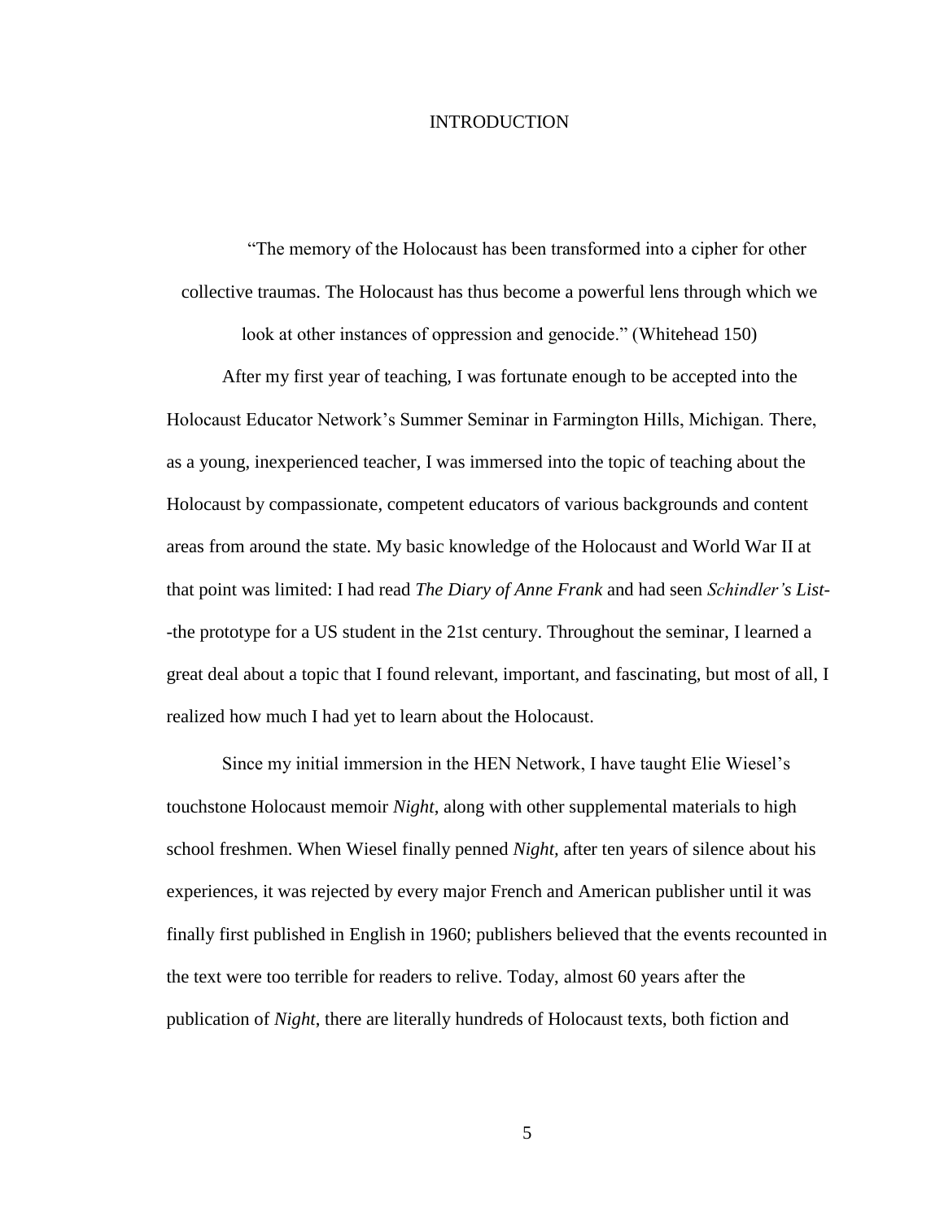# INTRODUCTION

> "The memory of the Holocaust has been transformed into a cipher for other collective traumas. The Holocaust has thus become a powerful lens through which we look at other instances of oppression and genocide." (Whitehead 150)

After my first year of teaching, I was fortunate enough to be accepted into the Holocaust Educator Network's Summer Seminar in Farmington Hills, Michigan. There, as a young, inexperienced teacher, I was immersed into the topic of teaching about the Holocaust by compassionate, competent educators of various backgrounds and content areas from around the state. My basic knowledge of the Holocaust and World War II at that point was limited: I had read *The Diary of Anne Frank* and had seen *Schindler's List*--the prototype for a US student in the 21st century. Throughout the seminar, I learned a great deal about a topic that I found relevant, important, and fascinating, but most of all, I realized how much I had yet to learn about the Holocaust.

Since my initial immersion in the HEN Network, I have taught Elie Wiesel's touchstone Holocaust memoir *Night*, along with other supplemental materials to high school freshmen. When Wiesel finally penned *Night*, after ten years of silence about his experiences, it was rejected by every major French and American publisher until it was finally first published in English in 1960; publishers believed that the events recounted in the text were too terrible for readers to relive. Today, almost 60 years after the publication of *Night*, there are literally hundreds of Holocaust texts, both fiction and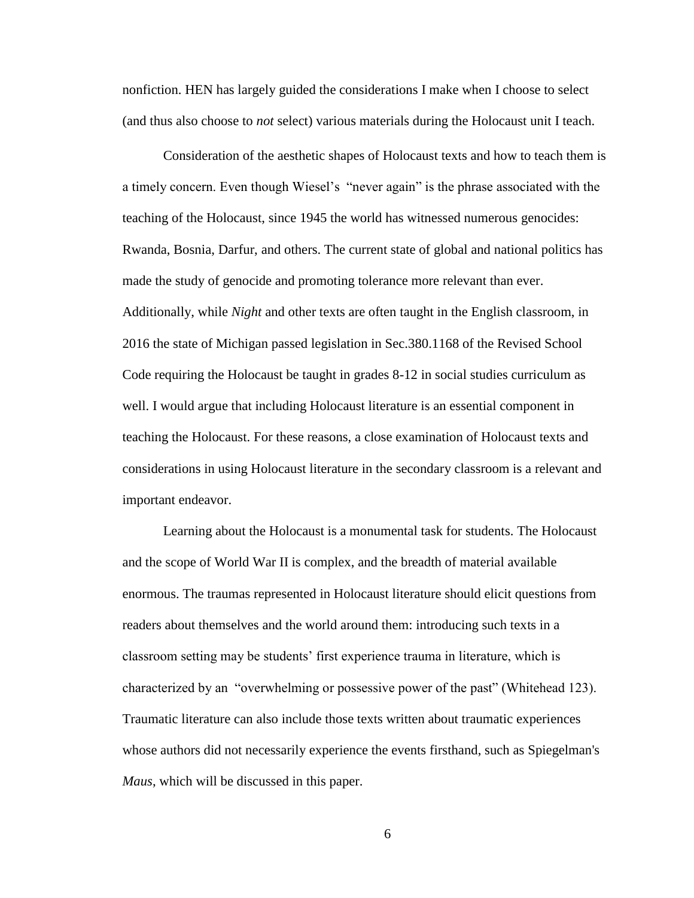nonfiction. HEN has largely guided the considerations I make when I choose to select (and thus also choose to *not* select) various materials during the Holocaust unit I teach.

Consideration of the aesthetic shapes of Holocaust texts and how to teach them is a timely concern. Even though Wiesel's "never again" is the phrase associated with the teaching of the Holocaust, since 1945 the world has witnessed numerous genocides: Rwanda, Bosnia, Darfur, and others. The current state of global and national politics has made the study of genocide and promoting tolerance more relevant than ever. Additionally, while *Night* and other texts are often taught in the English classroom, in 2016 the state of Michigan passed legislation in Sec.380.1168 of the Revised School Code requiring the Holocaust be taught in grades 8-12 in social studies curriculum as well. I would argue that including Holocaust literature is an essential component in teaching the Holocaust. For these reasons, a close examination of Holocaust texts and considerations in using Holocaust literature in the secondary classroom is a relevant and important endeavor.

Learning about the Holocaust is a monumental task for students. The Holocaust and the scope of World War II is complex, and the breadth of material available enormous. The traumas represented in Holocaust literature should elicit questions from readers about themselves and the world around them: introducing such texts in a classroom setting may be students' first experience trauma in literature, which is characterized by an "overwhelming or possessive power of the past" (Whitehead 123). Traumatic literature can also include those texts written about traumatic experiences whose authors did not necessarily experience the events firsthand, such as Spiegelman's *Maus*, which will be discussed in this paper.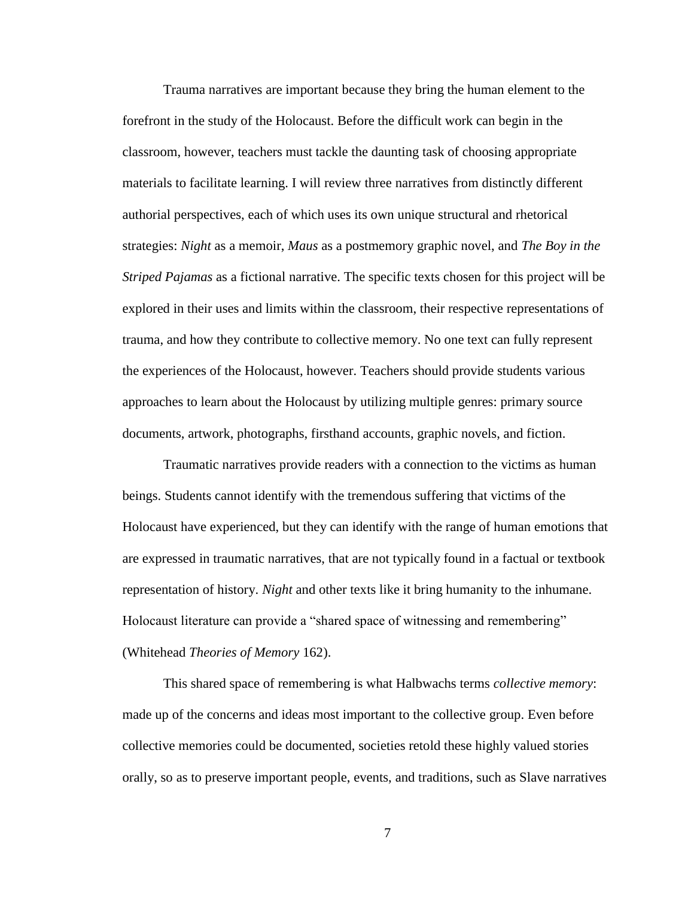Trauma narratives are important because they bring the human element to the forefront in the study of the Holocaust. Before the difficult work can begin in the classroom, however, teachers must tackle the daunting task of choosing appropriate materials to facilitate learning. I will review three narratives from distinctly different authorial perspectives, each of which uses its own unique structural and rhetorical strategies: *Night* as a memoir, *Maus* as a postmemory graphic novel, and *The Boy in the Striped Pajamas* as a fictional narrative. The specific texts chosen for this project will be explored in their uses and limits within the classroom, their respective representations of trauma, and how they contribute to collective memory. No one text can fully represent the experiences of the Holocaust, however. Teachers should provide students various approaches to learn about the Holocaust by utilizing multiple genres: primary source documents, artwork, photographs, firsthand accounts, graphic novels, and fiction.

Traumatic narratives provide readers with a connection to the victims as human beings. Students cannot identify with the tremendous suffering that victims of the Holocaust have experienced, but they can identify with the range of human emotions that are expressed in traumatic narratives, that are not typically found in a factual or textbook representation of history. *Night* and other texts like it bring humanity to the inhumane. Holocaust literature can provide a "shared space of witnessing and remembering" (Whitehead *Theories of Memory* 162).

This shared space of remembering is what Halbwachs terms *collective memory*: made up of the concerns and ideas most important to the collective group. Even before collective memories could be documented, societies retold these highly valued stories orally, so as to preserve important people, events, and traditions, such as Slave narratives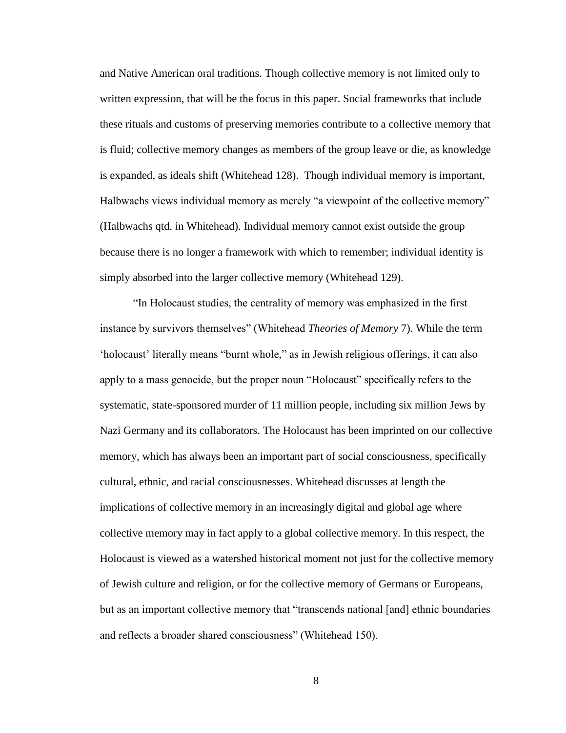and Native American oral traditions. Though collective memory is not limited only to written expression, that will be the focus in this paper. Social frameworks that include these rituals and customs of preserving memories contribute to a collective memory that is fluid; collective memory changes as members of the group leave or die, as knowledge is expanded, as ideals shift (Whitehead 128). Though individual memory is important, Halbwachs views individual memory as merely "a viewpoint of the collective memory" (Halbwachs qtd. in Whitehead). Individual memory cannot exist outside the group because there is no longer a framework with which to remember; individual identity is simply absorbed into the larger collective memory (Whitehead 129).

"In Holocaust studies, the centrality of memory was emphasized in the first instance by survivors themselves" (Whitehead *Theories of Memory* 7). While the term 'holocaust' literally means "burnt whole," as in Jewish religious offerings, it can also apply to a mass genocide, but the proper noun "Holocaust" specifically refers to the systematic, state-sponsored murder of 11 million people, including six million Jews by Nazi Germany and its collaborators. The Holocaust has been imprinted on our collective memory, which has always been an important part of social consciousness, specifically cultural, ethnic, and racial consciousnesses. Whitehead discusses at length the implications of collective memory in an increasingly digital and global age where collective memory may in fact apply to a global collective memory. In this respect, the Holocaust is viewed as a watershed historical moment not just for the collective memory of Jewish culture and religion, or for the collective memory of Germans or Europeans, but as an important collective memory that "transcends national [and] ethnic boundaries and reflects a broader shared consciousness" (Whitehead 150).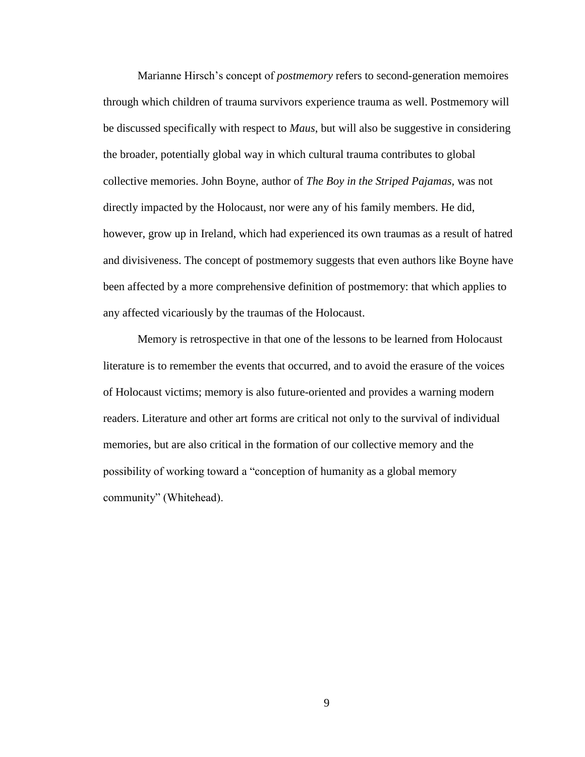Marianne Hirsch's concept of *postmemory* refers to second-generation memoires through which children of trauma survivors experience trauma as well. Postmemory will be discussed specifically with respect to *Maus*, but will also be suggestive in considering the broader, potentially global way in which cultural trauma contributes to global collective memories. John Boyne, author of *The Boy in the Striped Pajamas*, was not directly impacted by the Holocaust, nor were any of his family members. He did, however, grow up in Ireland, which had experienced its own traumas as a result of hatred and divisiveness. The concept of postmemory suggests that even authors like Boyne have been affected by a more comprehensive definition of postmemory: that which applies to any affected vicariously by the traumas of the Holocaust.

Memory is retrospective in that one of the lessons to be learned from Holocaust literature is to remember the events that occurred, and to avoid the erasure of the voices of Holocaust victims; memory is also future-oriented and provides a warning modern readers. Literature and other art forms are critical not only to the survival of individual memories, but are also critical in the formation of our collective memory and the possibility of working toward a "conception of humanity as a global memory community" (Whitehead).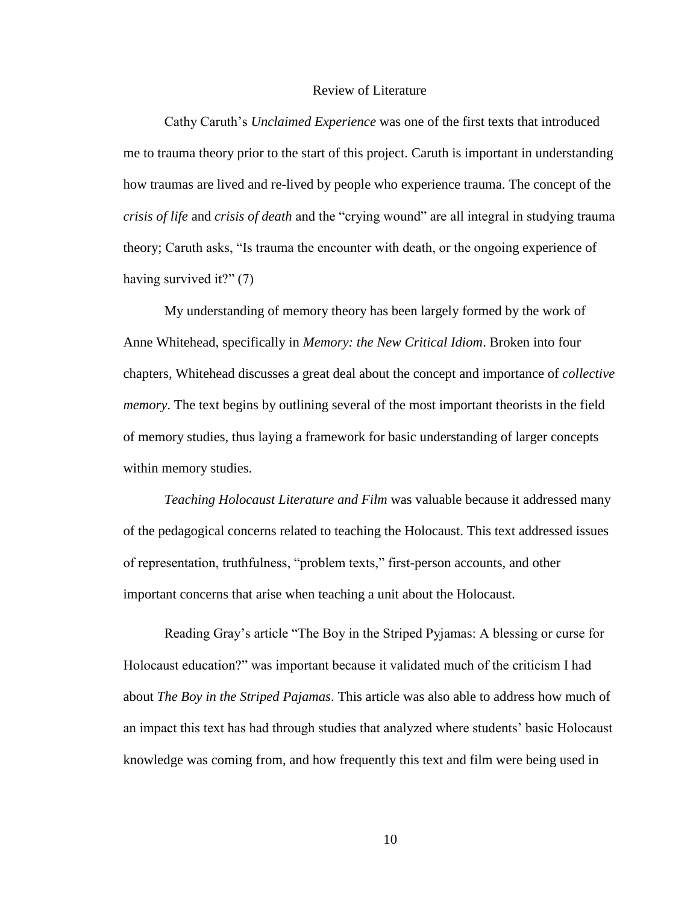## Review of Literature

Cathy Caruth's *Unclaimed Experience* was one of the first texts that introduced me to trauma theory prior to the start of this project. Caruth is important in understanding how traumas are lived and re-lived by people who experience trauma. The concept of the *crisis of life* and *crisis of death* and the "crying wound" are all integral in studying trauma theory; Caruth asks, "Is trauma the encounter with death, or the ongoing experience of having survived it?" (7)

My understanding of memory theory has been largely formed by the work of Anne Whitehead, specifically in *Memory: the New Critical Idiom*. Broken into four chapters, Whitehead discusses a great deal about the concept and importance of *collective memory*. The text begins by outlining several of the most important theorists in the field of memory studies, thus laying a framework for basic understanding of larger concepts within memory studies.

*Teaching Holocaust Literature and Film* was valuable because it addressed many of the pedagogical concerns related to teaching the Holocaust. This text addressed issues of representation, truthfulness, "problem texts," first-person accounts, and other important concerns that arise when teaching a unit about the Holocaust.

Reading Gray's article "The Boy in the Striped Pyjamas: A blessing or curse for Holocaust education?" was important because it validated much of the criticism I had about *The Boy in the Striped Pajamas*. This article was also able to address how much of an impact this text has had through studies that analyzed where students' basic Holocaust knowledge was coming from, and how frequently this text and film were being used in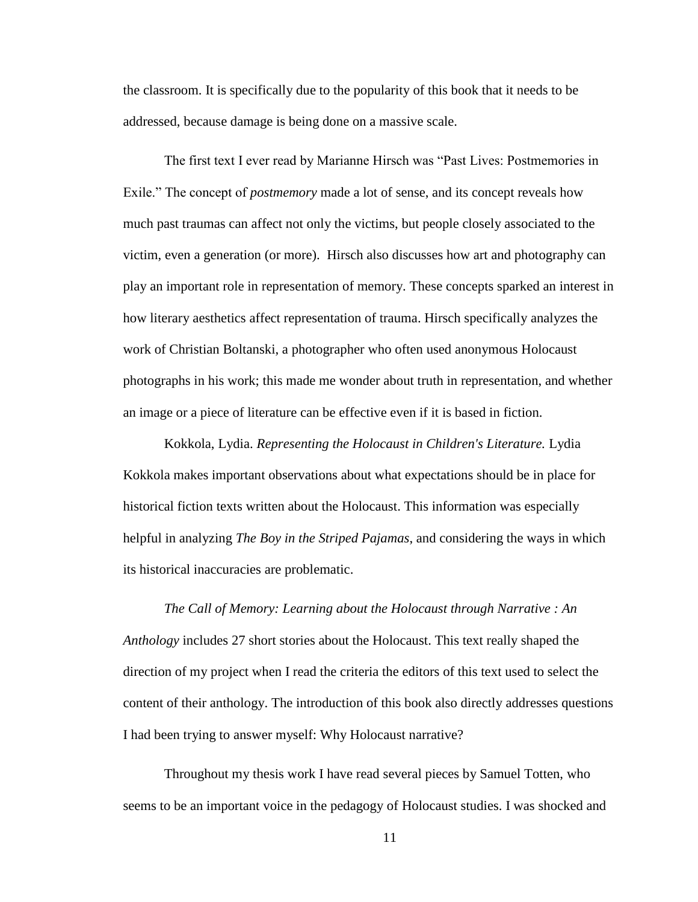the classroom. It is specifically due to the popularity of this book that it needs to be addressed, because damage is being done on a massive scale.

The first text I ever read by Marianne Hirsch was "Past Lives: Postmemories in Exile." The concept of *postmemory* made a lot of sense, and its concept reveals how much past traumas can affect not only the victims, but people closely associated to the victim, even a generation (or more). Hirsch also discusses how art and photography can play an important role in representation of memory. These concepts sparked an interest in how literary aesthetics affect representation of trauma. Hirsch specifically analyzes the work of Christian Boltanski, a photographer who often used anonymous Holocaust photographs in his work; this made me wonder about truth in representation, and whether an image or a piece of literature can be effective even if it is based in fiction.

Kokkola, Lydia. *Representing the Holocaust in Children's Literature.* Lydia Kokkola makes important observations about what expectations should be in place for historical fiction texts written about the Holocaust. This information was especially helpful in analyzing *The Boy in the Striped Pajamas*, and considering the ways in which its historical inaccuracies are problematic.

*The Call of Memory: Learning about the Holocaust through Narrative : An Anthology* includes 27 short stories about the Holocaust. This text really shaped the direction of my project when I read the criteria the editors of this text used to select the content of their anthology. The introduction of this book also directly addresses questions I had been trying to answer myself: Why Holocaust narrative?

Throughout my thesis work I have read several pieces by Samuel Totten, who seems to be an important voice in the pedagogy of Holocaust studies. I was shocked and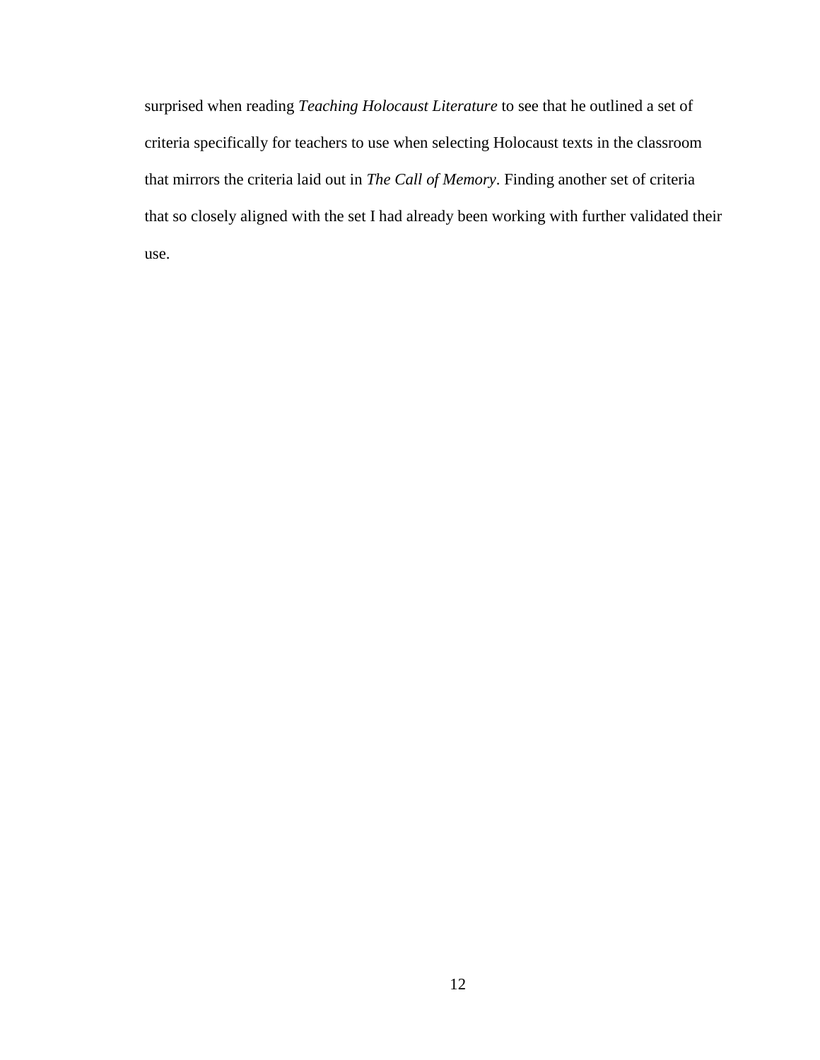surprised when reading *Teaching Holocaust Literature* to see that he outlined a set of criteria specifically for teachers to use when selecting Holocaust texts in the classroom that mirrors the criteria laid out in *The Call of Memory*. Finding another set of criteria that so closely aligned with the set I had already been working with further validated their use.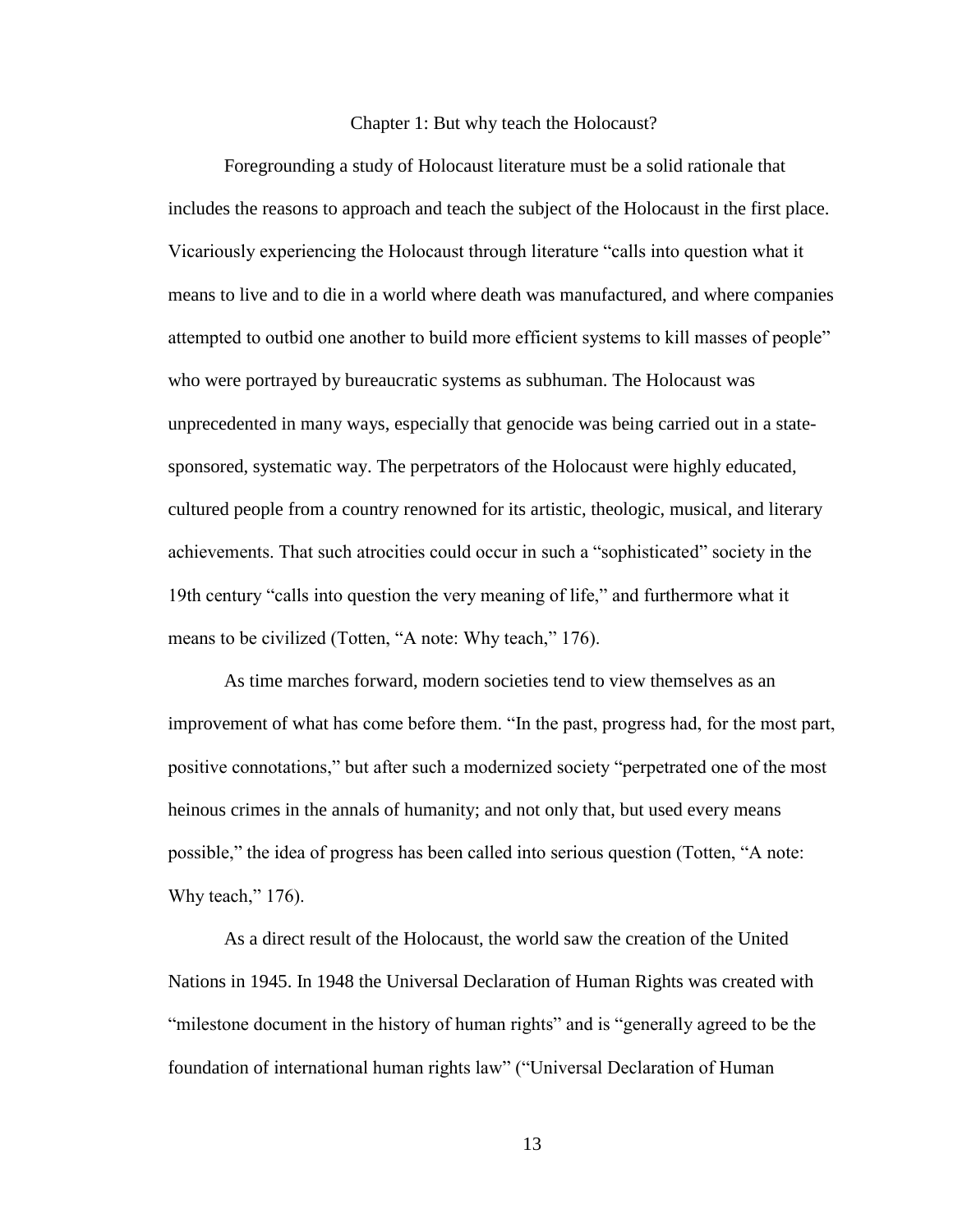# Chapter 1: But why teach the Holocaust?

Foregrounding a study of Holocaust literature must be a solid rationale that includes the reasons to approach and teach the subject of the Holocaust in the first place. Vicariously experiencing the Holocaust through literature "calls into question what it means to live and to die in a world where death was manufactured, and where companies attempted to outbid one another to build more efficient systems to kill masses of people" who were portrayed by bureaucratic systems as subhuman. The Holocaust was unprecedented in many ways, especially that genocide was being carried out in a state-sponsored, systematic way. The perpetrators of the Holocaust were highly educated, cultured people from a country renowned for its artistic, theologic, musical, and literary achievements. That such atrocities could occur in such a "sophisticated" society in the 19th century "calls into question the very meaning of life," and furthermore what it means to be civilized (Totten, "A note: Why teach," 176).

As time marches forward, modern societies tend to view themselves as an improvement of what has come before them. "In the past, progress had, for the most part, positive connotations," but after such a modernized society "perpetrated one of the most heinous crimes in the annals of humanity; and not only that, but used every means possible," the idea of progress has been called into serious question (Totten, "A note: Why teach," 176).

As a direct result of the Holocaust, the world saw the creation of the United Nations in 1945. In 1948 the Universal Declaration of Human Rights was created with "milestone document in the history of human rights" and is "generally agreed to be the foundation of international human rights law" ("Universal Declaration of Human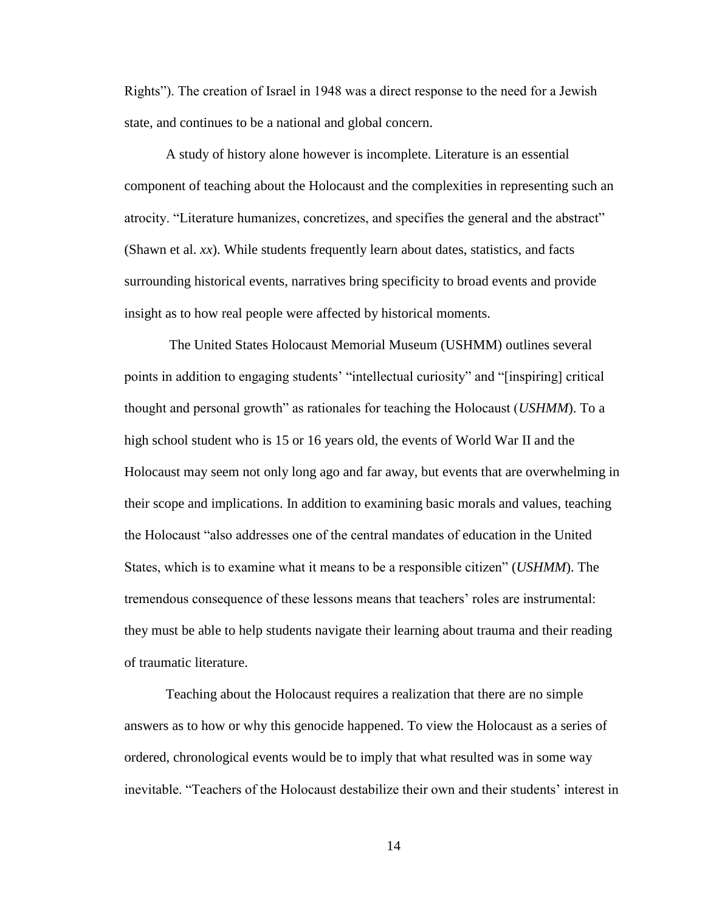Rights"). The creation of Israel in 1948 was a direct response to the need for a Jewish state, and continues to be a national and global concern.

A study of history alone however is incomplete. Literature is an essential component of teaching about the Holocaust and the complexities in representing such an atrocity. "Literature humanizes, concretizes, and specifies the general and the abstract" (Shawn et al. *xx*). While students frequently learn about dates, statistics, and facts surrounding historical events, narratives bring specificity to broad events and provide insight as to how real people were affected by historical moments.

The United States Holocaust Memorial Museum (USHMM) outlines several points in addition to engaging students' "intellectual curiosity" and "[inspiring] critical thought and personal growth" as rationales for teaching the Holocaust (*USHMM*). To a high school student who is 15 or 16 years old, the events of World War II and the Holocaust may seem not only long ago and far away, but events that are overwhelming in their scope and implications. In addition to examining basic morals and values, teaching the Holocaust "also addresses one of the central mandates of education in the United States, which is to examine what it means to be a responsible citizen" (*USHMM*). The tremendous consequence of these lessons means that teachers' roles are instrumental: they must be able to help students navigate their learning about trauma and their reading of traumatic literature.

Teaching about the Holocaust requires a realization that there are no simple answers as to how or why this genocide happened. To view the Holocaust as a series of ordered, chronological events would be to imply that what resulted was in some way inevitable. "Teachers of the Holocaust destabilize their own and their students' interest in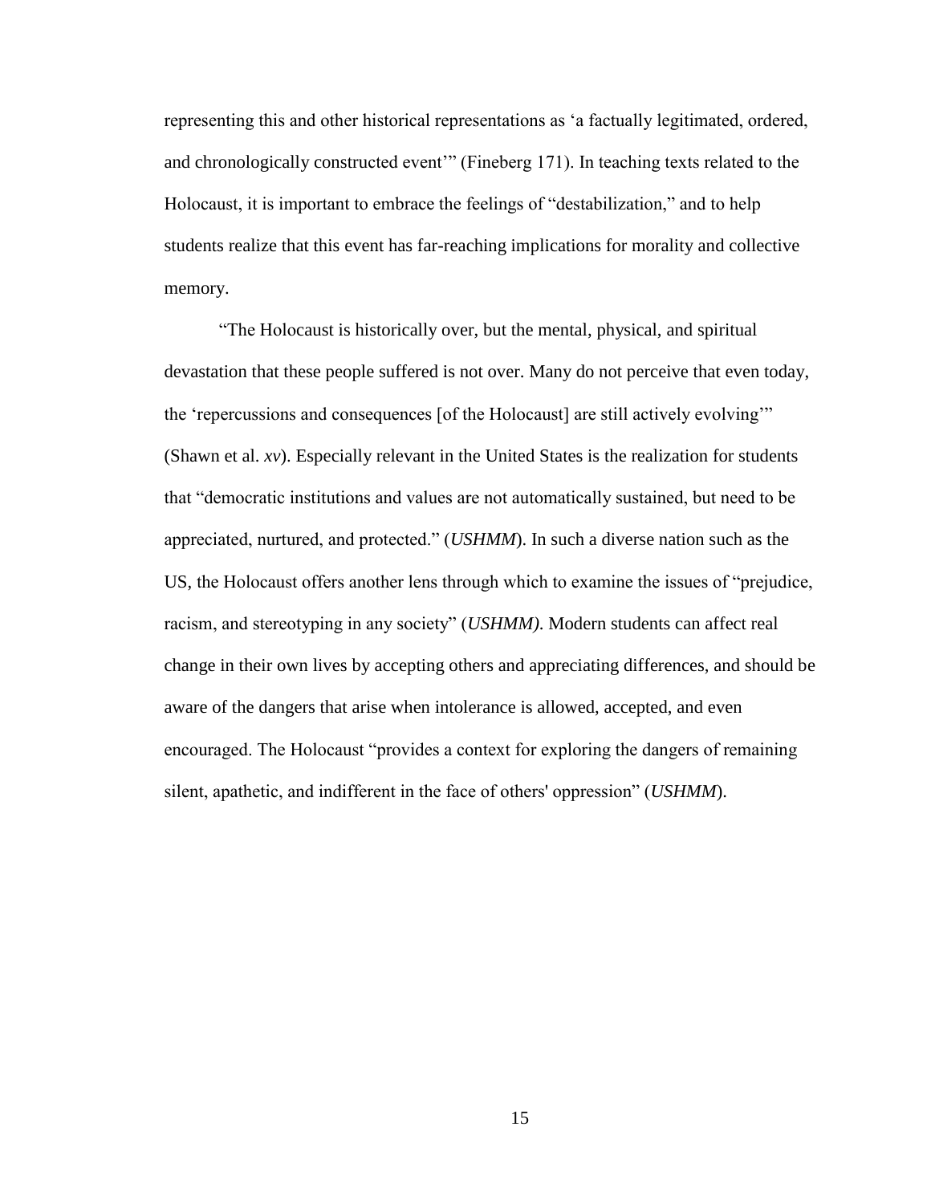representing this and other historical representations as 'a factually legitimated, ordered, and chronologically constructed event'" (Fineberg 171). In teaching texts related to the Holocaust, it is important to embrace the feelings of "destabilization," and to help students realize that this event has far-reaching implications for morality and collective memory.

"The Holocaust is historically over, but the mental, physical, and spiritual devastation that these people suffered is not over. Many do not perceive that even today, the 'repercussions and consequences [of the Holocaust] are still actively evolving'" (Shawn et al. *xv*). Especially relevant in the United States is the realization for students that "democratic institutions and values are not automatically sustained, but need to be appreciated, nurtured, and protected." (*USHMM*). In such a diverse nation such as the US, the Holocaust offers another lens through which to examine the issues of "prejudice, racism, and stereotyping in any society" (*USHMM)*. Modern students can affect real change in their own lives by accepting others and appreciating differences, and should be aware of the dangers that arise when intolerance is allowed, accepted, and even encouraged. The Holocaust "provides a context for exploring the dangers of remaining silent, apathetic, and indifferent in the face of others' oppression" (*USHMM*).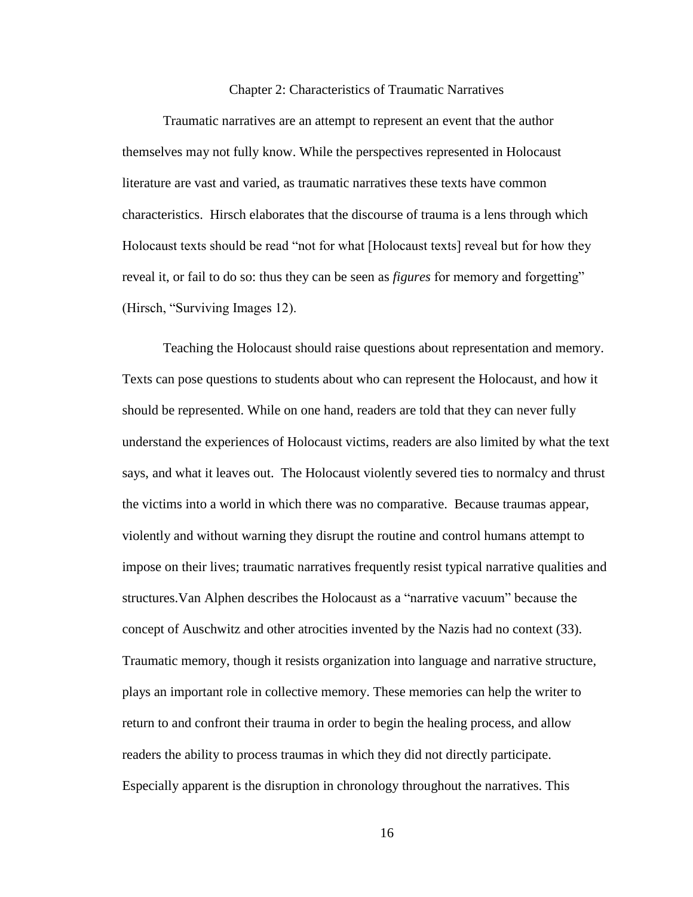## Chapter 2: Characteristics of Traumatic Narratives

Traumatic narratives are an attempt to represent an event that the author themselves may not fully know. While the perspectives represented in Holocaust literature are vast and varied, as traumatic narratives these texts have common characteristics. Hirsch elaborates that the discourse of trauma is a lens through which Holocaust texts should be read "not for what [Holocaust texts] reveal but for how they reveal it, or fail to do so: thus they can be seen as *figures* for memory and forgetting" (Hirsch, "Surviving Images 12).

Teaching the Holocaust should raise questions about representation and memory. Texts can pose questions to students about who can represent the Holocaust, and how it should be represented. While on one hand, readers are told that they can never fully understand the experiences of Holocaust victims, readers are also limited by what the text says, and what it leaves out. The Holocaust violently severed ties to normalcy and thrust the victims into a world in which there was no comparative. Because traumas appear, violently and without warning they disrupt the routine and control humans attempt to impose on their lives; traumatic narratives frequently resist typical narrative qualities and structures.Van Alphen describes the Holocaust as a "narrative vacuum" because the concept of Auschwitz and other atrocities invented by the Nazis had no context (33). Traumatic memory, though it resists organization into language and narrative structure, plays an important role in collective memory. These memories can help the writer to return to and confront their trauma in order to begin the healing process, and allow readers the ability to process traumas in which they did not directly participate. Especially apparent is the disruption in chronology throughout the narratives. This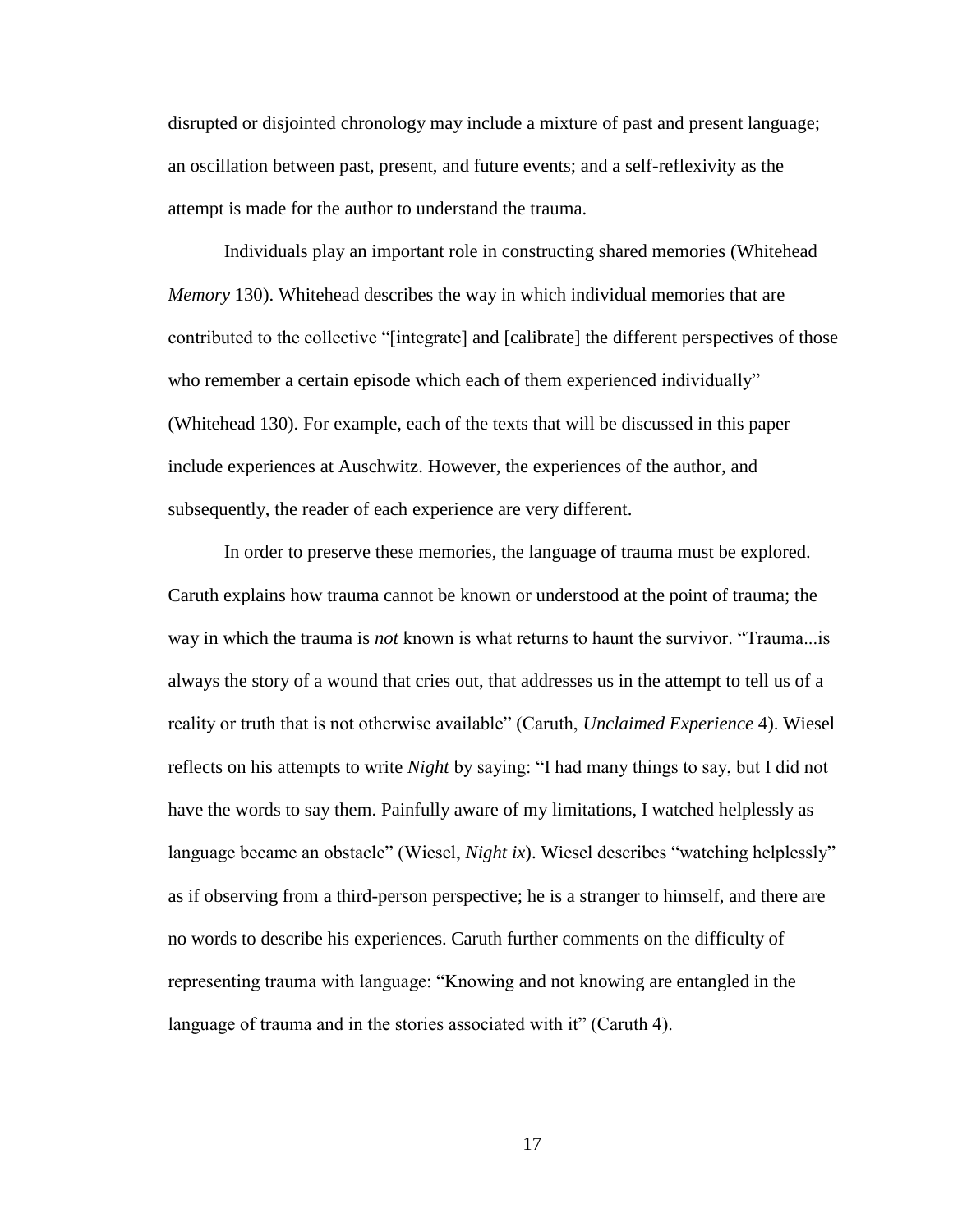disrupted or disjointed chronology may include a mixture of past and present language; an oscillation between past, present, and future events; and a self-reflexivity as the attempt is made for the author to understand the trauma.

Individuals play an important role in constructing shared memories (Whitehead *Memory* 130). Whitehead describes the way in which individual memories that are contributed to the collective "[integrate] and [calibrate] the different perspectives of those who remember a certain episode which each of them experienced individually" (Whitehead 130). For example, each of the texts that will be discussed in this paper include experiences at Auschwitz. However, the experiences of the author, and subsequently, the reader of each experience are very different.

In order to preserve these memories, the language of trauma must be explored. Caruth explains how trauma cannot be known or understood at the point of trauma; the way in which the trauma is *not* known is what returns to haunt the survivor. "Trauma...is always the story of a wound that cries out, that addresses us in the attempt to tell us of a reality or truth that is not otherwise available" (Caruth, *Unclaimed Experience* 4). Wiesel reflects on his attempts to write *Night* by saying: "I had many things to say, but I did not have the words to say them. Painfully aware of my limitations, I watched helplessly as language became an obstacle" (Wiesel, *Night ix*). Wiesel describes "watching helplessly" as if observing from a third-person perspective; he is a stranger to himself, and there are no words to describe his experiences. Caruth further comments on the difficulty of representing trauma with language: "Knowing and not knowing are entangled in the language of trauma and in the stories associated with it" (Caruth 4).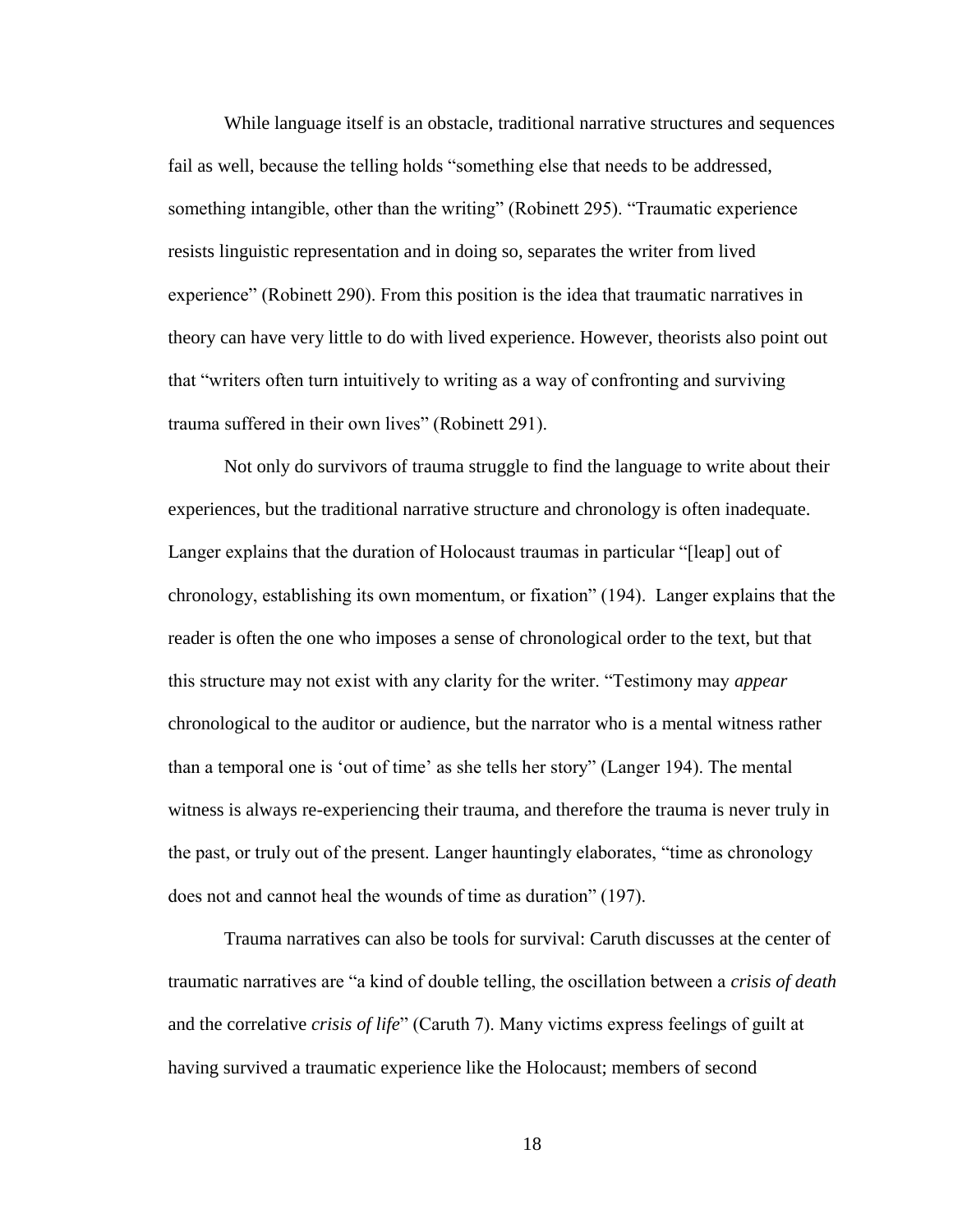While language itself is an obstacle, traditional narrative structures and sequences fail as well, because the telling holds "something else that needs to be addressed, something intangible, other than the writing" (Robinett 295). "Traumatic experience resists linguistic representation and in doing so, separates the writer from lived experience" (Robinett 290). From this position is the idea that traumatic narratives in theory can have very little to do with lived experience. However, theorists also point out that "writers often turn intuitively to writing as a way of confronting and surviving trauma suffered in their own lives" (Robinett 291).

Not only do survivors of trauma struggle to find the language to write about their experiences, but the traditional narrative structure and chronology is often inadequate. Langer explains that the duration of Holocaust traumas in particular "[leap] out of chronology, establishing its own momentum, or fixation" (194). Langer explains that the reader is often the one who imposes a sense of chronological order to the text, but that this structure may not exist with any clarity for the writer. "Testimony may *appear* chronological to the auditor or audience, but the narrator who is a mental witness rather than a temporal one is 'out of time' as she tells her story" (Langer 194). The mental witness is always re-experiencing their trauma, and therefore the trauma is never truly in the past, or truly out of the present. Langer hauntingly elaborates, "time as chronology does not and cannot heal the wounds of time as duration" (197).

Trauma narratives can also be tools for survival: Caruth discusses at the center of traumatic narratives are "a kind of double telling, the oscillation between a *crisis of death* and the correlative *crisis of life*" (Caruth 7). Many victims express feelings of guilt at having survived a traumatic experience like the Holocaust; members of second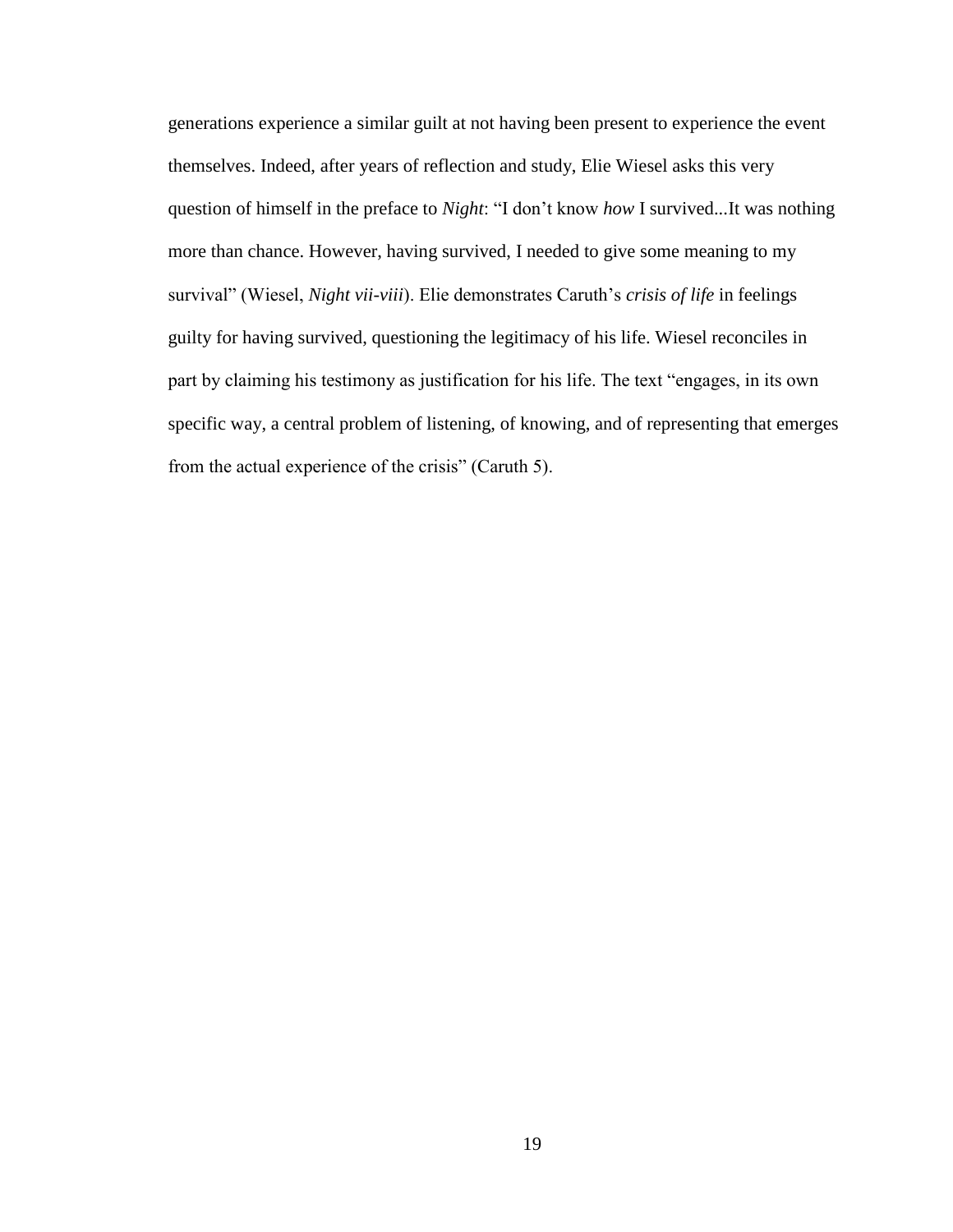generations experience a similar guilt at not having been present to experience the event themselves. Indeed, after years of reflection and study, Elie Wiesel asks this very question of himself in the preface to *Night*: "I don't know *how* I survived...It was nothing more than chance. However, having survived, I needed to give some meaning to my survival" (Wiesel, *Night vii-viii*). Elie demonstrates Caruth's *crisis of life* in feelings guilty for having survived, questioning the legitimacy of his life. Wiesel reconciles in part by claiming his testimony as justification for his life. The text "engages, in its own specific way, a central problem of listening, of knowing, and of representing that emerges from the actual experience of the crisis" (Caruth 5).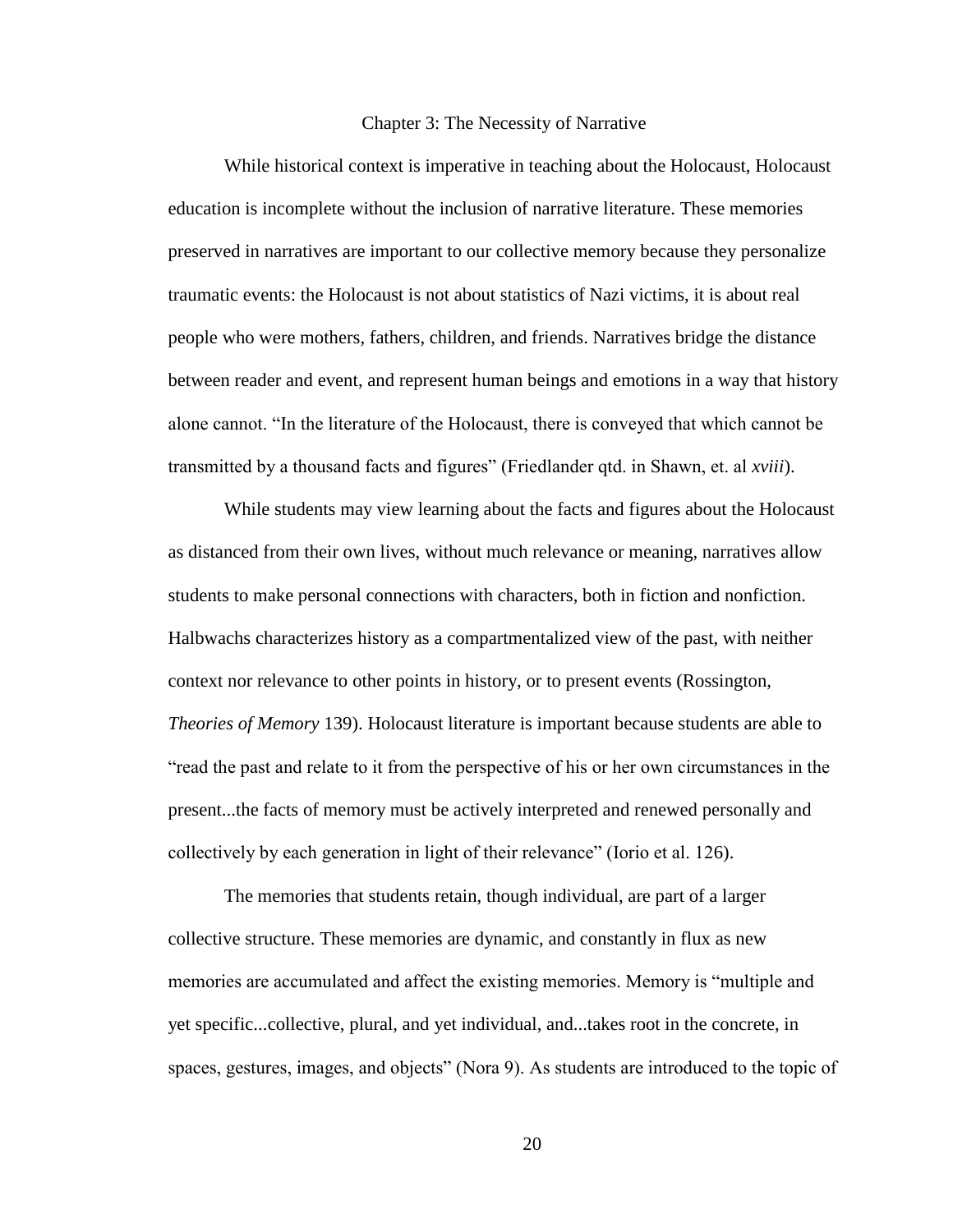# Chapter 3: The Necessity of Narrative

While historical context is imperative in teaching about the Holocaust, Holocaust education is incomplete without the inclusion of narrative literature. These memories preserved in narratives are important to our collective memory because they personalize traumatic events: the Holocaust is not about statistics of Nazi victims, it is about real people who were mothers, fathers, children, and friends. Narratives bridge the distance between reader and event, and represent human beings and emotions in a way that history alone cannot. "In the literature of the Holocaust, there is conveyed that which cannot be transmitted by a thousand facts and figures" (Friedlander qtd. in Shawn, et. al *xviii*).

While students may view learning about the facts and figures about the Holocaust as distanced from their own lives, without much relevance or meaning, narratives allow students to make personal connections with characters, both in fiction and nonfiction. Halbwachs characterizes history as a compartmentalized view of the past, with neither context nor relevance to other points in history, or to present events (Rossington, *Theories of Memory* 139). Holocaust literature is important because students are able to "read the past and relate to it from the perspective of his or her own circumstances in the present...the facts of memory must be actively interpreted and renewed personally and collectively by each generation in light of their relevance" (Iorio et al. 126).

The memories that students retain, though individual, are part of a larger collective structure. These memories are dynamic, and constantly in flux as new memories are accumulated and affect the existing memories. Memory is "multiple and yet specific...collective, plural, and yet individual, and...takes root in the concrete, in spaces, gestures, images, and objects" (Nora 9). As students are introduced to the topic of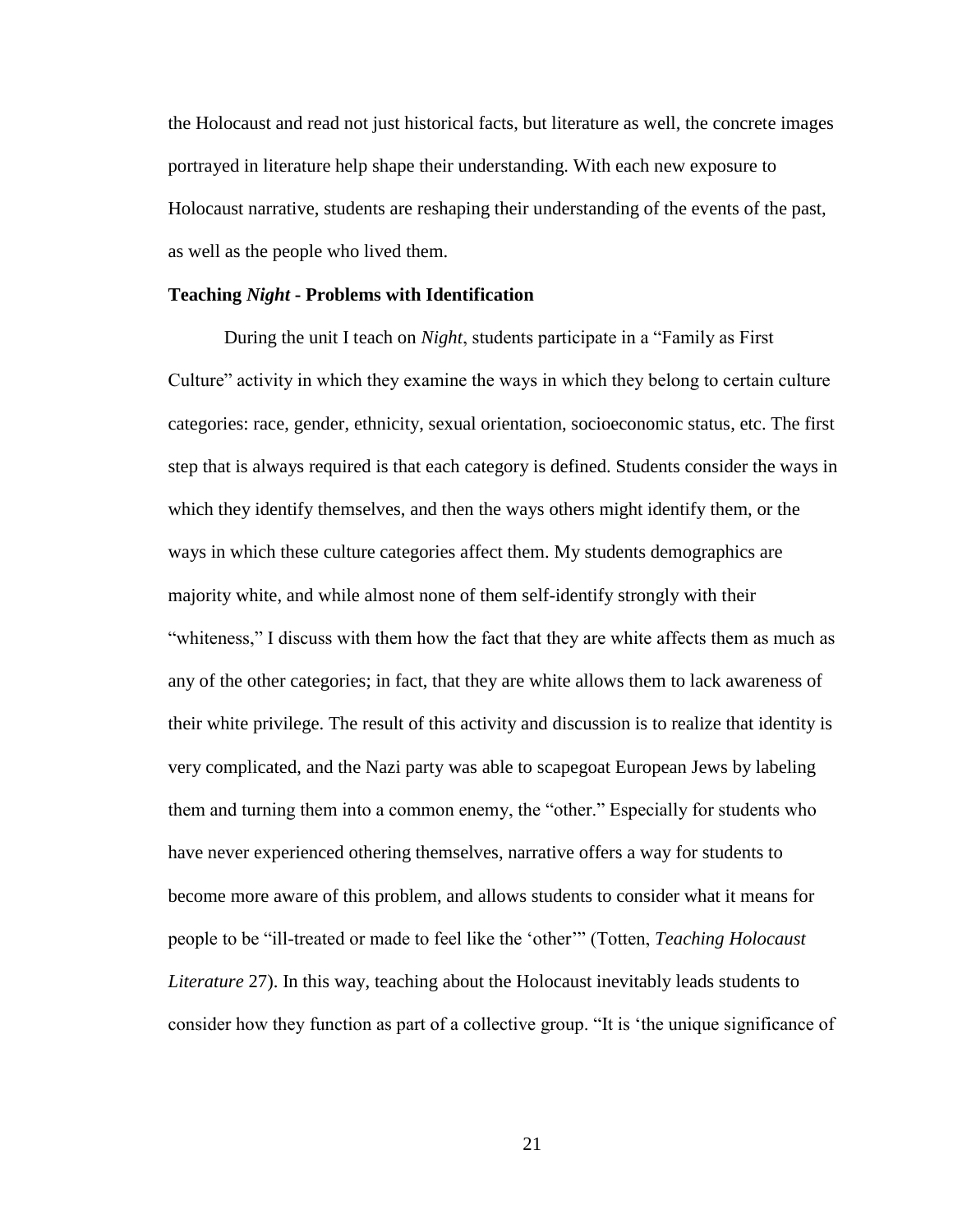the Holocaust and read not just historical facts, but literature as well, the concrete images portrayed in literature help shape their understanding. With each new exposure to Holocaust narrative, students are reshaping their understanding of the events of the past, as well as the people who lived them.

### Teaching *Night* - Problems with Identification

During the unit I teach on *Night*, students participate in a "Family as First Culture" activity in which they examine the ways in which they belong to certain culture categories: race, gender, ethnicity, sexual orientation, socioeconomic status, etc. The first step that is always required is that each category is defined. Students consider the ways in which they identify themselves, and then the ways others might identify them, or the ways in which these culture categories affect them. My students demographics are majority white, and while almost none of them self-identify strongly with their "whiteness," I discuss with them how the fact that they are white affects them as much as any of the other categories; in fact, that they are white allows them to lack awareness of their white privilege. The result of this activity and discussion is to realize that identity is very complicated, and the Nazi party was able to scapegoat European Jews by labeling them and turning them into a common enemy, the "other." Especially for students who have never experienced othering themselves, narrative offers a way for students to become more aware of this problem, and allows students to consider what it means for people to be "ill-treated or made to feel like the 'other'" (Totten, *Teaching Holocaust Literature* 27). In this way, teaching about the Holocaust inevitably leads students to consider how they function as part of a collective group. "It is 'the unique significance of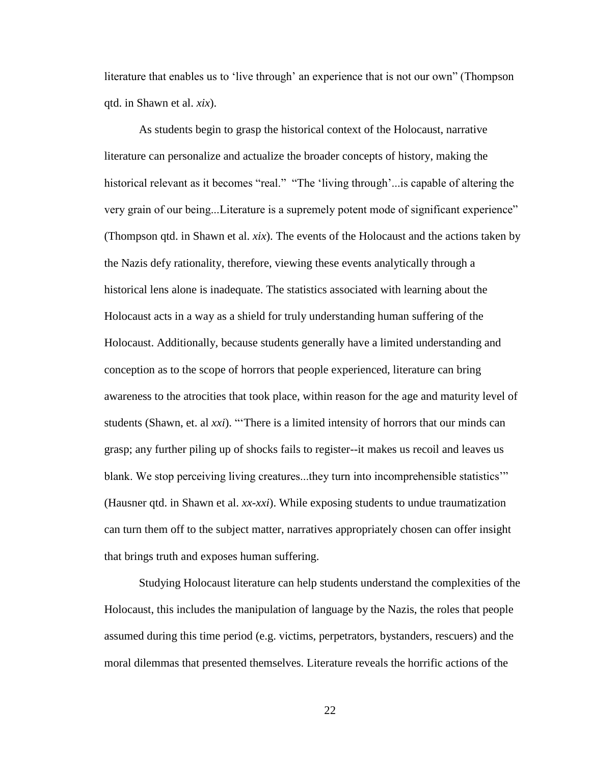literature that enables us to 'live through' an experience that is not our own" (Thompson qtd. in Shawn et al. *xix*).

As students begin to grasp the historical context of the Holocaust, narrative literature can personalize and actualize the broader concepts of history, making the historical relevant as it becomes "real." "The 'living through'...is capable of altering the very grain of our being...Literature is a supremely potent mode of significant experience" (Thompson qtd. in Shawn et al. *xix*). The events of the Holocaust and the actions taken by the Nazis defy rationality, therefore, viewing these events analytically through a historical lens alone is inadequate. The statistics associated with learning about the Holocaust acts in a way as a shield for truly understanding human suffering of the Holocaust. Additionally, because students generally have a limited understanding and conception as to the scope of horrors that people experienced, literature can bring awareness to the atrocities that took place, within reason for the age and maturity level of students (Shawn, et. al *xxi*). "'There is a limited intensity of horrors that our minds can grasp; any further piling up of shocks fails to register--it makes us recoil and leaves us blank. We stop perceiving living creatures...they turn into incomprehensible statistics'" (Hausner qtd. in Shawn et al. *xx-xxi*). While exposing students to undue traumatization can turn them off to the subject matter, narratives appropriately chosen can offer insight that brings truth and exposes human suffering.

Studying Holocaust literature can help students understand the complexities of the Holocaust, this includes the manipulation of language by the Nazis, the roles that people assumed during this time period (e.g. victims, perpetrators, bystanders, rescuers) and the moral dilemmas that presented themselves. Literature reveals the horrific actions of the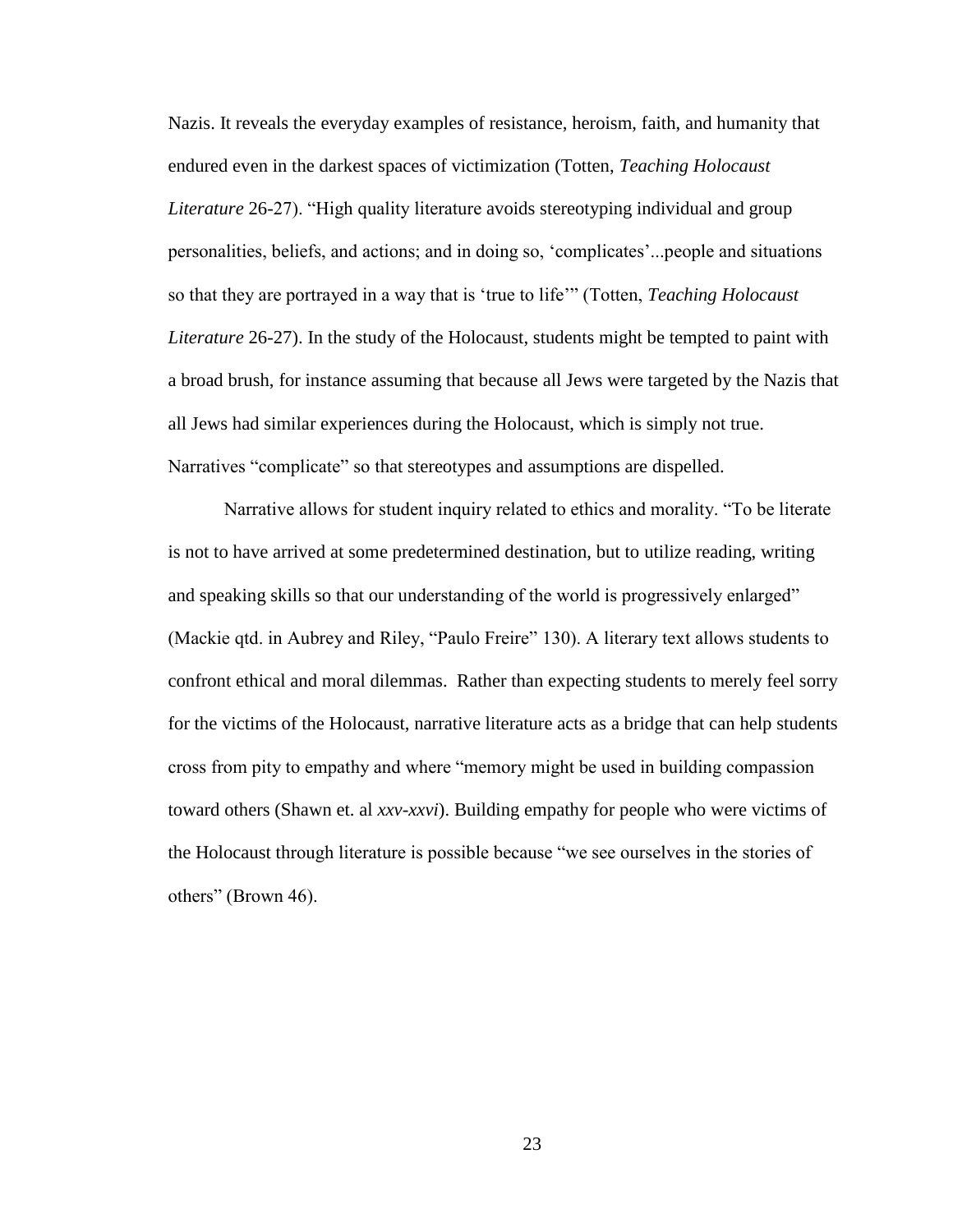Nazis. It reveals the everyday examples of resistance, heroism, faith, and humanity that endured even in the darkest spaces of victimization (Totten, *Teaching Holocaust Literature* 26-27). "High quality literature avoids stereotyping individual and group personalities, beliefs, and actions; and in doing so, 'complicates'...people and situations so that they are portrayed in a way that is 'true to life'" (Totten, *Teaching Holocaust Literature* 26-27). In the study of the Holocaust, students might be tempted to paint with a broad brush, for instance assuming that because all Jews were targeted by the Nazis that all Jews had similar experiences during the Holocaust, which is simply not true. Narratives "complicate" so that stereotypes and assumptions are dispelled.

Narrative allows for student inquiry related to ethics and morality. "To be literate is not to have arrived at some predetermined destination, but to utilize reading, writing and speaking skills so that our understanding of the world is progressively enlarged" (Mackie qtd. in Aubrey and Riley, "Paulo Freire" 130). A literary text allows students to confront ethical and moral dilemmas. Rather than expecting students to merely feel sorry for the victims of the Holocaust, narrative literature acts as a bridge that can help students cross from pity to empathy and where "memory might be used in building compassion toward others (Shawn et. al *xxv-xxvi*). Building empathy for people who were victims of the Holocaust through literature is possible because "we see ourselves in the stories of others" (Brown 46).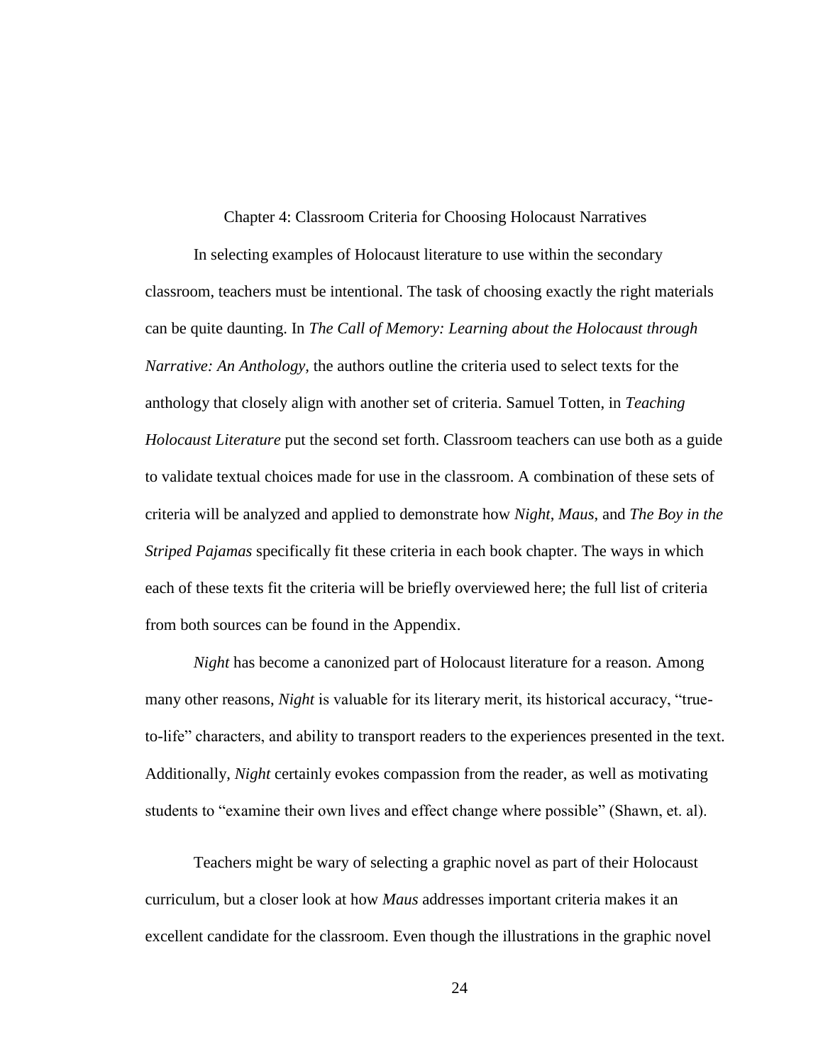# Chapter 4: Classroom Criteria for Choosing Holocaust Narratives

In selecting examples of Holocaust literature to use within the secondary classroom, teachers must be intentional. The task of choosing exactly the right materials can be quite daunting. In *The Call of Memory: Learning about the Holocaust through Narrative: An Anthology,* the authors outline the criteria used to select texts for the anthology that closely align with another set of criteria. Samuel Totten, in *Teaching Holocaust Literature* put the second set forth. Classroom teachers can use both as a guide to validate textual choices made for use in the classroom. A combination of these sets of criteria will be analyzed and applied to demonstrate how *Night*, *Maus,* and *The Boy in the Striped Pajamas* specifically fit these criteria in each book chapter. The ways in which each of these texts fit the criteria will be briefly overviewed here; the full list of criteria from both sources can be found in the Appendix.

*Night* has become a canonized part of Holocaust literature for a reason. Among many other reasons, *Night* is valuable for its literary merit, its historical accuracy, "true-to-life" characters, and ability to transport readers to the experiences presented in the text. Additionally, *Night* certainly evokes compassion from the reader, as well as motivating students to "examine their own lives and effect change where possible" (Shawn, et. al).

Teachers might be wary of selecting a graphic novel as part of their Holocaust curriculum, but a closer look at how *Maus* addresses important criteria makes it an excellent candidate for the classroom. Even though the illustrations in the graphic novel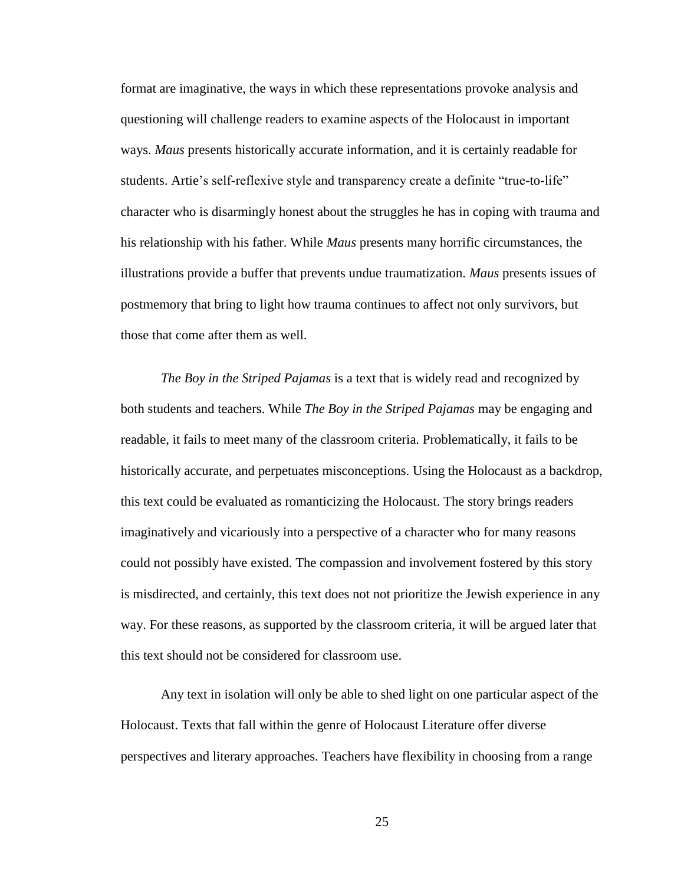format are imaginative, the ways in which these representations provoke analysis and questioning will challenge readers to examine aspects of the Holocaust in important ways. *Maus* presents historically accurate information, and it is certainly readable for students. Artie's self-reflexive style and transparency create a definite "true-to-life" character who is disarmingly honest about the struggles he has in coping with trauma and his relationship with his father. While *Maus* presents many horrific circumstances, the illustrations provide a buffer that prevents undue traumatization. *Maus* presents issues of postmemory that bring to light how trauma continues to affect not only survivors, but those that come after them as well.

*The Boy in the Striped Pajamas* is a text that is widely read and recognized by both students and teachers. While *The Boy in the Striped Pajamas* may be engaging and readable, it fails to meet many of the classroom criteria. Problematically, it fails to be historically accurate, and perpetuates misconceptions. Using the Holocaust as a backdrop, this text could be evaluated as romanticizing the Holocaust. The story brings readers imaginatively and vicariously into a perspective of a character who for many reasons could not possibly have existed. The compassion and involvement fostered by this story is misdirected, and certainly, this text does not not prioritize the Jewish experience in any way. For these reasons, as supported by the classroom criteria, it will be argued later that this text should not be considered for classroom use.

Any text in isolation will only be able to shed light on one particular aspect of the Holocaust. Texts that fall within the genre of Holocaust Literature offer diverse perspectives and literary approaches. Teachers have flexibility in choosing from a range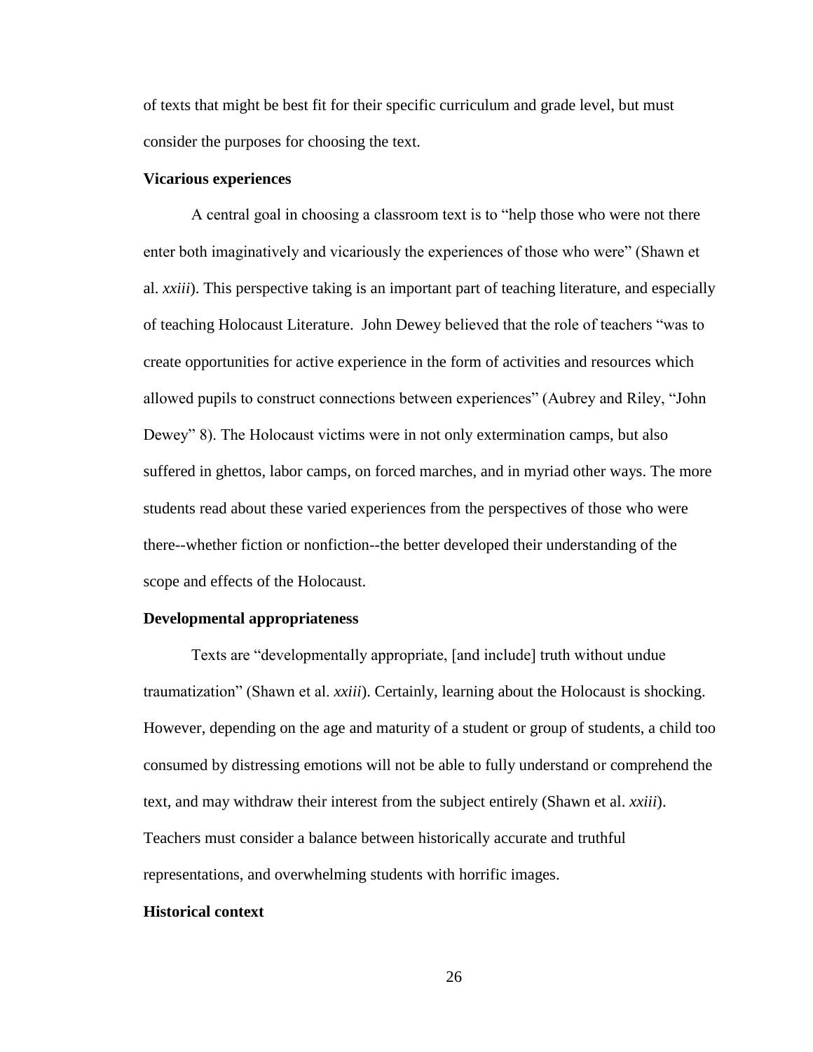of texts that might be best fit for their specific curriculum and grade level, but must consider the purposes for choosing the text.

### Vicarious experiences

A central goal in choosing a classroom text is to "help those who were not there enter both imaginatively and vicariously the experiences of those who were" (Shawn et al. *xxiii*). This perspective taking is an important part of teaching literature, and especially of teaching Holocaust Literature. John Dewey believed that the role of teachers "was to create opportunities for active experience in the form of activities and resources which allowed pupils to construct connections between experiences" (Aubrey and Riley, "John Dewey" 8). The Holocaust victims were in not only extermination camps, but also suffered in ghettos, labor camps, on forced marches, and in myriad other ways. The more students read about these varied experiences from the perspectives of those who were there--whether fiction or nonfiction--the better developed their understanding of the scope and effects of the Holocaust.

### Developmental appropriateness

Texts are "developmentally appropriate, [and include] truth without undue traumatization" (Shawn et al. *xxiii*). Certainly, learning about the Holocaust is shocking. However, depending on the age and maturity of a student or group of students, a child too consumed by distressing emotions will not be able to fully understand or comprehend the text, and may withdraw their interest from the subject entirely (Shawn et al. *xxiii*). Teachers must consider a balance between historically accurate and truthful representations, and overwhelming students with horrific images.

### Historical context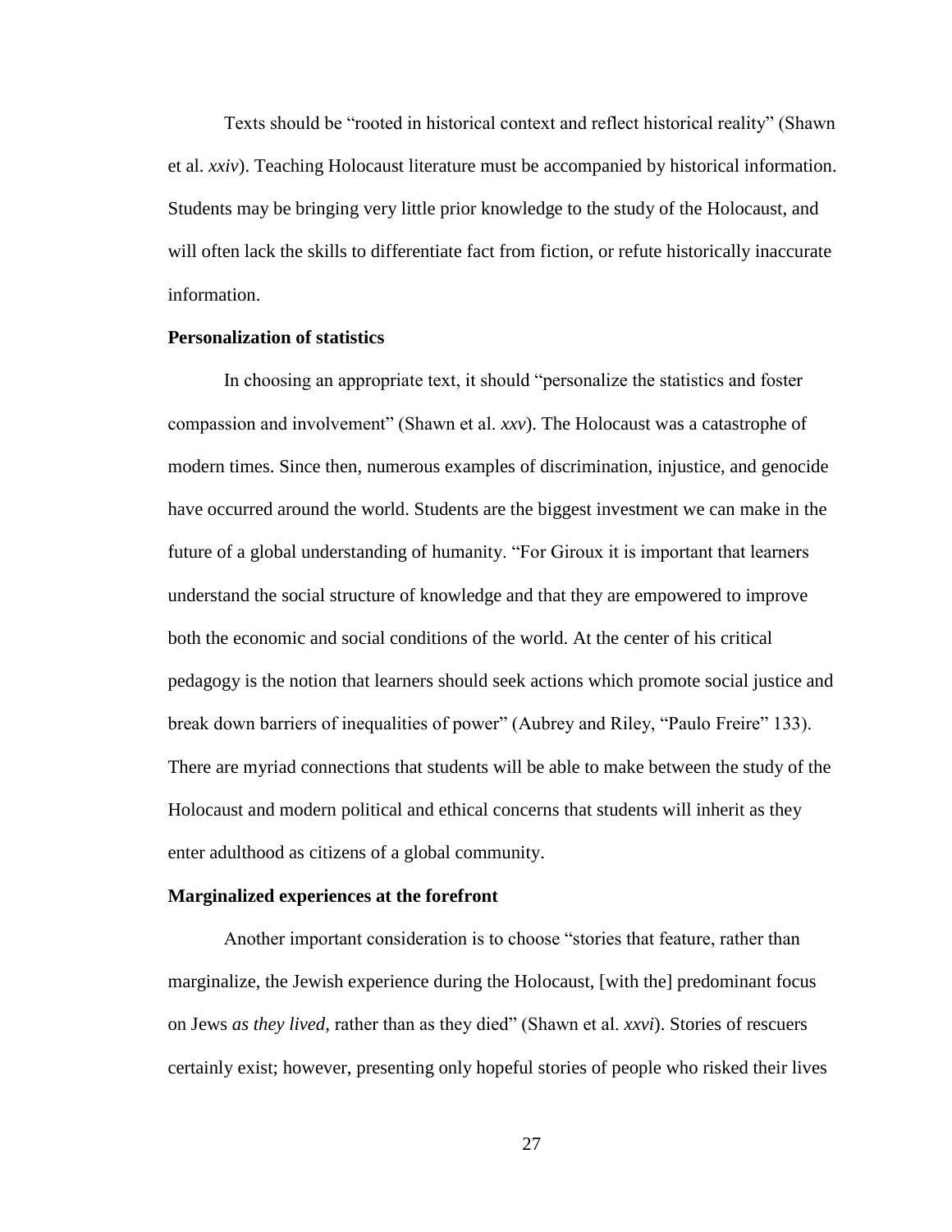Texts should be "rooted in historical context and reflect historical reality" (Shawn et al. *xxiv*). Teaching Holocaust literature must be accompanied by historical information. Students may be bringing very little prior knowledge to the study of the Holocaust, and will often lack the skills to differentiate fact from fiction, or refute historically inaccurate information.

**Personalization of statistics**

In choosing an appropriate text, it should "personalize the statistics and foster compassion and involvement" (Shawn et al. *xxv*). The Holocaust was a catastrophe of modern times. Since then, numerous examples of discrimination, injustice, and genocide have occurred around the world. Students are the biggest investment we can make in the future of a global understanding of humanity. "For Giroux it is important that learners understand the social structure of knowledge and that they are empowered to improve both the economic and social conditions of the world. At the center of his critical pedagogy is the notion that learners should seek actions which promote social justice and break down barriers of inequalities of power" (Aubrey and Riley, "Paulo Freire" 133). There are myriad connections that students will be able to make between the study of the Holocaust and modern political and ethical concerns that students will inherit as they enter adulthood as citizens of a global community.

**Marginalized experiences at the forefront**

Another important consideration is to choose "stories that feature, rather than marginalize, the Jewish experience during the Holocaust, [with the] predominant focus on Jews *as they lived*, rather than as they died" (Shawn et al. *xxvi*). Stories of rescuers certainly exist; however, presenting only hopeful stories of people who risked their lives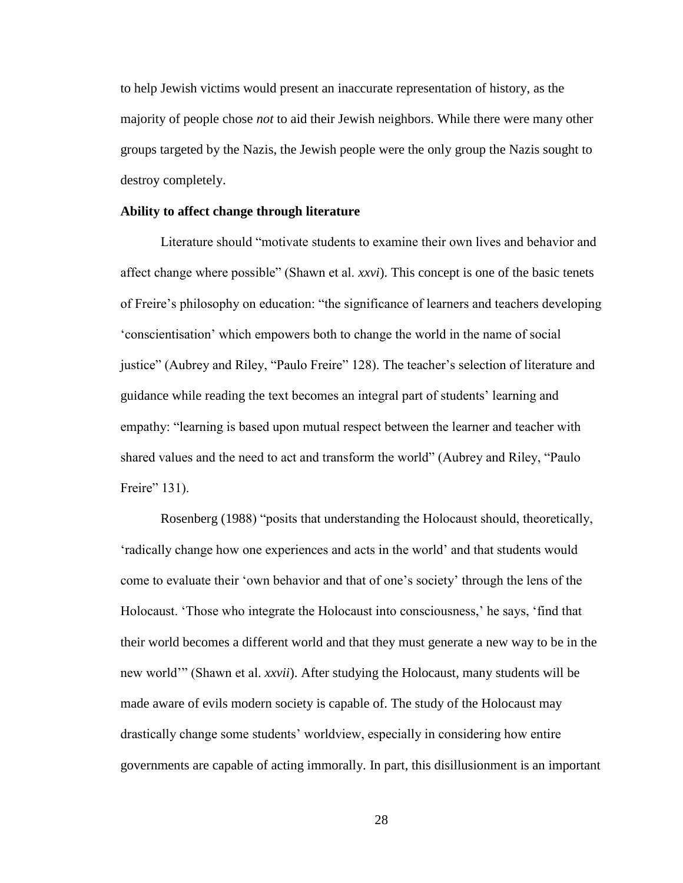to help Jewish victims would present an inaccurate representation of history, as the majority of people chose *not* to aid their Jewish neighbors. While there were many other groups targeted by the Nazis, the Jewish people were the only group the Nazis sought to destroy completely.

**Ability to affect change through literature**

Literature should "motivate students to examine their own lives and behavior and affect change where possible" (Shawn et al. *xxvi*). This concept is one of the basic tenets of Freire's philosophy on education: "the significance of learners and teachers developing 'conscientisation' which empowers both to change the world in the name of social justice" (Aubrey and Riley, "Paulo Freire" 128). The teacher's selection of literature and guidance while reading the text becomes an integral part of students' learning and empathy: "learning is based upon mutual respect between the learner and teacher with shared values and the need to act and transform the world" (Aubrey and Riley, "Paulo Freire" 131).

Rosenberg (1988) "posits that understanding the Holocaust should, theoretically, 'radically change how one experiences and acts in the world' and that students would come to evaluate their 'own behavior and that of one's society' through the lens of the Holocaust. 'Those who integrate the Holocaust into consciousness,' he says, 'find that their world becomes a different world and that they must generate a new way to be in the new world'" (Shawn et al. *xxvii*). After studying the Holocaust, many students will be made aware of evils modern society is capable of. The study of the Holocaust may drastically change some students' worldview, especially in considering how entire governments are capable of acting immorally. In part, this disillusionment is an important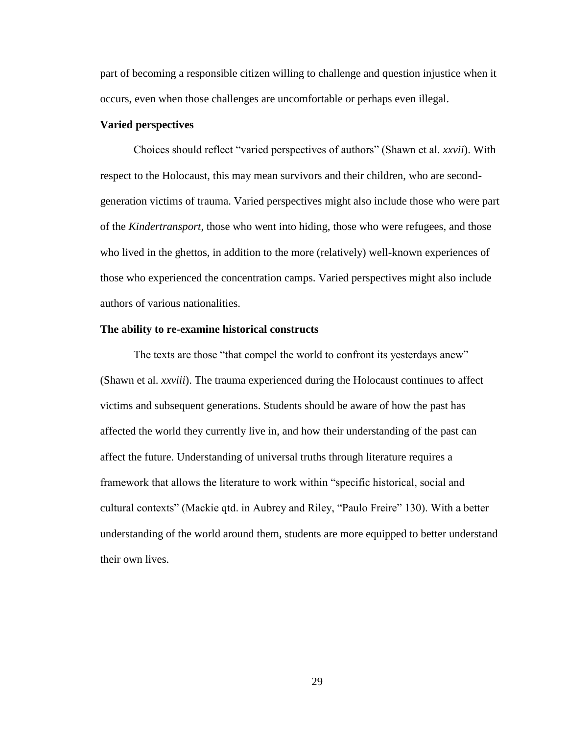part of becoming a responsible citizen willing to challenge and question injustice when it occurs, even when those challenges are uncomfortable or perhaps even illegal.

**Varied perspectives**

Choices should reflect "varied perspectives of authors" (Shawn et al. *xxvii*). With respect to the Holocaust, this may mean survivors and their children, who are second-generation victims of trauma. Varied perspectives might also include those who were part of the *Kindertransport*, those who went into hiding, those who were refugees, and those who lived in the ghettos, in addition to the more (relatively) well-known experiences of those who experienced the concentration camps. Varied perspectives might also include authors of various nationalities.

**The ability to re-examine historical constructs**

The texts are those "that compel the world to confront its yesterdays anew" (Shawn et al. *xxviii*). The trauma experienced during the Holocaust continues to affect victims and subsequent generations. Students should be aware of how the past has affected the world they currently live in, and how their understanding of the past can affect the future. Understanding of universal truths through literature requires a framework that allows the literature to work within "specific historical, social and cultural contexts" (Mackie qtd. in Aubrey and Riley, "Paulo Freire" 130). With a better understanding of the world around them, students are more equipped to better understand their own lives.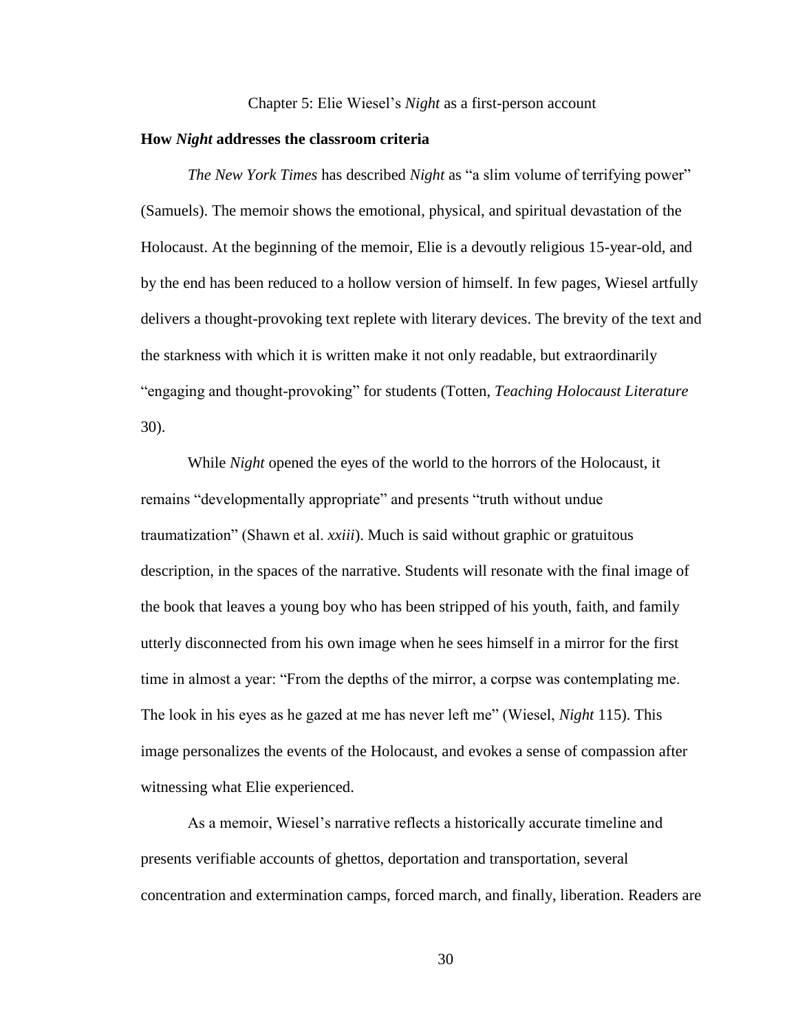# Chapter 5: Elie Wiesel's *Night* as a first-person account

## How *Night* addresses the classroom criteria

*The New York Times* has described *Night* as "a slim volume of terrifying power" (Samuels). The memoir shows the emotional, physical, and spiritual devastation of the Holocaust. At the beginning of the memoir, Elie is a devoutly religious 15-year-old, and by the end has been reduced to a hollow version of himself. In few pages, Wiesel artfully delivers a thought-provoking text replete with literary devices. The brevity of the text and the starkness with which it is written make it not only readable, but extraordinarily "engaging and thought-provoking" for students (Totten, *Teaching Holocaust Literature* 30).

While *Night* opened the eyes of the world to the horrors of the Holocaust, it remains "developmentally appropriate" and presents "truth without undue traumatization" (Shawn et al. *xxiii*). Much is said without graphic or gratuitous description, in the spaces of the narrative. Students will resonate with the final image of the book that leaves a young boy who has been stripped of his youth, faith, and family utterly disconnected from his own image when he sees himself in a mirror for the first time in almost a year: "From the depths of the mirror, a corpse was contemplating me. The look in his eyes as he gazed at me has never left me" (Wiesel, *Night* 115). This image personalizes the events of the Holocaust, and evokes a sense of compassion after witnessing what Elie experienced.

As a memoir, Wiesel's narrative reflects a historically accurate timeline and presents verifiable accounts of ghettos, deportation and transportation, several concentration and extermination camps, forced march, and finally, liberation. Readers are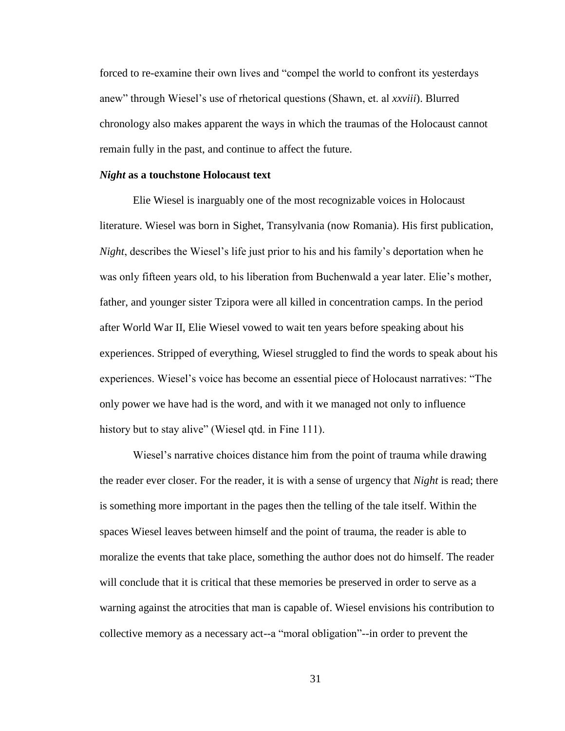forced to re-examine their own lives and "compel the world to confront its yesterdays anew" through Wiesel's use of rhetorical questions (Shawn, et. al *xxviii*). Blurred chronology also makes apparent the ways in which the traumas of the Holocaust cannot remain fully in the past, and continue to affect the future.

### ***Night* as a touchstone Holocaust text**

Elie Wiesel is inarguably one of the most recognizable voices in Holocaust literature. Wiesel was born in Sighet, Transylvania (now Romania). His first publication, *Night*, describes the Wiesel's life just prior to his and his family's deportation when he was only fifteen years old, to his liberation from Buchenwald a year later. Elie's mother, father, and younger sister Tzipora were all killed in concentration camps. In the period after World War II, Elie Wiesel vowed to wait ten years before speaking about his experiences. Stripped of everything, Wiesel struggled to find the words to speak about his experiences. Wiesel's voice has become an essential piece of Holocaust narratives: "The only power we have had is the word, and with it we managed not only to influence history but to stay alive" (Wiesel qtd. in Fine 111).

Wiesel's narrative choices distance him from the point of trauma while drawing the reader ever closer. For the reader, it is with a sense of urgency that *Night* is read; there is something more important in the pages then the telling of the tale itself. Within the spaces Wiesel leaves between himself and the point of trauma, the reader is able to moralize the events that take place, something the author does not do himself. The reader will conclude that it is critical that these memories be preserved in order to serve as a warning against the atrocities that man is capable of. Wiesel envisions his contribution to collective memory as a necessary act--a "moral obligation"--in order to prevent the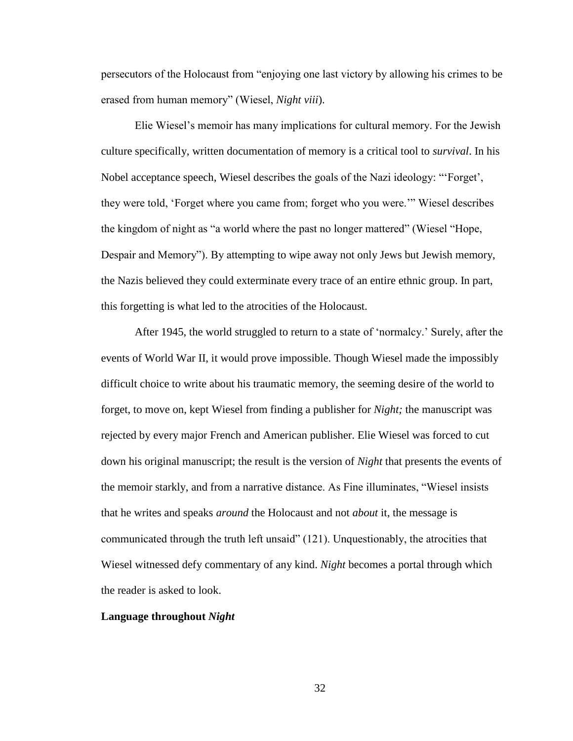persecutors of the Holocaust from "enjoying one last victory by allowing his crimes to be erased from human memory" (Wiesel, *Night viii*).

Elie Wiesel's memoir has many implications for cultural memory. For the Jewish culture specifically, written documentation of memory is a critical tool to *survival*. In his Nobel acceptance speech, Wiesel describes the goals of the Nazi ideology: "'Forget', they were told, 'Forget where you came from; forget who you were.'" Wiesel describes the kingdom of night as "a world where the past no longer mattered" (Wiesel "Hope, Despair and Memory"). By attempting to wipe away not only Jews but Jewish memory, the Nazis believed they could exterminate every trace of an entire ethnic group. In part, this forgetting is what led to the atrocities of the Holocaust.

After 1945, the world struggled to return to a state of 'normalcy.' Surely, after the events of World War II, it would prove impossible. Though Wiesel made the impossibly difficult choice to write about his traumatic memory, the seeming desire of the world to forget, to move on, kept Wiesel from finding a publisher for *Night;* the manuscript was rejected by every major French and American publisher. Elie Wiesel was forced to cut down his original manuscript; the result is the version of *Night* that presents the events of the memoir starkly, and from a narrative distance. As Fine illuminates, "Wiesel insists that he writes and speaks *around* the Holocaust and not *about* it, the message is communicated through the truth left unsaid" (121). Unquestionably, the atrocities that Wiesel witnessed defy commentary of any kind. *Night* becomes a portal through which the reader is asked to look.

**Language throughout *Night***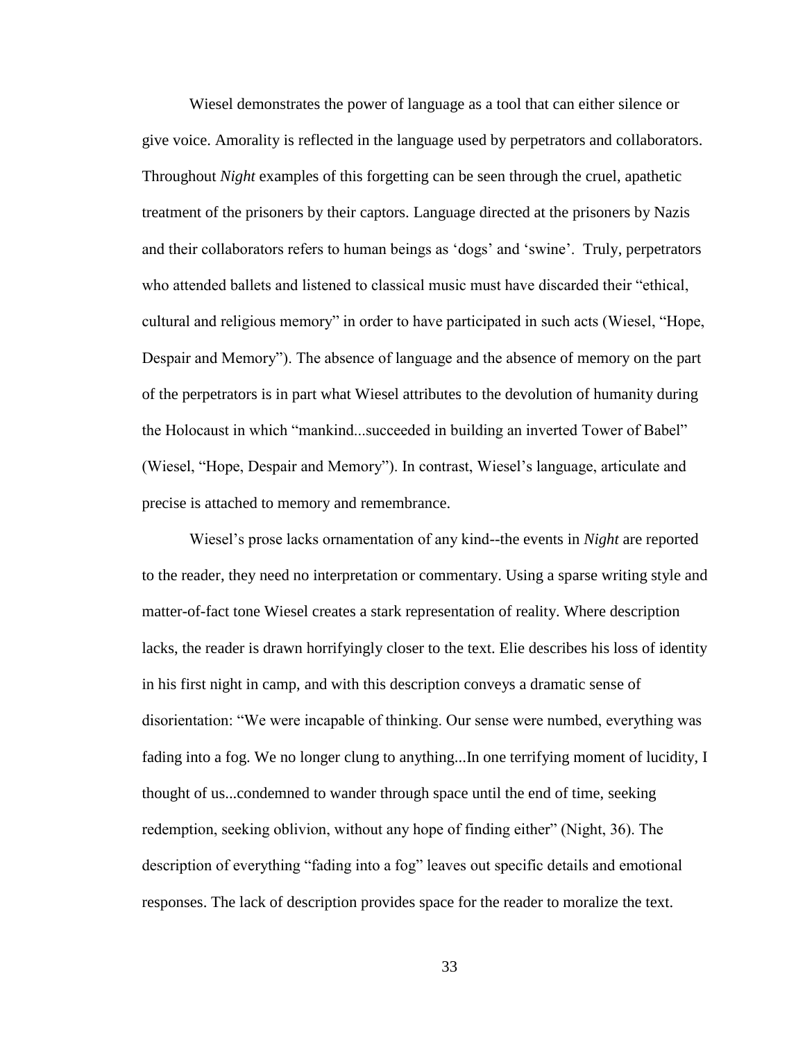Wiesel demonstrates the power of language as a tool that can either silence or give voice. Amorality is reflected in the language used by perpetrators and collaborators. Throughout *Night* examples of this forgetting can be seen through the cruel, apathetic treatment of the prisoners by their captors. Language directed at the prisoners by Nazis and their collaborators refers to human beings as 'dogs' and 'swine'. Truly, perpetrators who attended ballets and listened to classical music must have discarded their "ethical, cultural and religious memory" in order to have participated in such acts (Wiesel, "Hope, Despair and Memory"). The absence of language and the absence of memory on the part of the perpetrators is in part what Wiesel attributes to the devolution of humanity during the Holocaust in which "mankind...succeeded in building an inverted Tower of Babel" (Wiesel, "Hope, Despair and Memory"). In contrast, Wiesel's language, articulate and precise is attached to memory and remembrance.

Wiesel's prose lacks ornamentation of any kind--the events in *Night* are reported to the reader, they need no interpretation or commentary. Using a sparse writing style and matter-of-fact tone Wiesel creates a stark representation of reality. Where description lacks, the reader is drawn horrifyingly closer to the text. Elie describes his loss of identity in his first night in camp, and with this description conveys a dramatic sense of disorientation: "We were incapable of thinking. Our sense were numbed, everything was fading into a fog. We no longer clung to anything...In one terrifying moment of lucidity, I thought of us...condemned to wander through space until the end of time, seeking redemption, seeking oblivion, without any hope of finding either" (Night, 36). The description of everything "fading into a fog" leaves out specific details and emotional responses. The lack of description provides space for the reader to moralize the text.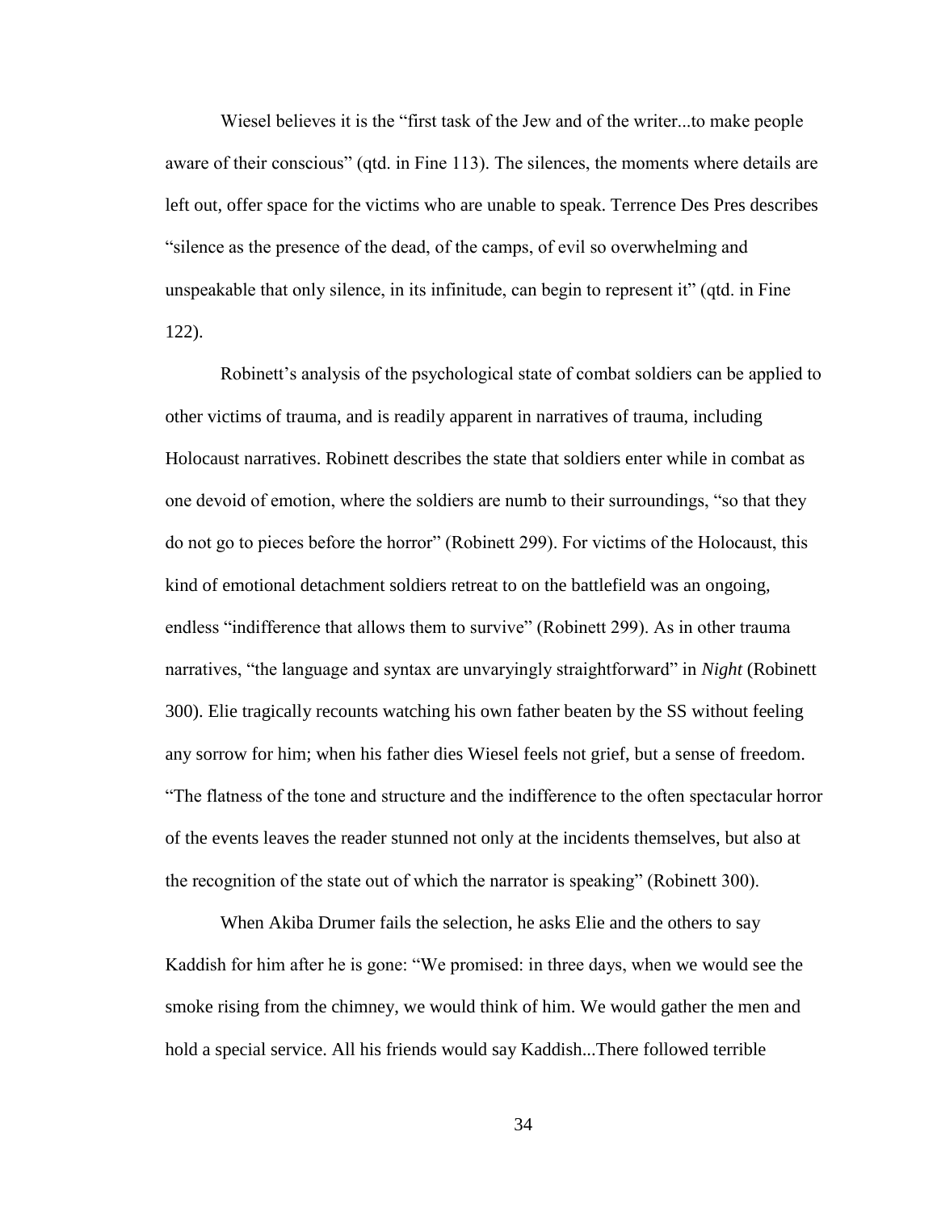Wiesel believes it is the "first task of the Jew and of the writer...to make people aware of their conscious" (qtd. in Fine 113). The silences, the moments where details are left out, offer space for the victims who are unable to speak. Terrence Des Pres describes "silence as the presence of the dead, of the camps, of evil so overwhelming and unspeakable that only silence, in its infinitude, can begin to represent it" (qtd. in Fine 122).

Robinett's analysis of the psychological state of combat soldiers can be applied to other victims of trauma, and is readily apparent in narratives of trauma, including Holocaust narratives. Robinett describes the state that soldiers enter while in combat as one devoid of emotion, where the soldiers are numb to their surroundings, "so that they do not go to pieces before the horror" (Robinett 299). For victims of the Holocaust, this kind of emotional detachment soldiers retreat to on the battlefield was an ongoing, endless "indifference that allows them to survive" (Robinett 299). As in other trauma narratives, "the language and syntax are unvaryingly straightforward" in *Night* (Robinett 300). Elie tragically recounts watching his own father beaten by the SS without feeling any sorrow for him; when his father dies Wiesel feels not grief, but a sense of freedom. "The flatness of the tone and structure and the indifference to the often spectacular horror of the events leaves the reader stunned not only at the incidents themselves, but also at the recognition of the state out of which the narrator is speaking" (Robinett 300).

When Akiba Drumer fails the selection, he asks Elie and the others to say Kaddish for him after he is gone: "We promised: in three days, when we would see the smoke rising from the chimney, we would think of him. We would gather the men and hold a special service. All his friends would say Kaddish...There followed terrible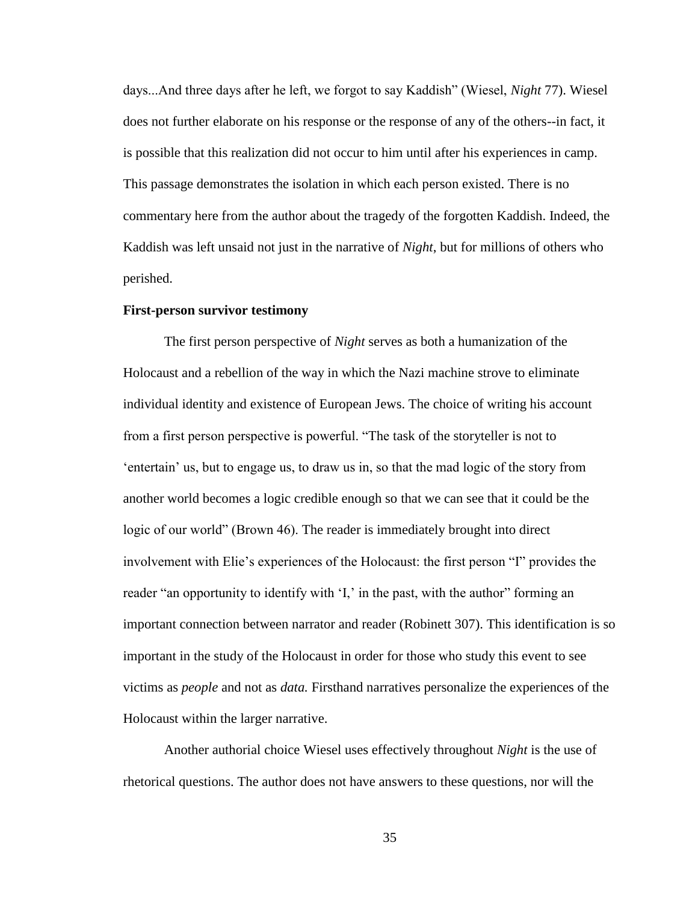days...And three days after he left, we forgot to say Kaddish" (Wiesel, *Night* 77). Wiesel does not further elaborate on his response or the response of any of the others--in fact, it is possible that this realization did not occur to him until after his experiences in camp. This passage demonstrates the isolation in which each person existed. There is no commentary here from the author about the tragedy of the forgotten Kaddish. Indeed, the Kaddish was left unsaid not just in the narrative of *Night*, but for millions of others who perished.

**First-person survivor testimony**

The first person perspective of *Night* serves as both a humanization of the Holocaust and a rebellion of the way in which the Nazi machine strove to eliminate individual identity and existence of European Jews. The choice of writing his account from a first person perspective is powerful. "The task of the storyteller is not to 'entertain' us, but to engage us, to draw us in, so that the mad logic of the story from another world becomes a logic credible enough so that we can see that it could be the logic of our world" (Brown 46). The reader is immediately brought into direct involvement with Elie's experiences of the Holocaust: the first person "I" provides the reader "an opportunity to identify with 'I,' in the past, with the author" forming an important connection between narrator and reader (Robinett 307). This identification is so important in the study of the Holocaust in order for those who study this event to see victims as *people* and not as *data.* Firsthand narratives personalize the experiences of the Holocaust within the larger narrative.

Another authorial choice Wiesel uses effectively throughout *Night* is the use of rhetorical questions. The author does not have answers to these questions, nor will the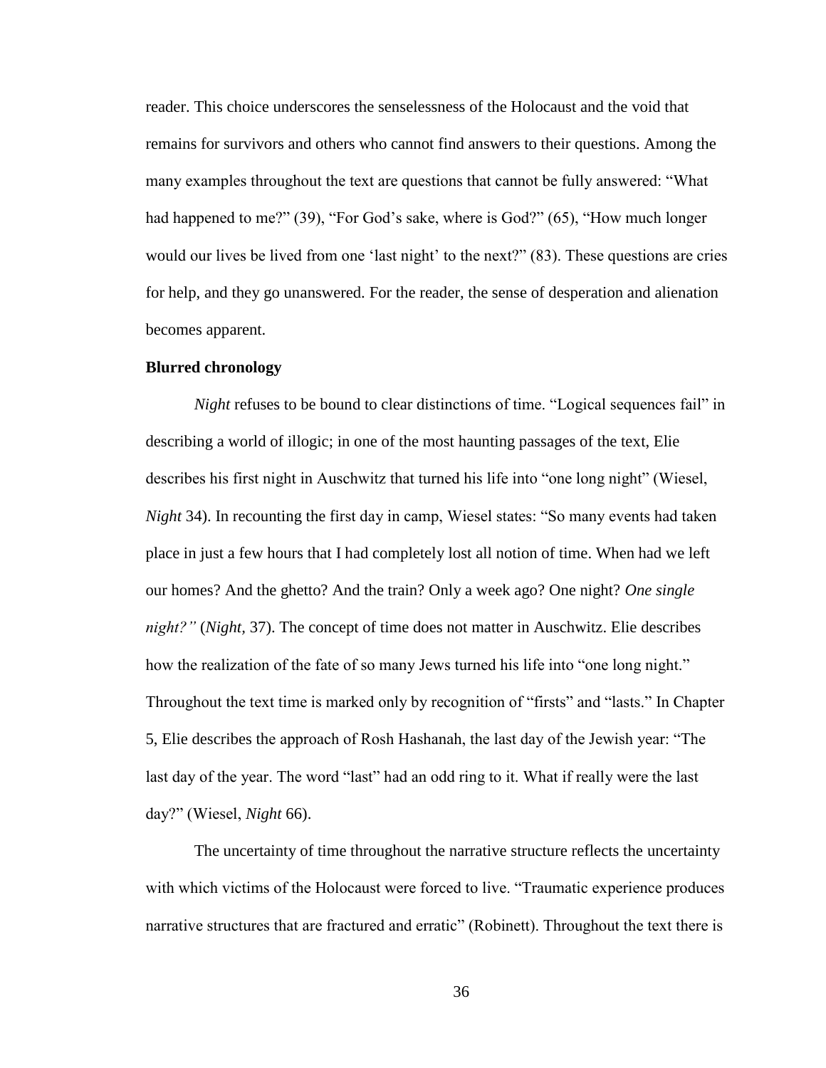reader. This choice underscores the senselessness of the Holocaust and the void that remains for survivors and others who cannot find answers to their questions. Among the many examples throughout the text are questions that cannot be fully answered: "What had happened to me?" (39), "For God's sake, where is God?" (65), "How much longer would our lives be lived from one 'last night' to the next?" (83). These questions are cries for help, and they go unanswered. For the reader, the sense of desperation and alienation becomes apparent.

**Blurred chronology**

*Night* refuses to be bound to clear distinctions of time. "Logical sequences fail" in describing a world of illogic; in one of the most haunting passages of the text, Elie describes his first night in Auschwitz that turned his life into "one long night" (Wiesel, *Night* 34). In recounting the first day in camp, Wiesel states: "So many events had taken place in just a few hours that I had completely lost all notion of time. When had we left our homes? And the ghetto? And the train? Only a week ago? One night? *One single night?"* (*Night,* 37). The concept of time does not matter in Auschwitz. Elie describes how the realization of the fate of so many Jews turned his life into "one long night." Throughout the text time is marked only by recognition of "firsts" and "lasts." In Chapter 5, Elie describes the approach of Rosh Hashanah, the last day of the Jewish year: "The last day of the year. The word "last" had an odd ring to it. What if really were the last day?" (Wiesel, *Night* 66).

The uncertainty of time throughout the narrative structure reflects the uncertainty with which victims of the Holocaust were forced to live. "Traumatic experience produces narrative structures that are fractured and erratic" (Robinett). Throughout the text there is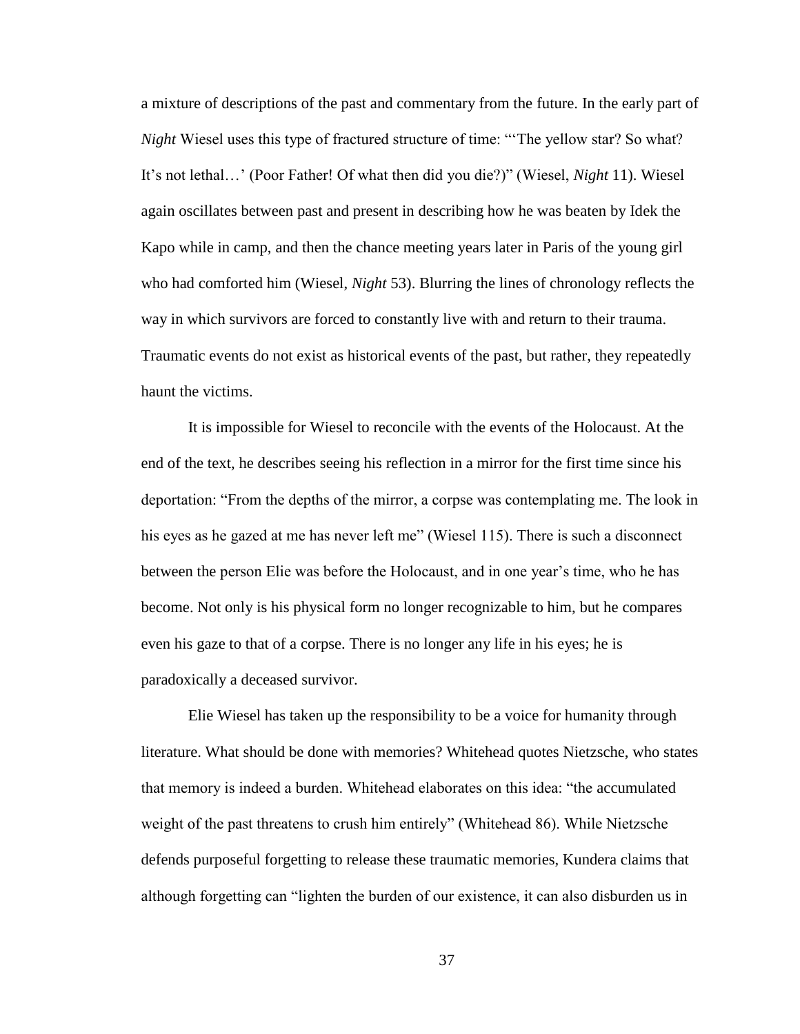a mixture of descriptions of the past and commentary from the future. In the early part of *Night* Wiesel uses this type of fractured structure of time: "'The yellow star? So what? It's not lethal…' (Poor Father! Of what then did you die?)" (Wiesel, *Night* 11). Wiesel again oscillates between past and present in describing how he was beaten by Idek the Kapo while in camp, and then the chance meeting years later in Paris of the young girl who had comforted him (Wiesel, *Night* 53). Blurring the lines of chronology reflects the way in which survivors are forced to constantly live with and return to their trauma. Traumatic events do not exist as historical events of the past, but rather, they repeatedly haunt the victims.

It is impossible for Wiesel to reconcile with the events of the Holocaust. At the end of the text, he describes seeing his reflection in a mirror for the first time since his deportation: "From the depths of the mirror, a corpse was contemplating me. The look in his eyes as he gazed at me has never left me" (Wiesel 115). There is such a disconnect between the person Elie was before the Holocaust, and in one year's time, who he has become. Not only is his physical form no longer recognizable to him, but he compares even his gaze to that of a corpse. There is no longer any life in his eyes; he is paradoxically a deceased survivor.

Elie Wiesel has taken up the responsibility to be a voice for humanity through literature. What should be done with memories? Whitehead quotes Nietzsche, who states that memory is indeed a burden. Whitehead elaborates on this idea: "the accumulated weight of the past threatens to crush him entirely" (Whitehead 86). While Nietzsche defends purposeful forgetting to release these traumatic memories, Kundera claims that although forgetting can "lighten the burden of our existence, it can also disburden us in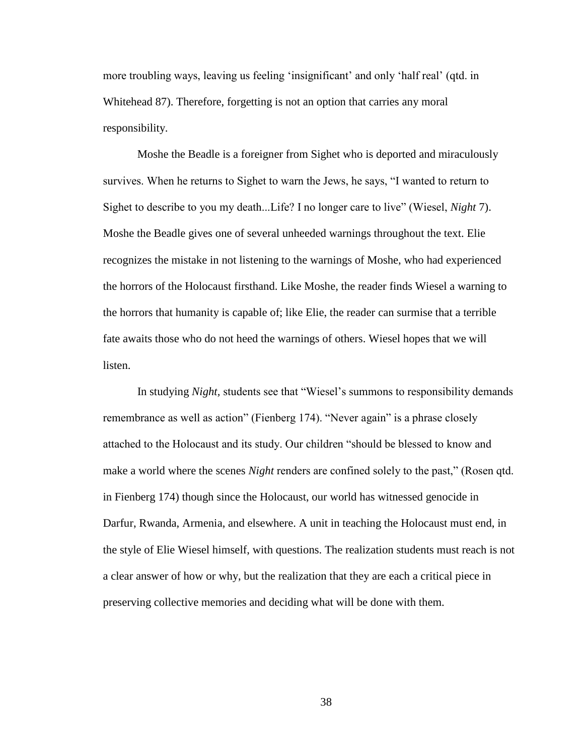more troubling ways, leaving us feeling 'insignificant' and only 'half real' (qtd. in Whitehead 87). Therefore, forgetting is not an option that carries any moral responsibility.

Moshe the Beadle is a foreigner from Sighet who is deported and miraculously survives. When he returns to Sighet to warn the Jews, he says, "I wanted to return to Sighet to describe to you my death...Life? I no longer care to live" (Wiesel, *Night* 7). Moshe the Beadle gives one of several unheeded warnings throughout the text. Elie recognizes the mistake in not listening to the warnings of Moshe, who had experienced the horrors of the Holocaust firsthand. Like Moshe, the reader finds Wiesel a warning to the horrors that humanity is capable of; like Elie, the reader can surmise that a terrible fate awaits those who do not heed the warnings of others. Wiesel hopes that we will listen.

In studying *Night,* students see that "Wiesel's summons to responsibility demands remembrance as well as action" (Fienberg 174). "Never again" is a phrase closely attached to the Holocaust and its study. Our children "should be blessed to know and make a world where the scenes *Night* renders are confined solely to the past," (Rosen qtd. in Fienberg 174) though since the Holocaust, our world has witnessed genocide in Darfur, Rwanda, Armenia, and elsewhere. A unit in teaching the Holocaust must end, in the style of Elie Wiesel himself, with questions. The realization students must reach is not a clear answer of how or why, but the realization that they are each a critical piece in preserving collective memories and deciding what will be done with them.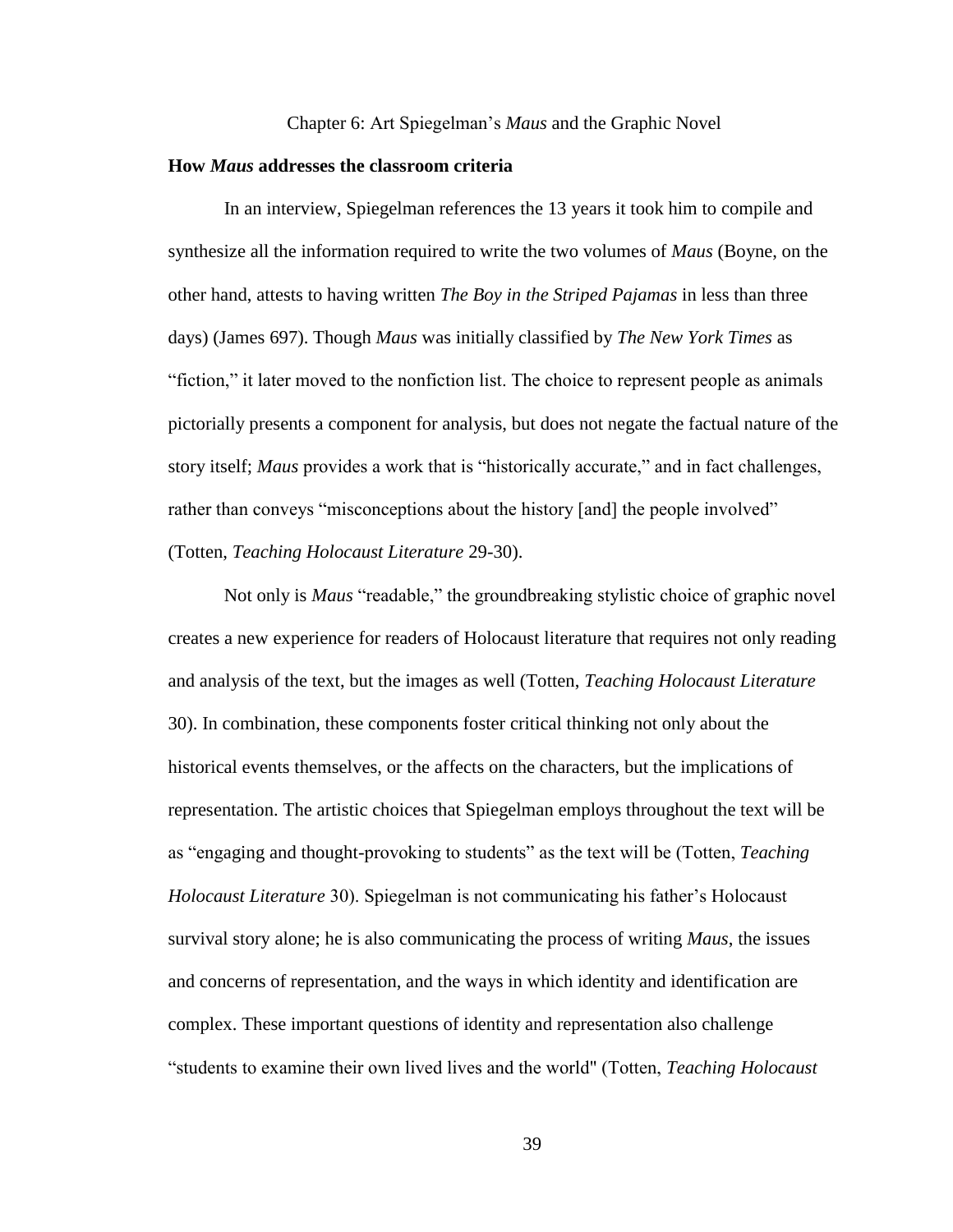Chapter 6: Art Spiegelman's *Maus* and the Graphic Novel

**How *Maus* addresses the classroom criteria**

In an interview, Spiegelman references the 13 years it took him to compile and synthesize all the information required to write the two volumes of *Maus* (Boyne, on the other hand, attests to having written *The Boy in the Striped Pajamas* in less than three days) (James 697). Though *Maus* was initially classified by *The New York Times* as "fiction," it later moved to the nonfiction list. The choice to represent people as animals pictorially presents a component for analysis, but does not negate the factual nature of the story itself; *Maus* provides a work that is "historically accurate," and in fact challenges, rather than conveys "misconceptions about the history [and] the people involved" (Totten, *Teaching Holocaust Literature* 29-30).

Not only is *Maus* "readable," the groundbreaking stylistic choice of graphic novel creates a new experience for readers of Holocaust literature that requires not only reading and analysis of the text, but the images as well (Totten, *Teaching Holocaust Literature* 30). In combination, these components foster critical thinking not only about the historical events themselves, or the affects on the characters, but the implications of representation. The artistic choices that Spiegelman employs throughout the text will be as "engaging and thought-provoking to students" as the text will be (Totten, *Teaching Holocaust Literature* 30). Spiegelman is not communicating his father's Holocaust survival story alone; he is also communicating the process of writing *Maus*, the issues and concerns of representation, and the ways in which identity and identification are complex. These important questions of identity and representation also challenge "students to examine their own lived lives and the world" (Totten, *Teaching Holocaust*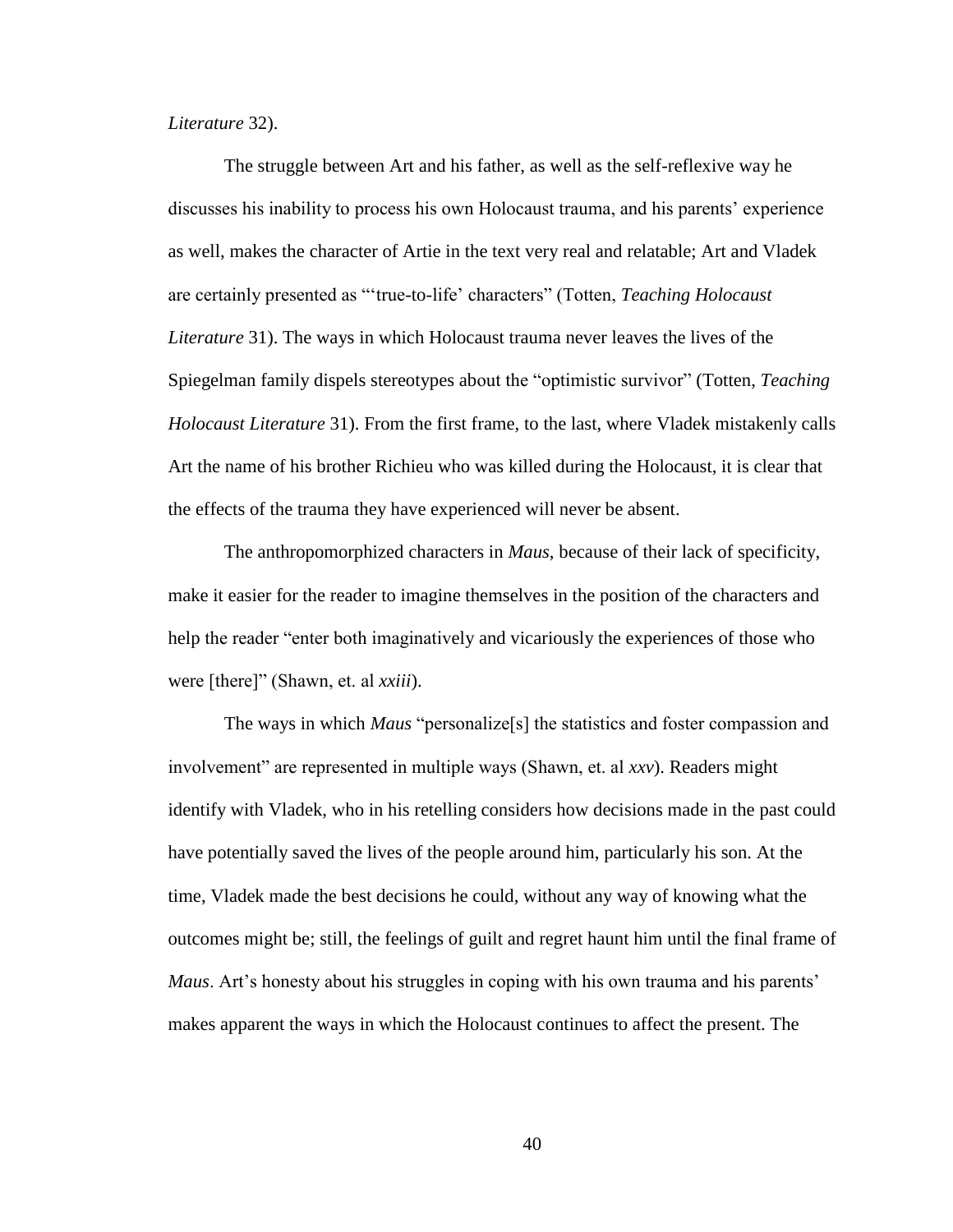*Literature* 32).

The struggle between Art and his father, as well as the self-reflexive way he discusses his inability to process his own Holocaust trauma, and his parents' experience as well, makes the character of Artie in the text very real and relatable; Art and Vladek are certainly presented as "'true-to-life' characters" (Totten, *Teaching Holocaust Literature* 31). The ways in which Holocaust trauma never leaves the lives of the Spiegelman family dispels stereotypes about the "optimistic survivor" (Totten, *Teaching Holocaust Literature* 31). From the first frame, to the last, where Vladek mistakenly calls Art the name of his brother Richieu who was killed during the Holocaust, it is clear that the effects of the trauma they have experienced will never be absent.

The anthropomorphized characters in *Maus*, because of their lack of specificity, make it easier for the reader to imagine themselves in the position of the characters and help the reader "enter both imaginatively and vicariously the experiences of those who were [there]" (Shawn, et. al *xxiii*).

The ways in which *Maus* "personalize[s] the statistics and foster compassion and involvement" are represented in multiple ways (Shawn, et. al *xxv*). Readers might identify with Vladek, who in his retelling considers how decisions made in the past could have potentially saved the lives of the people around him, particularly his son. At the time, Vladek made the best decisions he could, without any way of knowing what the outcomes might be; still, the feelings of guilt and regret haunt him until the final frame of *Maus*. Art's honesty about his struggles in coping with his own trauma and his parents' makes apparent the ways in which the Holocaust continues to affect the present. The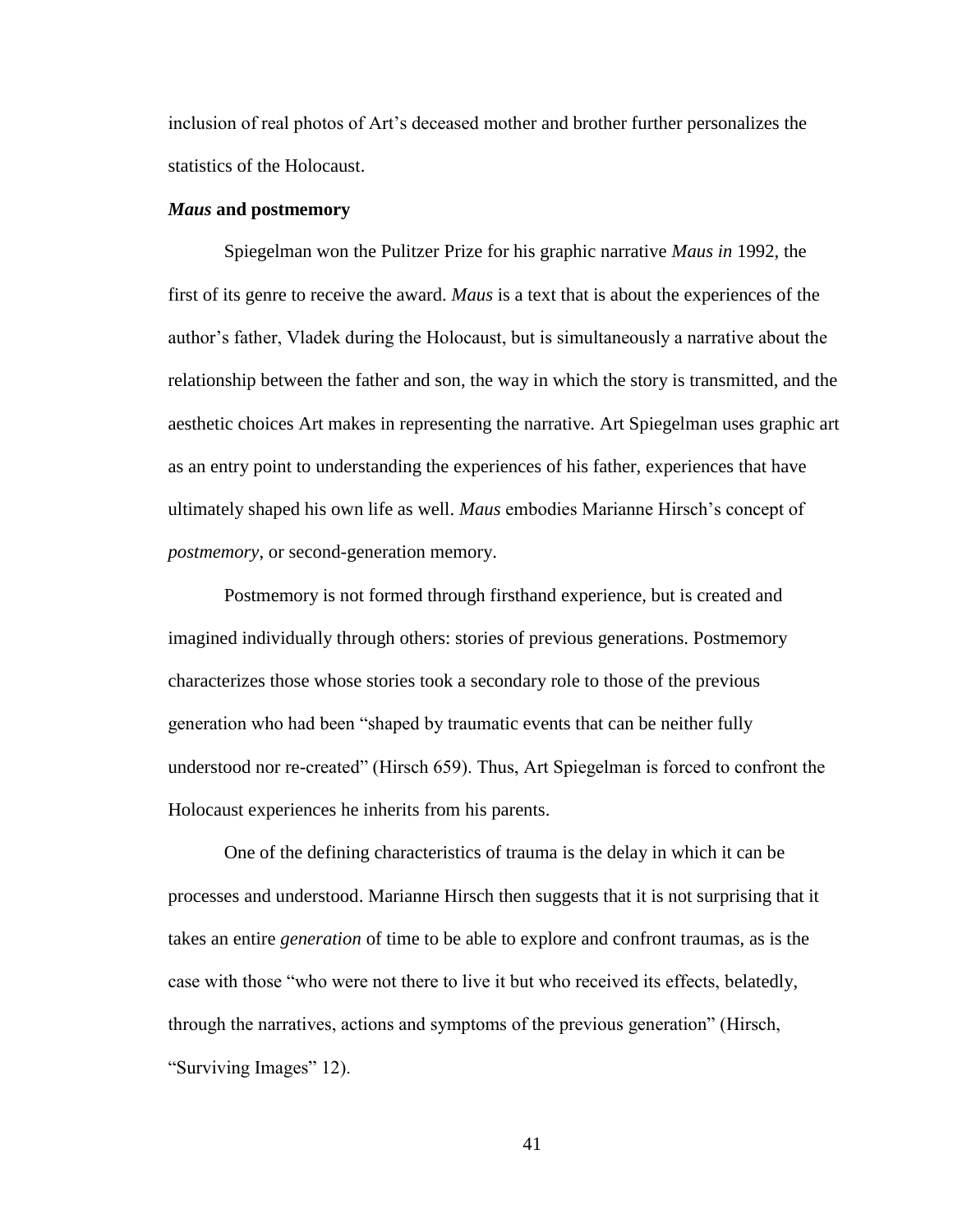inclusion of real photos of Art's deceased mother and brother further personalizes the statistics of the Holocaust.

### *Maus* and postmemory

Spiegelman won the Pulitzer Prize for his graphic narrative *Maus in* 1992, the first of its genre to receive the award. *Maus* is a text that is about the experiences of the author's father, Vladek during the Holocaust, but is simultaneously a narrative about the relationship between the father and son, the way in which the story is transmitted, and the aesthetic choices Art makes in representing the narrative. Art Spiegelman uses graphic art as an entry point to understanding the experiences of his father, experiences that have ultimately shaped his own life as well. *Maus* embodies Marianne Hirsch's concept of *postmemory*, or second-generation memory.

Postmemory is not formed through firsthand experience, but is created and imagined individually through others: stories of previous generations. Postmemory characterizes those whose stories took a secondary role to those of the previous generation who had been "shaped by traumatic events that can be neither fully understood nor re-created" (Hirsch 659). Thus, Art Spiegelman is forced to confront the Holocaust experiences he inherits from his parents.

One of the defining characteristics of trauma is the delay in which it can be processes and understood. Marianne Hirsch then suggests that it is not surprising that it takes an entire *generation* of time to be able to explore and confront traumas, as is the case with those "who were not there to live it but who received its effects, belatedly, through the narratives, actions and symptoms of the previous generation" (Hirsch, "Surviving Images" 12).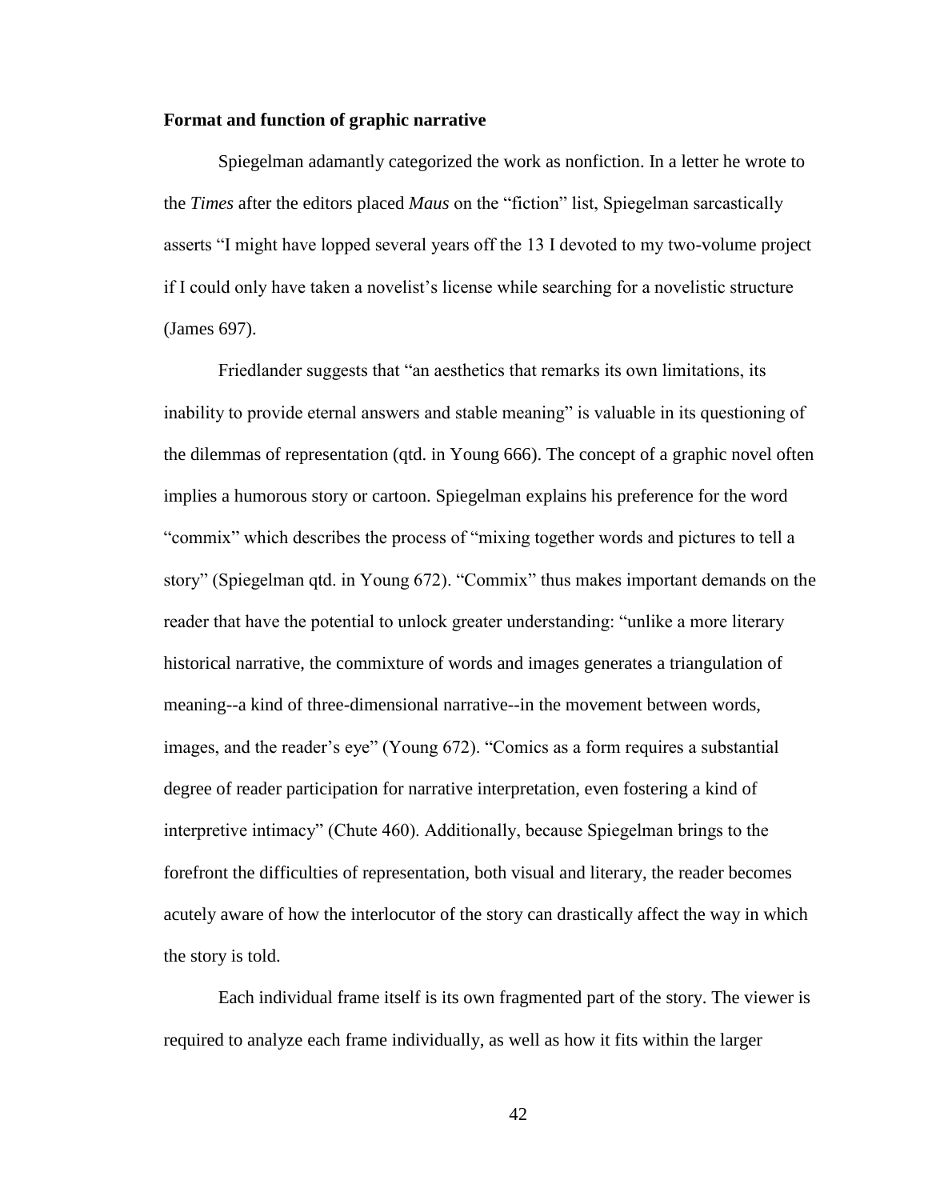**Format and function of graphic narrative**

Spiegelman adamantly categorized the work as nonfiction. In a letter he wrote to the *Times* after the editors placed *Maus* on the "fiction" list, Spiegelman sarcastically asserts "I might have lopped several years off the 13 I devoted to my two-volume project if I could only have taken a novelist's license while searching for a novelistic structure (James 697).

Friedlander suggests that "an aesthetics that remarks its own limitations, its inability to provide eternal answers and stable meaning" is valuable in its questioning of the dilemmas of representation (qtd. in Young 666). The concept of a graphic novel often implies a humorous story or cartoon. Spiegelman explains his preference for the word "commix" which describes the process of "mixing together words and pictures to tell a story" (Spiegelman qtd. in Young 672). "Commix" thus makes important demands on the reader that have the potential to unlock greater understanding: "unlike a more literary historical narrative, the commixture of words and images generates a triangulation of meaning--a kind of three-dimensional narrative--in the movement between words, images, and the reader's eye" (Young 672). "Comics as a form requires a substantial degree of reader participation for narrative interpretation, even fostering a kind of interpretive intimacy" (Chute 460). Additionally, because Spiegelman brings to the forefront the difficulties of representation, both visual and literary, the reader becomes acutely aware of how the interlocutor of the story can drastically affect the way in which the story is told.

Each individual frame itself is its own fragmented part of the story. The viewer is required to analyze each frame individually, as well as how it fits within the larger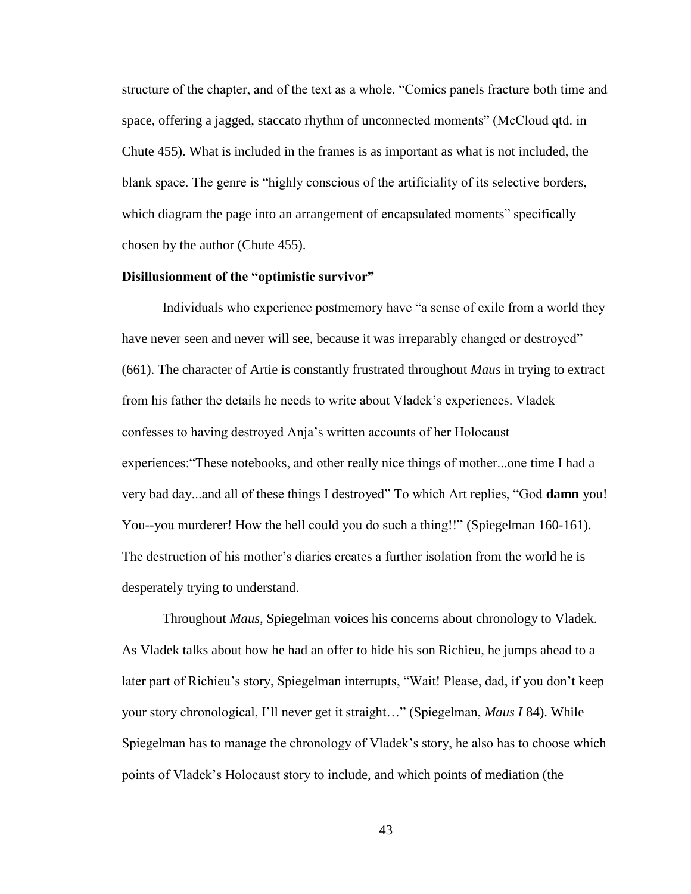structure of the chapter, and of the text as a whole. "Comics panels fracture both time and space, offering a jagged, staccato rhythm of unconnected moments" (McCloud qtd. in Chute 455). What is included in the frames is as important as what is not included, the blank space. The genre is "highly conscious of the artificiality of its selective borders, which diagram the page into an arrangement of encapsulated moments" specifically chosen by the author (Chute 455).

**Disillusionment of the "optimistic survivor"**

Individuals who experience postmemory have "a sense of exile from a world they have never seen and never will see, because it was irreparably changed or destroyed" (661). The character of Artie is constantly frustrated throughout *Maus* in trying to extract from his father the details he needs to write about Vladek's experiences. Vladek confesses to having destroyed Anja's written accounts of her Holocaust experiences:"These notebooks, and other really nice things of mother...one time I had a very bad day...and all of these things I destroyed" To which Art replies, "God **damn** you! You--you murderer! How the hell could you do such a thing!!" (Spiegelman 160-161). The destruction of his mother's diaries creates a further isolation from the world he is desperately trying to understand.

Throughout *Maus*, Spiegelman voices his concerns about chronology to Vladek. As Vladek talks about how he had an offer to hide his son Richieu, he jumps ahead to a later part of Richieu's story, Spiegelman interrupts, "Wait! Please, dad, if you don't keep your story chronological, I'll never get it straight…" (Spiegelman, *Maus I* 84). While Spiegelman has to manage the chronology of Vladek's story, he also has to choose which points of Vladek's Holocaust story to include, and which points of mediation (the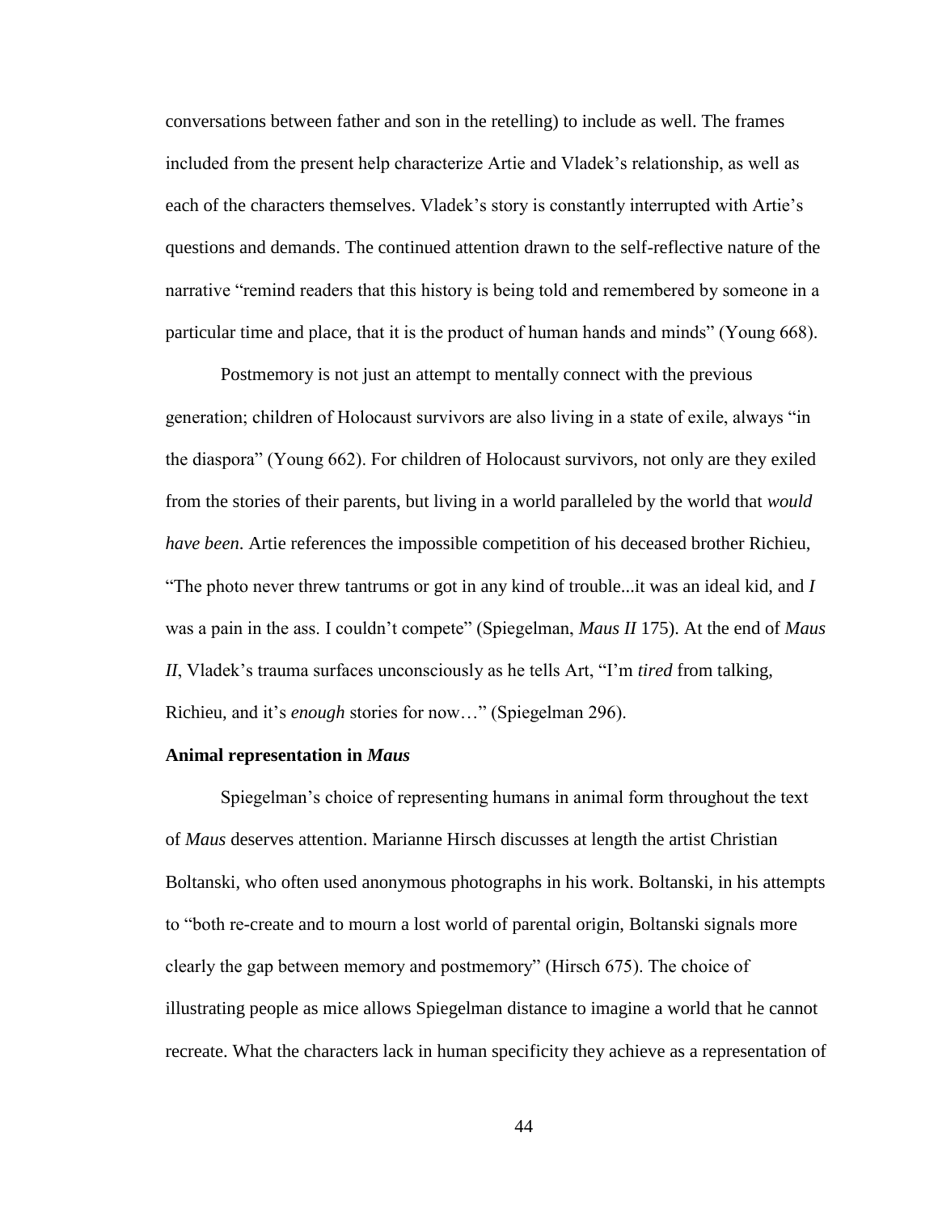conversations between father and son in the retelling) to include as well. The frames included from the present help characterize Artie and Vladek's relationship, as well as each of the characters themselves. Vladek's story is constantly interrupted with Artie's questions and demands. The continued attention drawn to the self-reflective nature of the narrative "remind readers that this history is being told and remembered by someone in a particular time and place, that it is the product of human hands and minds" (Young 668).

Postmemory is not just an attempt to mentally connect with the previous generation; children of Holocaust survivors are also living in a state of exile, always "in the diaspora" (Young 662). For children of Holocaust survivors, not only are they exiled from the stories of their parents, but living in a world paralleled by the world that *would have been.* Artie references the impossible competition of his deceased brother Richieu, "The photo never threw tantrums or got in any kind of trouble...it was an ideal kid, and *I* was a pain in the ass. I couldn't compete" (Spiegelman, *Maus II* 175). At the end of *Maus II*, Vladek's trauma surfaces unconsciously as he tells Art, "I'm *tired* from talking, Richieu, and it's *enough* stories for now…" (Spiegelman 296).

**Animal representation in *Maus***

Spiegelman's choice of representing humans in animal form throughout the text of *Maus* deserves attention. Marianne Hirsch discusses at length the artist Christian Boltanski, who often used anonymous photographs in his work. Boltanski, in his attempts to "both re-create and to mourn a lost world of parental origin, Boltanski signals more clearly the gap between memory and postmemory" (Hirsch 675). The choice of illustrating people as mice allows Spiegelman distance to imagine a world that he cannot recreate. What the characters lack in human specificity they achieve as a representation of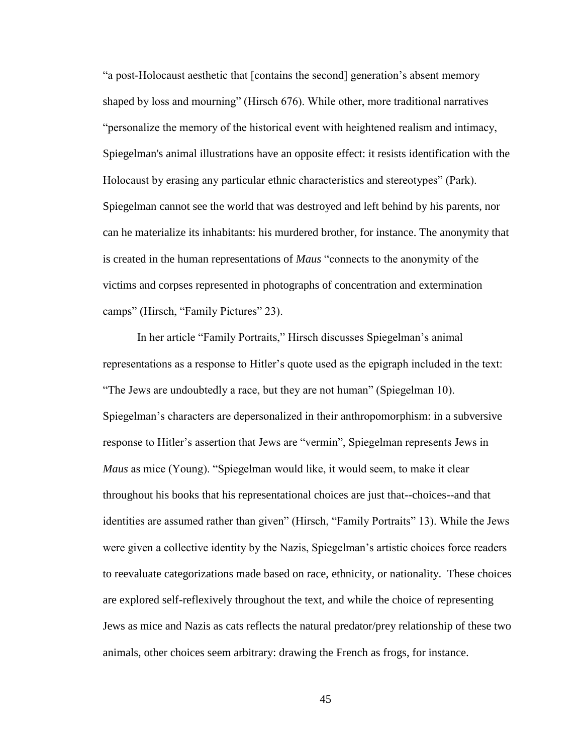"a post-Holocaust aesthetic that [contains the second] generation's absent memory shaped by loss and mourning" (Hirsch 676). While other, more traditional narratives "personalize the memory of the historical event with heightened realism and intimacy, Spiegelman's animal illustrations have an opposite effect: it resists identification with the Holocaust by erasing any particular ethnic characteristics and stereotypes" (Park). Spiegelman cannot see the world that was destroyed and left behind by his parents, nor can he materialize its inhabitants: his murdered brother, for instance. The anonymity that is created in the human representations of *Maus* "connects to the anonymity of the victims and corpses represented in photographs of concentration and extermination camps" (Hirsch, "Family Pictures" 23).

In her article "Family Portraits," Hirsch discusses Spiegelman's animal representations as a response to Hitler's quote used as the epigraph included in the text: "The Jews are undoubtedly a race, but they are not human" (Spiegelman 10). Spiegelman's characters are depersonalized in their anthropomorphism: in a subversive response to Hitler's assertion that Jews are "vermin", Spiegelman represents Jews in *Maus* as mice (Young). "Spiegelman would like, it would seem, to make it clear throughout his books that his representational choices are just that--choices--and that identities are assumed rather than given" (Hirsch, "Family Portraits" 13). While the Jews were given a collective identity by the Nazis, Spiegelman's artistic choices force readers to reevaluate categorizations made based on race, ethnicity, or nationality. These choices are explored self-reflexively throughout the text, and while the choice of representing Jews as mice and Nazis as cats reflects the natural predator/prey relationship of these two animals, other choices seem arbitrary: drawing the French as frogs, for instance.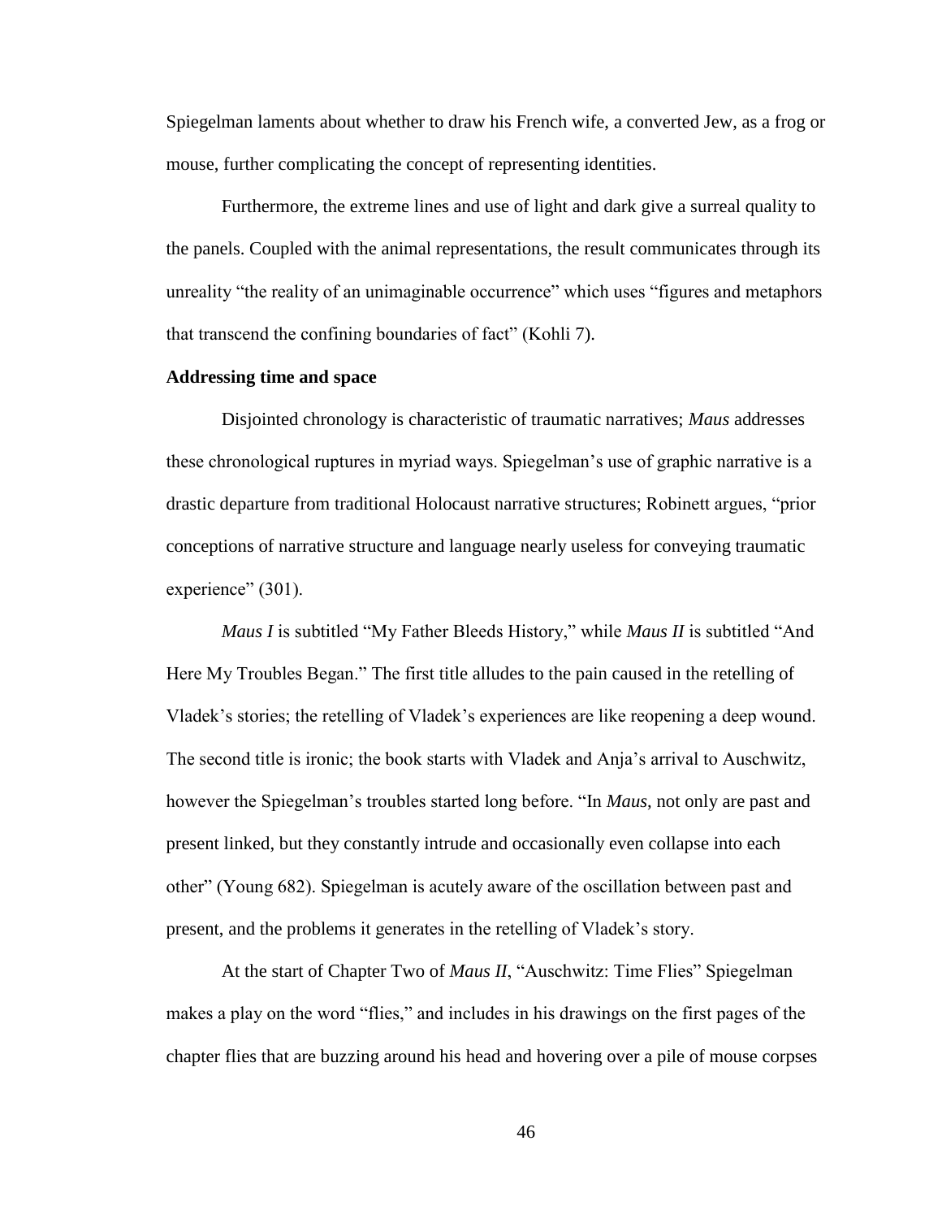Spiegelman laments about whether to draw his French wife, a converted Jew, as a frog or mouse, further complicating the concept of representing identities.

Furthermore, the extreme lines and use of light and dark give a surreal quality to the panels. Coupled with the animal representations, the result communicates through its unreality "the reality of an unimaginable occurrence" which uses "figures and metaphors that transcend the confining boundaries of fact" (Kohli 7).

**Addressing time and space**

Disjointed chronology is characteristic of traumatic narratives; *Maus* addresses these chronological ruptures in myriad ways. Spiegelman's use of graphic narrative is a drastic departure from traditional Holocaust narrative structures; Robinett argues, "prior conceptions of narrative structure and language nearly useless for conveying traumatic experience" (301).

*Maus I* is subtitled "My Father Bleeds History," while *Maus II* is subtitled "And Here My Troubles Began." The first title alludes to the pain caused in the retelling of Vladek's stories; the retelling of Vladek's experiences are like reopening a deep wound. The second title is ironic; the book starts with Vladek and Anja's arrival to Auschwitz, however the Spiegelman's troubles started long before. "In *Maus*, not only are past and present linked, but they constantly intrude and occasionally even collapse into each other" (Young 682). Spiegelman is acutely aware of the oscillation between past and present, and the problems it generates in the retelling of Vladek's story.

At the start of Chapter Two of *Maus II*, "Auschwitz: Time Flies" Spiegelman makes a play on the word "flies," and includes in his drawings on the first pages of the chapter flies that are buzzing around his head and hovering over a pile of mouse corpses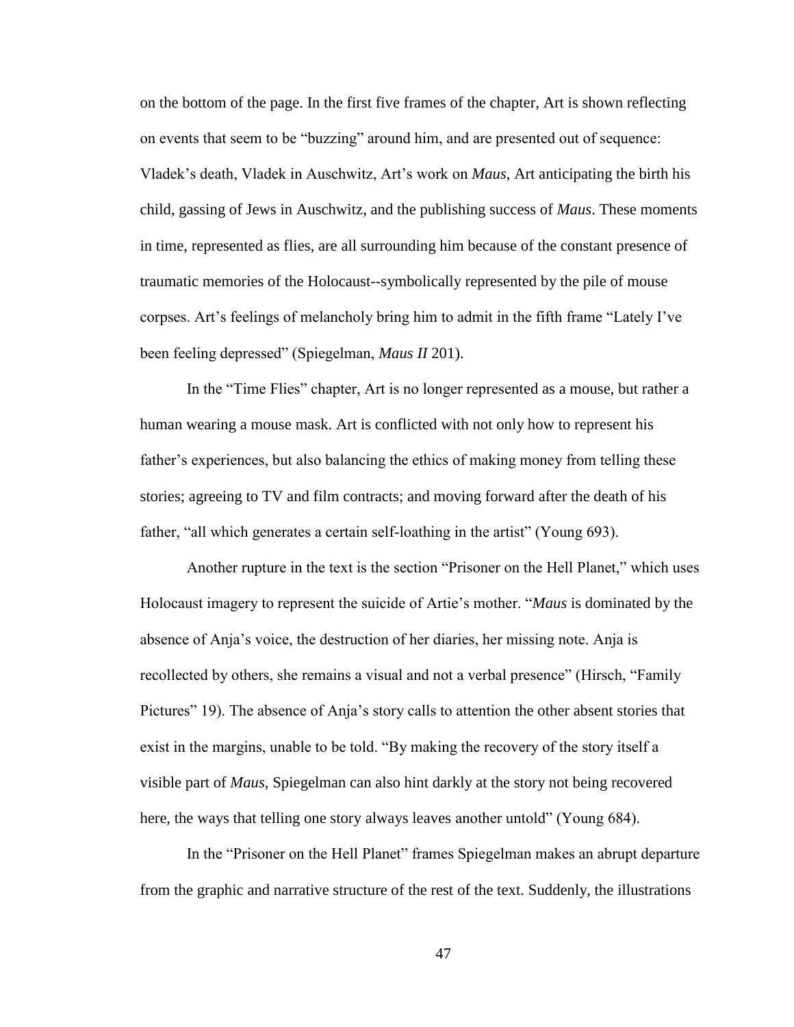on the bottom of the page. In the first five frames of the chapter, Art is shown reflecting on events that seem to be "buzzing" around him, and are presented out of sequence: Vladek's death, Vladek in Auschwitz, Art's work on *Maus*, Art anticipating the birth his child, gassing of Jews in Auschwitz, and the publishing success of *Maus*. These moments in time, represented as flies, are all surrounding him because of the constant presence of traumatic memories of the Holocaust--symbolically represented by the pile of mouse corpses. Art's feelings of melancholy bring him to admit in the fifth frame "Lately I've been feeling depressed" (Spiegelman, *Maus II* 201).

In the "Time Flies" chapter, Art is no longer represented as a mouse, but rather a human wearing a mouse mask. Art is conflicted with not only how to represent his father's experiences, but also balancing the ethics of making money from telling these stories; agreeing to TV and film contracts; and moving forward after the death of his father, "all which generates a certain self-loathing in the artist" (Young 693).

Another rupture in the text is the section "Prisoner on the Hell Planet," which uses Holocaust imagery to represent the suicide of Artie's mother. "*Maus* is dominated by the absence of Anja's voice, the destruction of her diaries, her missing note. Anja is recollected by others, she remains a visual and not a verbal presence" (Hirsch, "Family Pictures" 19). The absence of Anja's story calls to attention the other absent stories that exist in the margins, unable to be told. "By making the recovery of the story itself a visible part of *Maus*, Spiegelman can also hint darkly at the story not being recovered here, the ways that telling one story always leaves another untold" (Young 684).

In the "Prisoner on the Hell Planet" frames Spiegelman makes an abrupt departure from the graphic and narrative structure of the rest of the text. Suddenly, the illustrations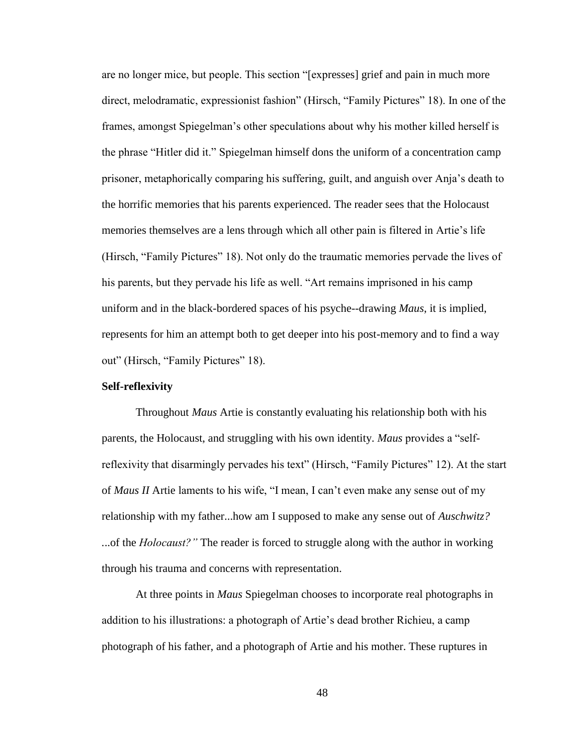are no longer mice, but people. This section "[expresses] grief and pain in much more direct, melodramatic, expressionist fashion" (Hirsch, "Family Pictures" 18). In one of the frames, amongst Spiegelman's other speculations about why his mother killed herself is the phrase "Hitler did it." Spiegelman himself dons the uniform of a concentration camp prisoner, metaphorically comparing his suffering, guilt, and anguish over Anja's death to the horrific memories that his parents experienced. The reader sees that the Holocaust memories themselves are a lens through which all other pain is filtered in Artie's life (Hirsch, "Family Pictures" 18). Not only do the traumatic memories pervade the lives of his parents, but they pervade his life as well. "Art remains imprisoned in his camp uniform and in the black-bordered spaces of his psyche--drawing *Maus*, it is implied, represents for him an attempt both to get deeper into his post-memory and to find a way out" (Hirsch, "Family Pictures" 18).

**Self-reflexivity**

Throughout *Maus* Artie is constantly evaluating his relationship both with his parents, the Holocaust, and struggling with his own identity. *Maus* provides a "self-reflexivity that disarmingly pervades his text" (Hirsch, "Family Pictures" 12). At the start of *Maus II* Artie laments to his wife, "I mean, I can't even make any sense out of my relationship with my father...how am I supposed to make any sense out of *Auschwitz?* ...of the *Holocaust?"* The reader is forced to struggle along with the author in working through his trauma and concerns with representation.

At three points in *Maus* Spiegelman chooses to incorporate real photographs in addition to his illustrations: a photograph of Artie's dead brother Richieu, a camp photograph of his father, and a photograph of Artie and his mother. These ruptures in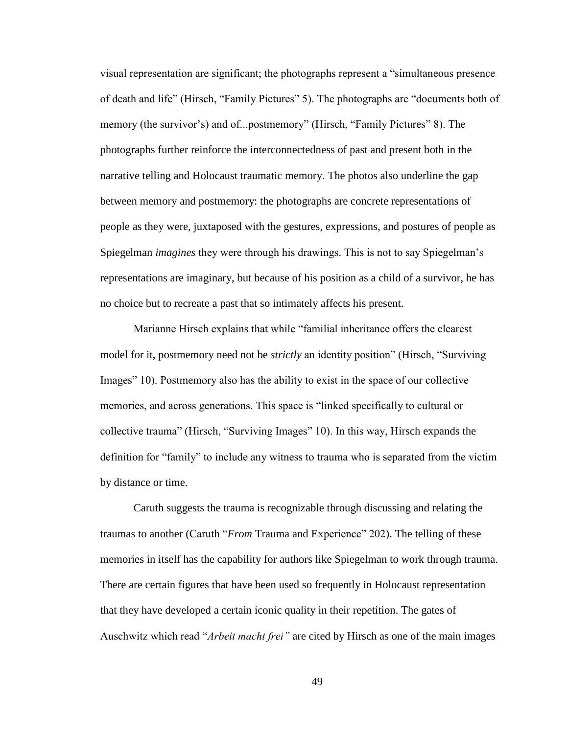visual representation are significant; the photographs represent a "simultaneous presence of death and life" (Hirsch, "Family Pictures" 5). The photographs are "documents both of memory (the survivor's) and of...postmemory" (Hirsch, "Family Pictures" 8). The photographs further reinforce the interconnectedness of past and present both in the narrative telling and Holocaust traumatic memory. The photos also underline the gap between memory and postmemory: the photographs are concrete representations of people as they were, juxtaposed with the gestures, expressions, and postures of people as Spiegelman *imagines* they were through his drawings. This is not to say Spiegelman's representations are imaginary, but because of his position as a child of a survivor, he has no choice but to recreate a past that so intimately affects his present.

Marianne Hirsch explains that while "familial inheritance offers the clearest model for it, postmemory need not be *strictly* an identity position" (Hirsch, "Surviving Images" 10). Postmemory also has the ability to exist in the space of our collective memories, and across generations. This space is "linked specifically to cultural or collective trauma" (Hirsch, "Surviving Images" 10). In this way, Hirsch expands the definition for "family" to include any witness to trauma who is separated from the victim by distance or time.

Caruth suggests the trauma is recognizable through discussing and relating the traumas to another (Caruth "*From* Trauma and Experience" 202). The telling of these memories in itself has the capability for authors like Spiegelman to work through trauma. There are certain figures that have been used so frequently in Holocaust representation that they have developed a certain iconic quality in their repetition. The gates of Auschwitz which read "*Arbeit macht frei"* are cited by Hirsch as one of the main images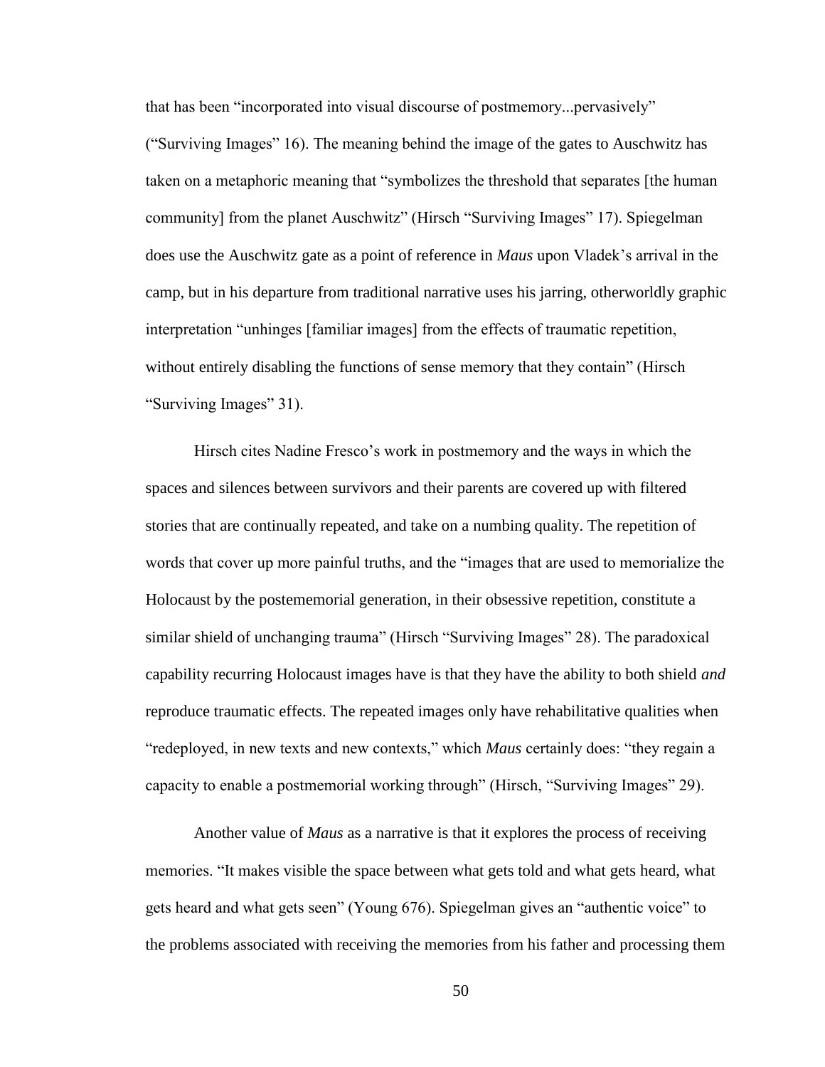that has been "incorporated into visual discourse of postmemory...pervasively" ("Surviving Images" 16). The meaning behind the image of the gates to Auschwitz has taken on a metaphoric meaning that "symbolizes the threshold that separates [the human community] from the planet Auschwitz" (Hirsch "Surviving Images" 17). Spiegelman does use the Auschwitz gate as a point of reference in *Maus* upon Vladek's arrival in the camp, but in his departure from traditional narrative uses his jarring, otherworldly graphic interpretation "unhinges [familiar images] from the effects of traumatic repetition, without entirely disabling the functions of sense memory that they contain" (Hirsch "Surviving Images" 31).

Hirsch cites Nadine Fresco's work in postmemory and the ways in which the spaces and silences between survivors and their parents are covered up with filtered stories that are continually repeated, and take on a numbing quality. The repetition of words that cover up more painful truths, and the "images that are used to memorialize the Holocaust by the postememorial generation, in their obsessive repetition, constitute a similar shield of unchanging trauma" (Hirsch "Surviving Images" 28). The paradoxical capability recurring Holocaust images have is that they have the ability to both shield *and* reproduce traumatic effects. The repeated images only have rehabilitative qualities when "redeployed, in new texts and new contexts," which *Maus* certainly does: "they regain a capacity to enable a postmemorial working through" (Hirsch, "Surviving Images" 29).

Another value of *Maus* as a narrative is that it explores the process of receiving memories. "It makes visible the space between what gets told and what gets heard, what gets heard and what gets seen" (Young 676). Spiegelman gives an "authentic voice" to the problems associated with receiving the memories from his father and processing them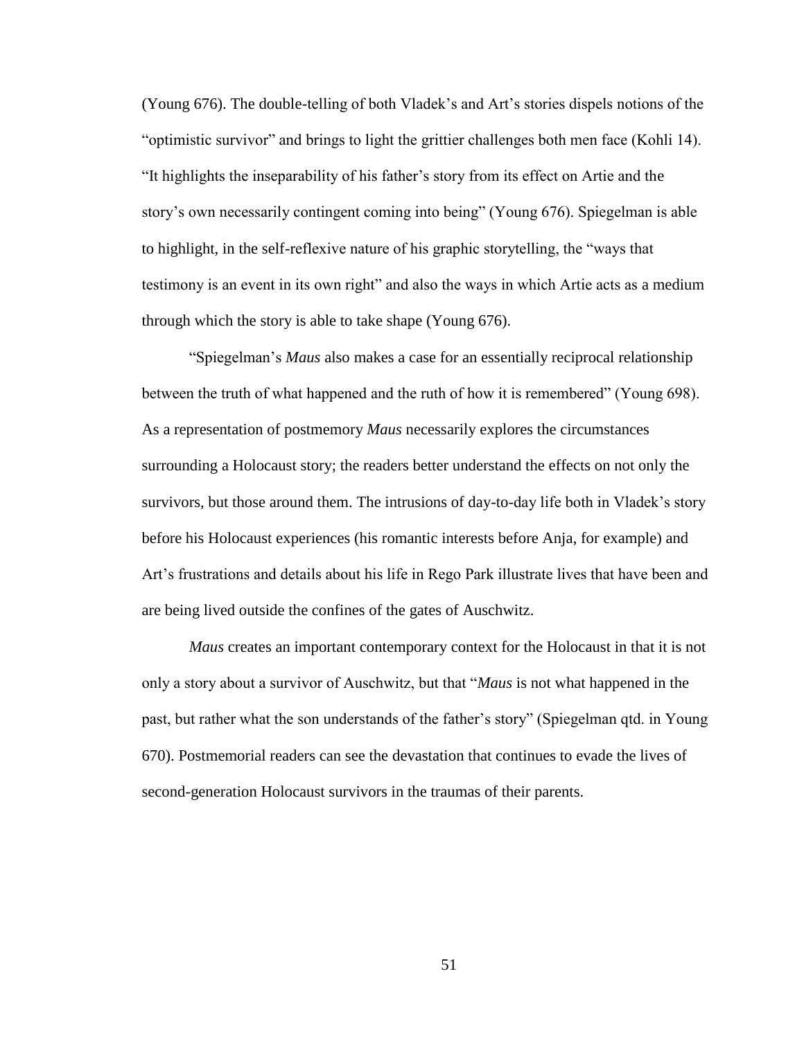(Young 676). The double-telling of both Vladek's and Art's stories dispels notions of the "optimistic survivor" and brings to light the grittier challenges both men face (Kohli 14). "It highlights the inseparability of his father's story from its effect on Artie and the story's own necessarily contingent coming into being" (Young 676). Spiegelman is able to highlight, in the self-reflexive nature of his graphic storytelling, the "ways that testimony is an event in its own right" and also the ways in which Artie acts as a medium through which the story is able to take shape (Young 676).

"Spiegelman's *Maus* also makes a case for an essentially reciprocal relationship between the truth of what happened and the ruth of how it is remembered" (Young 698). As a representation of postmemory *Maus* necessarily explores the circumstances surrounding a Holocaust story; the readers better understand the effects on not only the survivors, but those around them. The intrusions of day-to-day life both in Vladek's story before his Holocaust experiences (his romantic interests before Anja, for example) and Art's frustrations and details about his life in Rego Park illustrate lives that have been and are being lived outside the confines of the gates of Auschwitz.

*Maus* creates an important contemporary context for the Holocaust in that it is not only a story about a survivor of Auschwitz, but that "*Maus* is not what happened in the past, but rather what the son understands of the father's story" (Spiegelman qtd. in Young 670). Postmemorial readers can see the devastation that continues to evade the lives of second-generation Holocaust survivors in the traumas of their parents.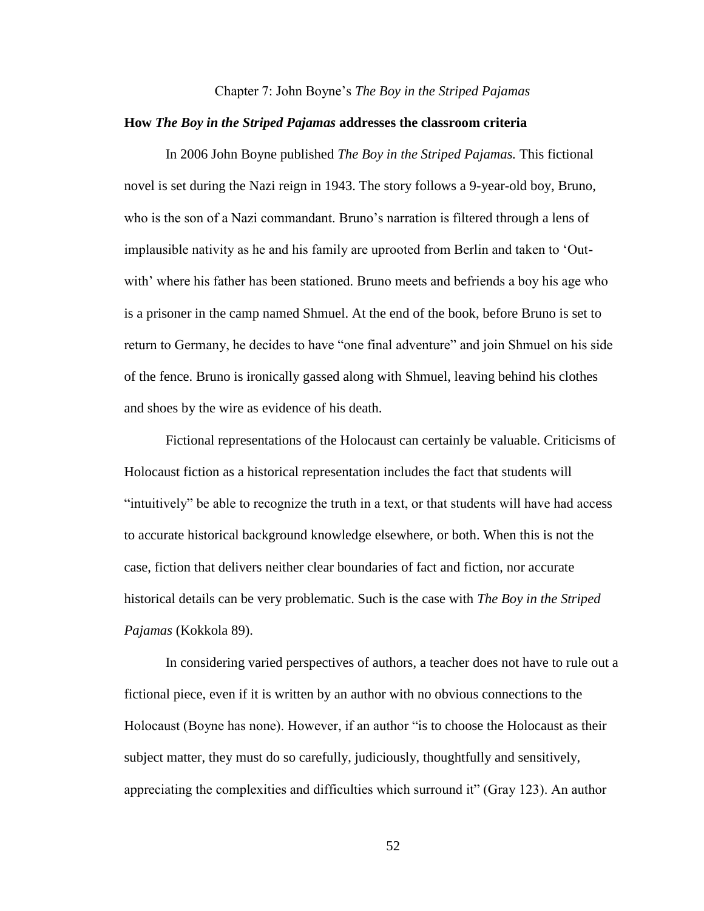Chapter 7: John Boyne's *The Boy in the Striped Pajamas*

## How *The Boy in the Striped Pajamas* addresses the classroom criteria

In 2006 John Boyne published *The Boy in the Striped Pajamas.* This fictional novel is set during the Nazi reign in 1943. The story follows a 9-year-old boy, Bruno, who is the son of a Nazi commandant. Bruno's narration is filtered through a lens of implausible nativity as he and his family are uprooted from Berlin and taken to 'Out-with' where his father has been stationed. Bruno meets and befriends a boy his age who is a prisoner in the camp named Shmuel. At the end of the book, before Bruno is set to return to Germany, he decides to have "one final adventure" and join Shmuel on his side of the fence. Bruno is ironically gassed along with Shmuel, leaving behind his clothes and shoes by the wire as evidence of his death.

Fictional representations of the Holocaust can certainly be valuable. Criticisms of Holocaust fiction as a historical representation includes the fact that students will "intuitively" be able to recognize the truth in a text, or that students will have had access to accurate historical background knowledge elsewhere, or both. When this is not the case, fiction that delivers neither clear boundaries of fact and fiction, nor accurate historical details can be very problematic. Such is the case with *The Boy in the Striped Pajamas* (Kokkola 89).

In considering varied perspectives of authors, a teacher does not have to rule out a fictional piece, even if it is written by an author with no obvious connections to the Holocaust (Boyne has none). However, if an author "is to choose the Holocaust as their subject matter, they must do so carefully, judiciously, thoughtfully and sensitively, appreciating the complexities and difficulties which surround it" (Gray 123). An author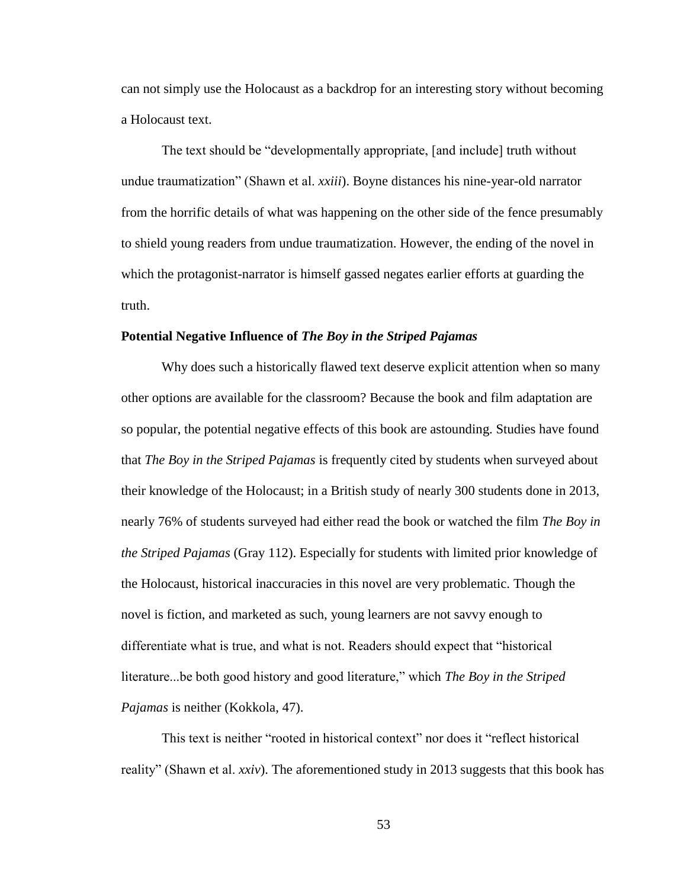can not simply use the Holocaust as a backdrop for an interesting story without becoming a Holocaust text.

The text should be "developmentally appropriate, [and include] truth without undue traumatization" (Shawn et al. *xxiii*). Boyne distances his nine-year-old narrator from the horrific details of what was happening on the other side of the fence presumably to shield young readers from undue traumatization. However, the ending of the novel in which the protagonist-narrator is himself gassed negates earlier efforts at guarding the truth.

### Potential Negative Influence of *The Boy in the Striped Pajamas*

Why does such a historically flawed text deserve explicit attention when so many other options are available for the classroom? Because the book and film adaptation are so popular, the potential negative effects of this book are astounding. Studies have found that *The Boy in the Striped Pajamas* is frequently cited by students when surveyed about their knowledge of the Holocaust; in a British study of nearly 300 students done in 2013, nearly 76% of students surveyed had either read the book or watched the film *The Boy in the Striped Pajamas* (Gray 112). Especially for students with limited prior knowledge of the Holocaust, historical inaccuracies in this novel are very problematic. Though the novel is fiction, and marketed as such, young learners are not savvy enough to differentiate what is true, and what is not. Readers should expect that "historical literature...be both good history and good literature," which *The Boy in the Striped Pajamas* is neither (Kokkola, 47).

This text is neither "rooted in historical context" nor does it "reflect historical reality" (Shawn et al. *xxiv*). The aforementioned study in 2013 suggests that this book has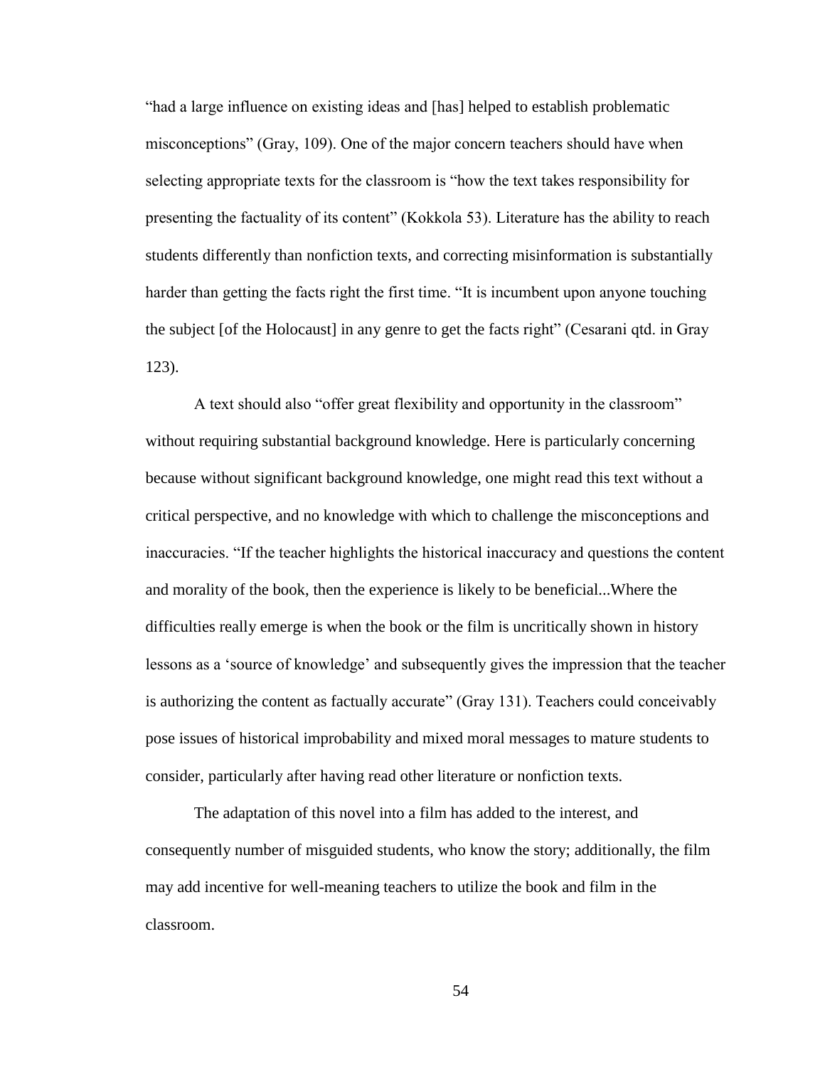"had a large influence on existing ideas and [has] helped to establish problematic misconceptions" (Gray, 109). One of the major concern teachers should have when selecting appropriate texts for the classroom is "how the text takes responsibility for presenting the factuality of its content" (Kokkola 53). Literature has the ability to reach students differently than nonfiction texts, and correcting misinformation is substantially harder than getting the facts right the first time. "It is incumbent upon anyone touching the subject [of the Holocaust] in any genre to get the facts right" (Cesarani qtd. in Gray 123).

A text should also "offer great flexibility and opportunity in the classroom" without requiring substantial background knowledge. Here is particularly concerning because without significant background knowledge, one might read this text without a critical perspective, and no knowledge with which to challenge the misconceptions and inaccuracies. "If the teacher highlights the historical inaccuracy and questions the content and morality of the book, then the experience is likely to be beneficial...Where the difficulties really emerge is when the book or the film is uncritically shown in history lessons as a 'source of knowledge' and subsequently gives the impression that the teacher is authorizing the content as factually accurate" (Gray 131). Teachers could conceivably pose issues of historical improbability and mixed moral messages to mature students to consider, particularly after having read other literature or nonfiction texts.

The adaptation of this novel into a film has added to the interest, and consequently number of misguided students, who know the story; additionally, the film may add incentive for well-meaning teachers to utilize the book and film in the classroom.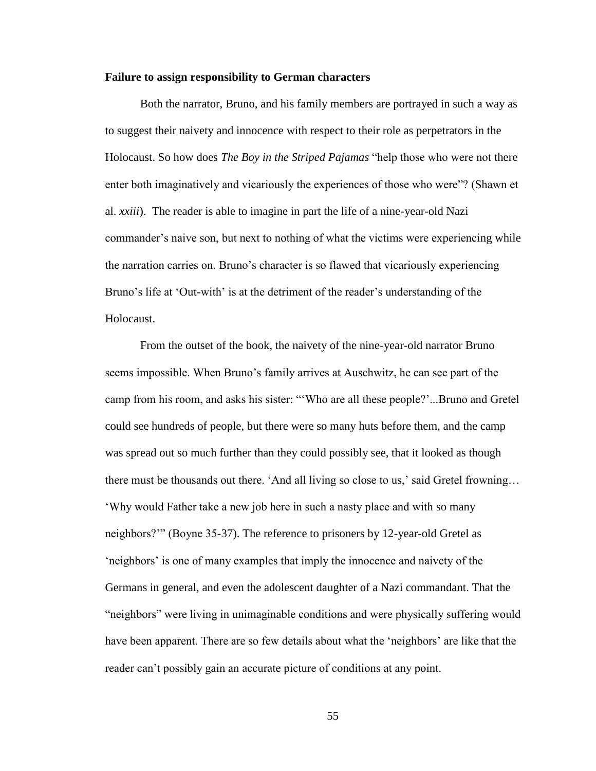**Failure to assign responsibility to German characters**

Both the narrator, Bruno, and his family members are portrayed in such a way as to suggest their naivety and innocence with respect to their role as perpetrators in the Holocaust. So how does *The Boy in the Striped Pajamas* "help those who were not there enter both imaginatively and vicariously the experiences of those who were"? (Shawn et al. *xxiii*). The reader is able to imagine in part the life of a nine-year-old Nazi commander's naive son, but next to nothing of what the victims were experiencing while the narration carries on. Bruno's character is so flawed that vicariously experiencing Bruno's life at 'Out-with' is at the detriment of the reader's understanding of the Holocaust.

From the outset of the book, the naivety of the nine-year-old narrator Bruno seems impossible. When Bruno's family arrives at Auschwitz, he can see part of the camp from his room, and asks his sister: "'Who are all these people?'...Bruno and Gretel could see hundreds of people, but there were so many huts before them, and the camp was spread out so much further than they could possibly see, that it looked as though there must be thousands out there. 'And all living so close to us,' said Gretel frowning… 'Why would Father take a new job here in such a nasty place and with so many neighbors?'" (Boyne 35-37). The reference to prisoners by 12-year-old Gretel as 'neighbors' is one of many examples that imply the innocence and naivety of the Germans in general, and even the adolescent daughter of a Nazi commandant. That the "neighbors" were living in unimaginable conditions and were physically suffering would have been apparent. There are so few details about what the 'neighbors' are like that the reader can't possibly gain an accurate picture of conditions at any point.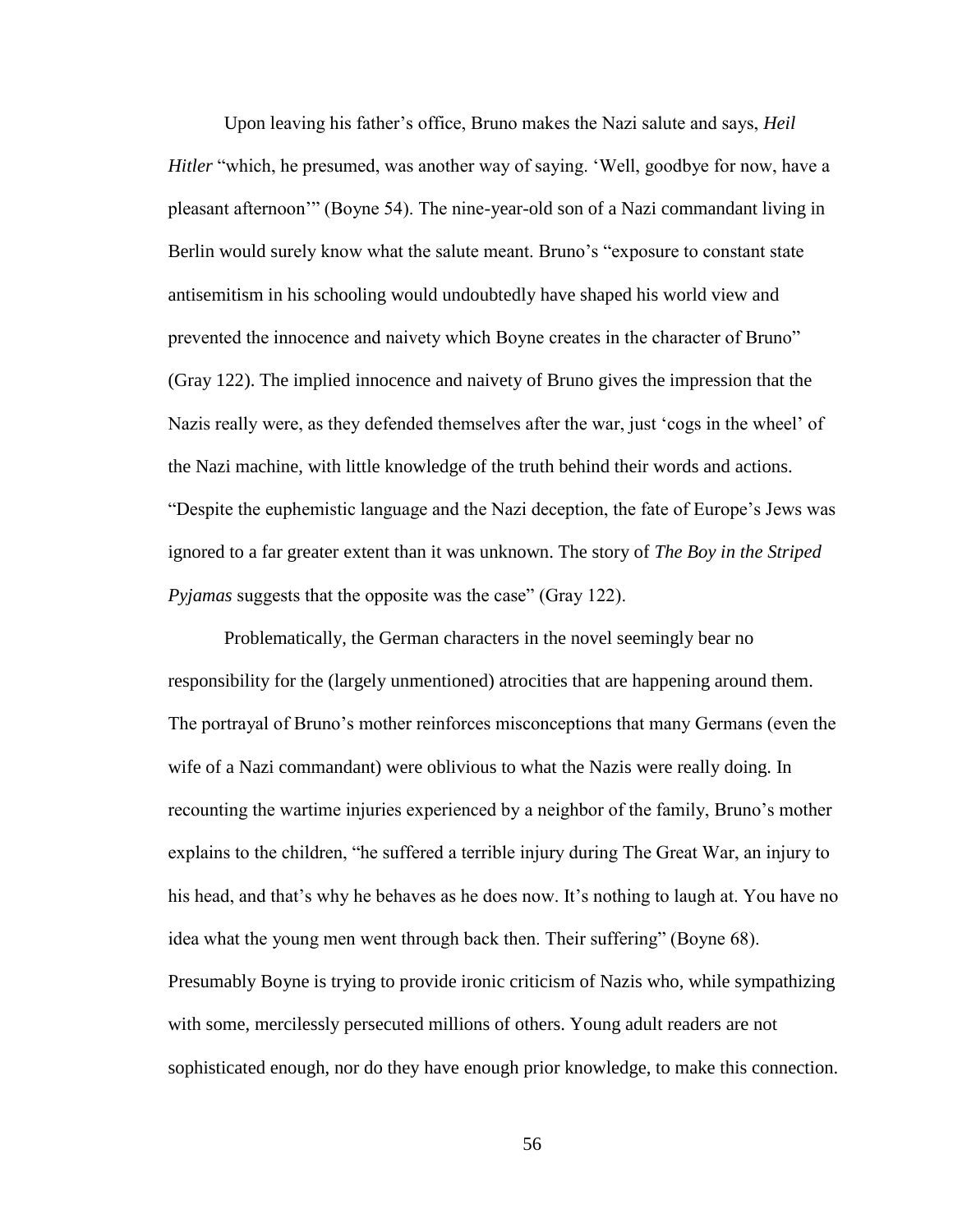Upon leaving his father's office, Bruno makes the Nazi salute and says, *Heil Hitler* "which, he presumed, was another way of saying. 'Well, goodbye for now, have a pleasant afternoon'" (Boyne 54). The nine-year-old son of a Nazi commandant living in Berlin would surely know what the salute meant. Bruno's "exposure to constant state antisemitism in his schooling would undoubtedly have shaped his world view and prevented the innocence and naivety which Boyne creates in the character of Bruno" (Gray 122). The implied innocence and naivety of Bruno gives the impression that the Nazis really were, as they defended themselves after the war, just 'cogs in the wheel' of the Nazi machine, with little knowledge of the truth behind their words and actions. "Despite the euphemistic language and the Nazi deception, the fate of Europe's Jews was ignored to a far greater extent than it was unknown. The story of *The Boy in the Striped Pyjamas* suggests that the opposite was the case" (Gray 122).

Problematically, the German characters in the novel seemingly bear no responsibility for the (largely unmentioned) atrocities that are happening around them. The portrayal of Bruno's mother reinforces misconceptions that many Germans (even the wife of a Nazi commandant) were oblivious to what the Nazis were really doing. In recounting the wartime injuries experienced by a neighbor of the family, Bruno's mother explains to the children, "he suffered a terrible injury during The Great War, an injury to his head, and that's why he behaves as he does now. It's nothing to laugh at. You have no idea what the young men went through back then. Their suffering" (Boyne 68). Presumably Boyne is trying to provide ironic criticism of Nazis who, while sympathizing with some, mercilessly persecuted millions of others. Young adult readers are not sophisticated enough, nor do they have enough prior knowledge, to make this connection.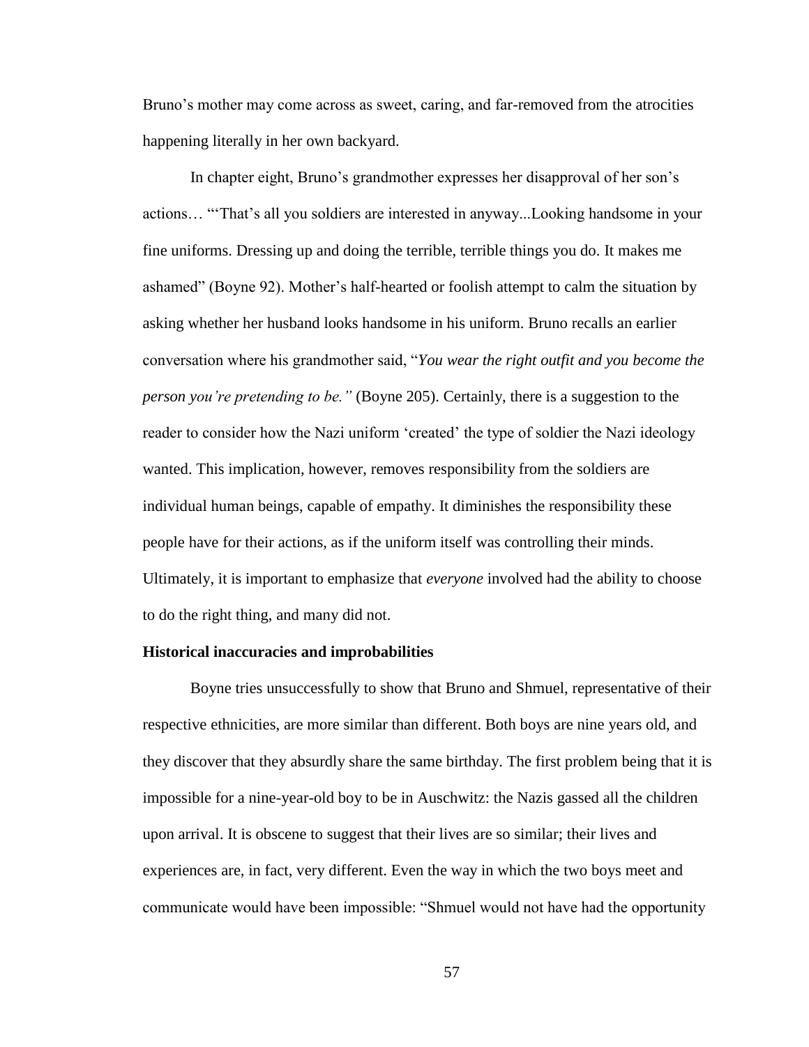Bruno's mother may come across as sweet, caring, and far-removed from the atrocities happening literally in her own backyard.

In chapter eight, Bruno's grandmother expresses her disapproval of her son's actions… "'That's all you soldiers are interested in anyway...Looking handsome in your fine uniforms. Dressing up and doing the terrible, terrible things you do. It makes me ashamed" (Boyne 92). Mother's half-hearted or foolish attempt to calm the situation by asking whether her husband looks handsome in his uniform. Bruno recalls an earlier conversation where his grandmother said, "*You wear the right outfit and you become the person you're pretending to be."* (Boyne 205). Certainly, there is a suggestion to the reader to consider how the Nazi uniform 'created' the type of soldier the Nazi ideology wanted. This implication, however, removes responsibility from the soldiers are individual human beings, capable of empathy. It diminishes the responsibility these people have for their actions, as if the uniform itself was controlling their minds. Ultimately, it is important to emphasize that *everyone* involved had the ability to choose to do the right thing, and many did not.

**Historical inaccuracies and improbabilities**

Boyne tries unsuccessfully to show that Bruno and Shmuel, representative of their respective ethnicities, are more similar than different. Both boys are nine years old, and they discover that they absurdly share the same birthday. The first problem being that it is impossible for a nine-year-old boy to be in Auschwitz: the Nazis gassed all the children upon arrival. It is obscene to suggest that their lives are so similar; their lives and experiences are, in fact, very different. Even the way in which the two boys meet and communicate would have been impossible: "Shmuel would not have had the opportunity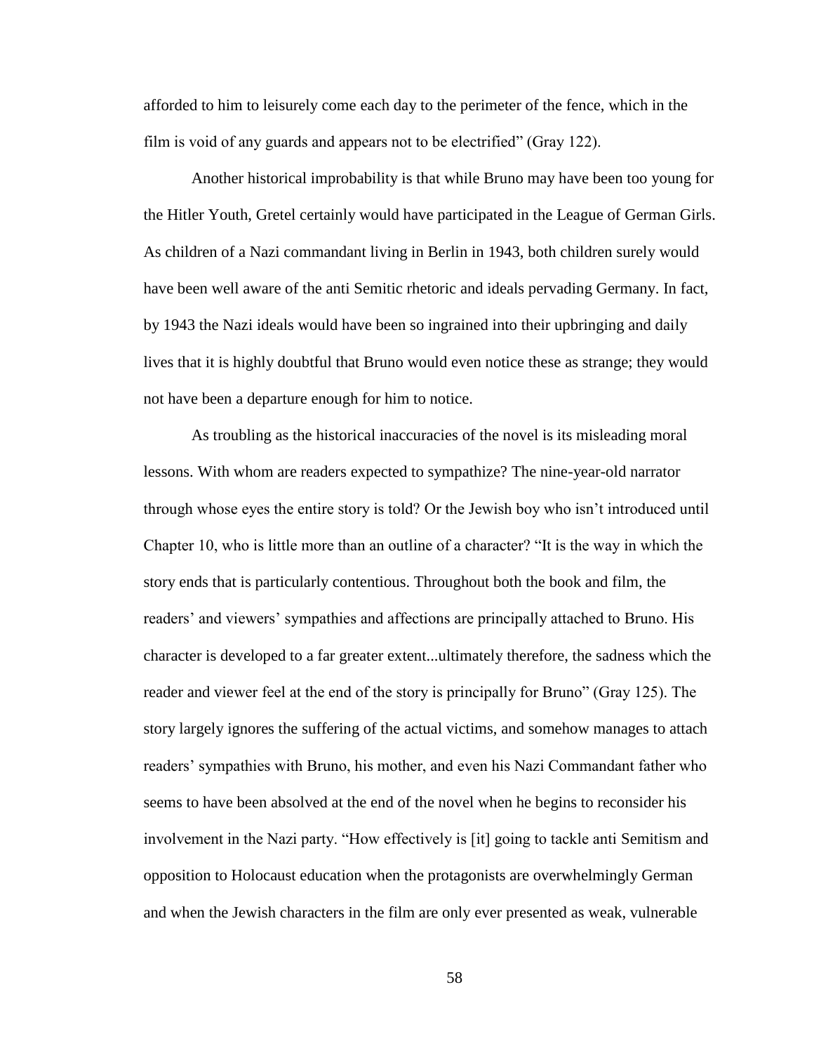afforded to him to leisurely come each day to the perimeter of the fence, which in the film is void of any guards and appears not to be electrified" (Gray 122).

Another historical improbability is that while Bruno may have been too young for the Hitler Youth, Gretel certainly would have participated in the League of German Girls. As children of a Nazi commandant living in Berlin in 1943, both children surely would have been well aware of the anti Semitic rhetoric and ideals pervading Germany. In fact, by 1943 the Nazi ideals would have been so ingrained into their upbringing and daily lives that it is highly doubtful that Bruno would even notice these as strange; they would not have been a departure enough for him to notice.

As troubling as the historical inaccuracies of the novel is its misleading moral lessons. With whom are readers expected to sympathize? The nine-year-old narrator through whose eyes the entire story is told? Or the Jewish boy who isn't introduced until Chapter 10, who is little more than an outline of a character? "It is the way in which the story ends that is particularly contentious. Throughout both the book and film, the readers' and viewers' sympathies and affections are principally attached to Bruno. His character is developed to a far greater extent...ultimately therefore, the sadness which the reader and viewer feel at the end of the story is principally for Bruno" (Gray 125). The story largely ignores the suffering of the actual victims, and somehow manages to attach readers' sympathies with Bruno, his mother, and even his Nazi Commandant father who seems to have been absolved at the end of the novel when he begins to reconsider his involvement in the Nazi party. "How effectively is [it] going to tackle anti Semitism and opposition to Holocaust education when the protagonists are overwhelmingly German and when the Jewish characters in the film are only ever presented as weak, vulnerable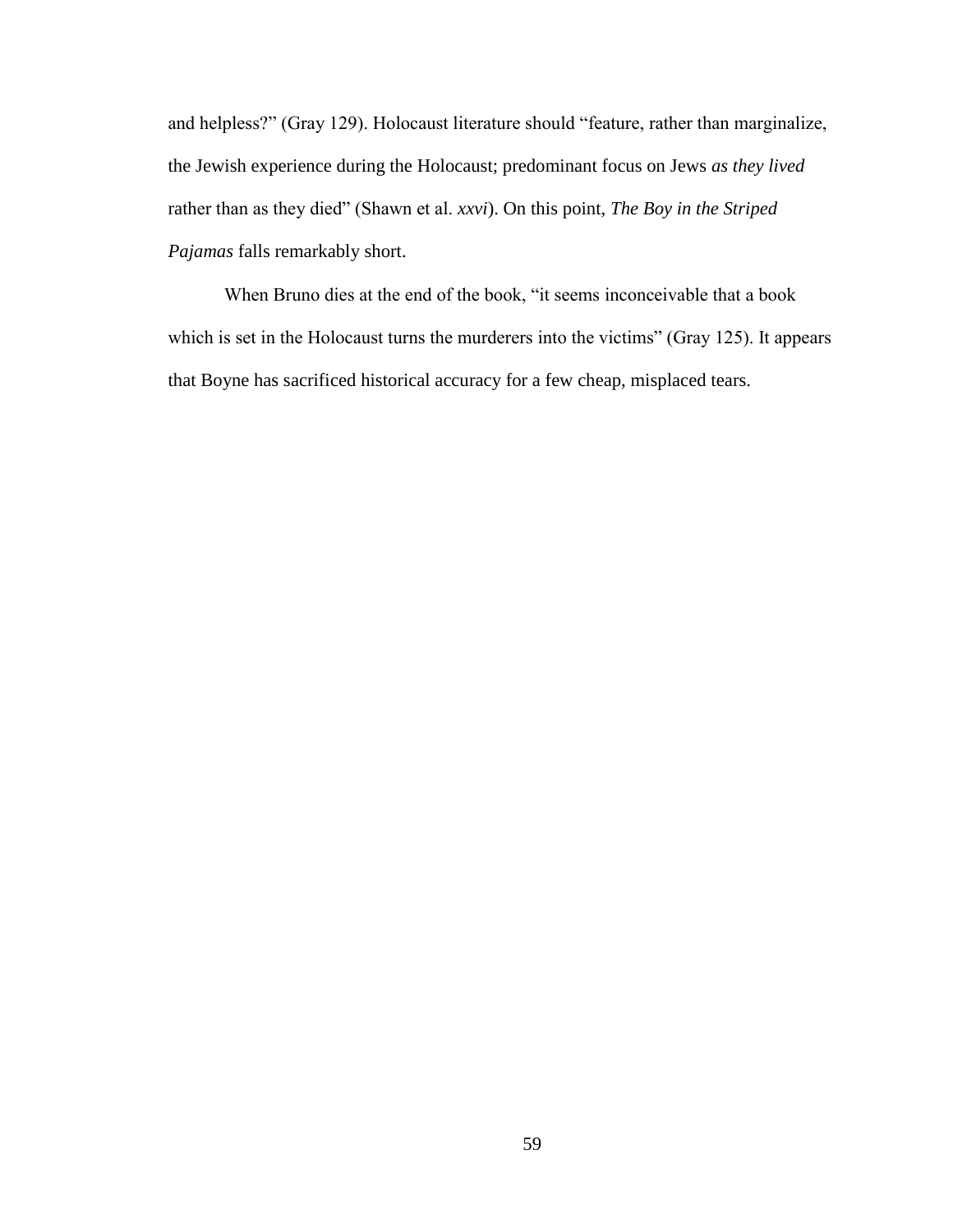and helpless?" (Gray 129). Holocaust literature should "feature, rather than marginalize, the Jewish experience during the Holocaust; predominant focus on Jews *as they lived* rather than as they died" (Shawn et al. *xxvi*). On this point, *The Boy in the Striped Pajamas* falls remarkably short.

When Bruno dies at the end of the book, "it seems inconceivable that a book which is set in the Holocaust turns the murderers into the victims" (Gray 125). It appears that Boyne has sacrificed historical accuracy for a few cheap, misplaced tears.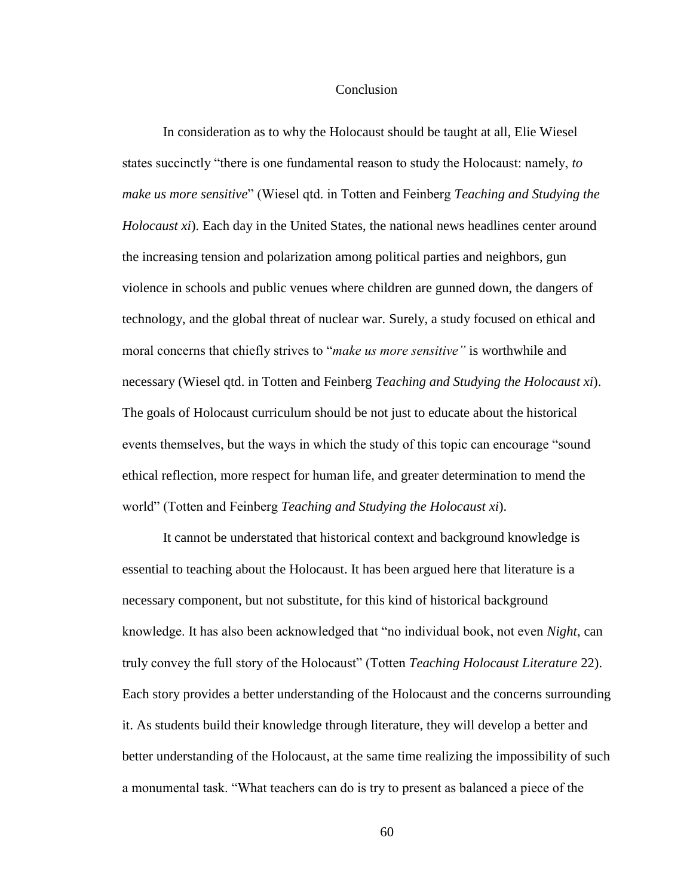# Conclusion

In consideration as to why the Holocaust should be taught at all, Elie Wiesel states succinctly "there is one fundamental reason to study the Holocaust: namely, *to make us more sensitive*" (Wiesel qtd. in Totten and Feinberg *Teaching and Studying the Holocaust xi*). Each day in the United States, the national news headlines center around the increasing tension and polarization among political parties and neighbors, gun violence in schools and public venues where children are gunned down, the dangers of technology, and the global threat of nuclear war. Surely, a study focused on ethical and moral concerns that chiefly strives to "*make us more sensitive"* is worthwhile and necessary (Wiesel qtd. in Totten and Feinberg *Teaching and Studying the Holocaust xi*). The goals of Holocaust curriculum should be not just to educate about the historical events themselves, but the ways in which the study of this topic can encourage "sound ethical reflection, more respect for human life, and greater determination to mend the world" (Totten and Feinberg *Teaching and Studying the Holocaust xi*).

It cannot be understated that historical context and background knowledge is essential to teaching about the Holocaust. It has been argued here that literature is a necessary component, but not substitute, for this kind of historical background knowledge. It has also been acknowledged that "no individual book, not even *Night*, can truly convey the full story of the Holocaust" (Totten *Teaching Holocaust Literature* 22). Each story provides a better understanding of the Holocaust and the concerns surrounding it. As students build their knowledge through literature, they will develop a better and better understanding of the Holocaust, at the same time realizing the impossibility of such a monumental task. "What teachers can do is try to present as balanced a piece of the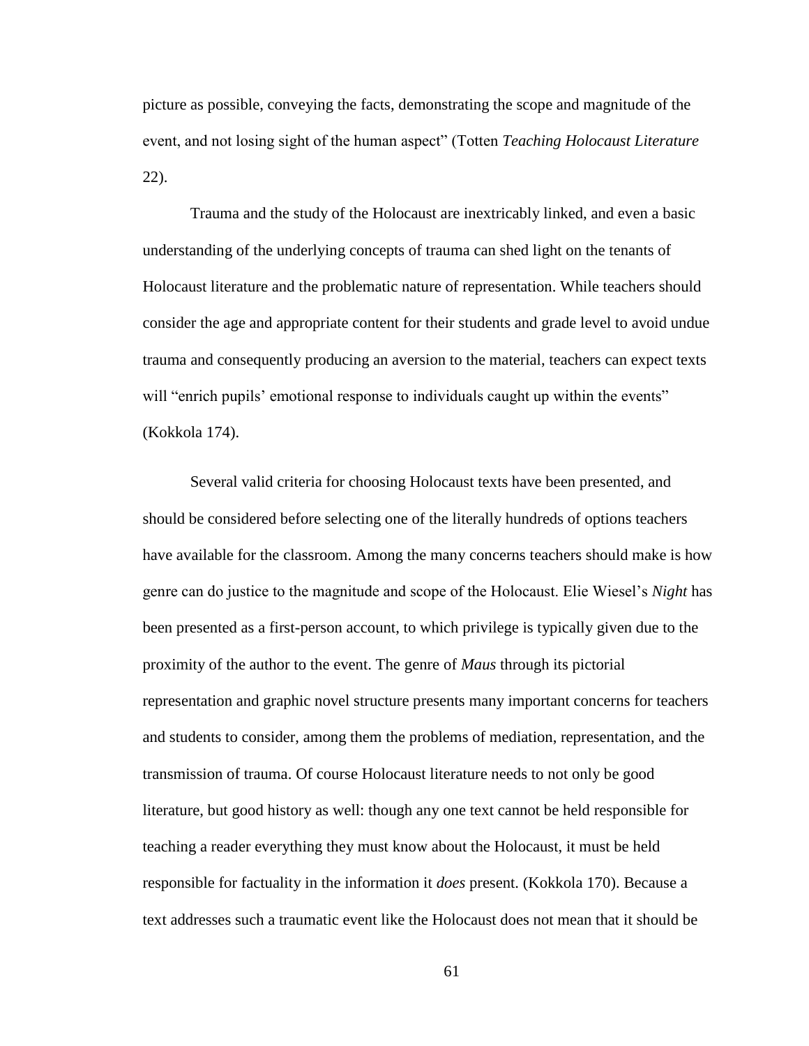picture as possible, conveying the facts, demonstrating the scope and magnitude of the event, and not losing sight of the human aspect" (Totten *Teaching Holocaust Literature* 22).

Trauma and the study of the Holocaust are inextricably linked, and even a basic understanding of the underlying concepts of trauma can shed light on the tenants of Holocaust literature and the problematic nature of representation. While teachers should consider the age and appropriate content for their students and grade level to avoid undue trauma and consequently producing an aversion to the material, teachers can expect texts will "enrich pupils' emotional response to individuals caught up within the events" (Kokkola 174).

Several valid criteria for choosing Holocaust texts have been presented, and should be considered before selecting one of the literally hundreds of options teachers have available for the classroom. Among the many concerns teachers should make is how genre can do justice to the magnitude and scope of the Holocaust. Elie Wiesel's *Night* has been presented as a first-person account, to which privilege is typically given due to the proximity of the author to the event. The genre of *Maus* through its pictorial representation and graphic novel structure presents many important concerns for teachers and students to consider, among them the problems of mediation, representation, and the transmission of trauma. Of course Holocaust literature needs to not only be good literature, but good history as well: though any one text cannot be held responsible for teaching a reader everything they must know about the Holocaust, it must be held responsible for factuality in the information it *does* present. (Kokkola 170). Because a text addresses such a traumatic event like the Holocaust does not mean that it should be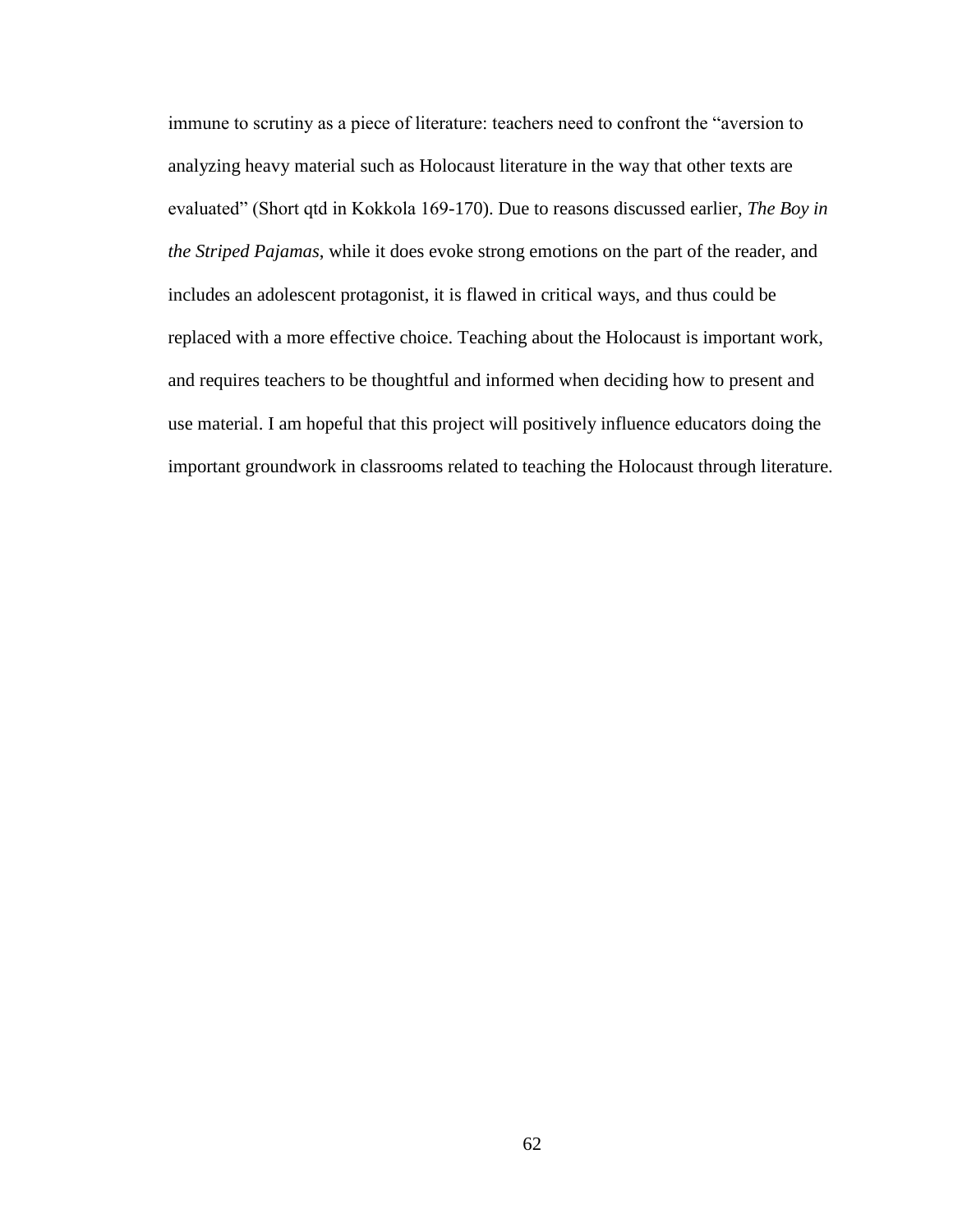immune to scrutiny as a piece of literature: teachers need to confront the "aversion to analyzing heavy material such as Holocaust literature in the way that other texts are evaluated" (Short qtd in Kokkola 169-170). Due to reasons discussed earlier, *The Boy in the Striped Pajamas*, while it does evoke strong emotions on the part of the reader, and includes an adolescent protagonist, it is flawed in critical ways, and thus could be replaced with a more effective choice. Teaching about the Holocaust is important work, and requires teachers to be thoughtful and informed when deciding how to present and use material. I am hopeful that this project will positively influence educators doing the important groundwork in classrooms related to teaching the Holocaust through literature.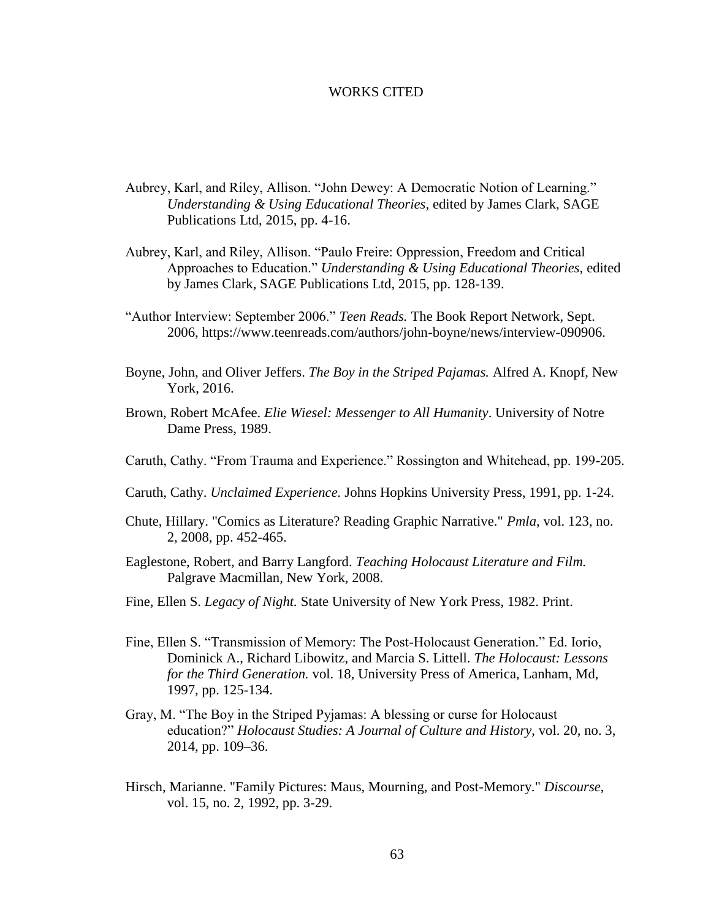# WORKS CITED

Aubrey, Karl, and Riley, Allison. "John Dewey: A Democratic Notion of Learning." *Understanding & Using Educational Theories,* edited by James Clark, SAGE Publications Ltd, 2015, pp. 4-16.

Aubrey, Karl, and Riley, Allison. "Paulo Freire: Oppression, Freedom and Critical Approaches to Education." *Understanding & Using Educational Theories,* edited by James Clark, SAGE Publications Ltd, 2015, pp. 128-139.

"Author Interview: September 2006." *Teen Reads.* The Book Report Network, Sept. 2006, https://www.teenreads.com/authors/john-boyne/news/interview-090906.

Boyne, John, and Oliver Jeffers. *The Boy in the Striped Pajamas.* Alfred A. Knopf, New York, 2016.

Brown, Robert McAfee. *Elie Wiesel: Messenger to All Humanity*. University of Notre Dame Press, 1989.

Caruth, Cathy. "From Trauma and Experience." Rossington and Whitehead, pp. 199-205.

Caruth, Cathy. *Unclaimed Experience.* Johns Hopkins University Press, 1991, pp. 1-24.

Chute, Hillary. "Comics as Literature? Reading Graphic Narrative." *Pmla*, vol. 123, no. 2, 2008, pp. 452-465.

Eaglestone, Robert, and Barry Langford. *Teaching Holocaust Literature and Film.* Palgrave Macmillan, New York, 2008.

Fine, Ellen S. *Legacy of Night.* State University of New York Press, 1982. Print.

Fine, Ellen S. "Transmission of Memory: The Post-Holocaust Generation." Ed. Iorio, Dominick A., Richard Libowitz, and Marcia S. Littell. *The Holocaust: Lessons for the Third Generation.* vol. 18, University Press of America, Lanham, Md, 1997, pp. 125-134.

Gray, M. "The Boy in the Striped Pyjamas: A blessing or curse for Holocaust education?" *Holocaust Studies: A Journal of Culture and History*, vol. 20, no. 3, 2014, pp. 109–36.

Hirsch, Marianne. "Family Pictures: Maus, Mourning, and Post-Memory." *Discourse*, vol. 15, no. 2, 1992, pp. 3-29.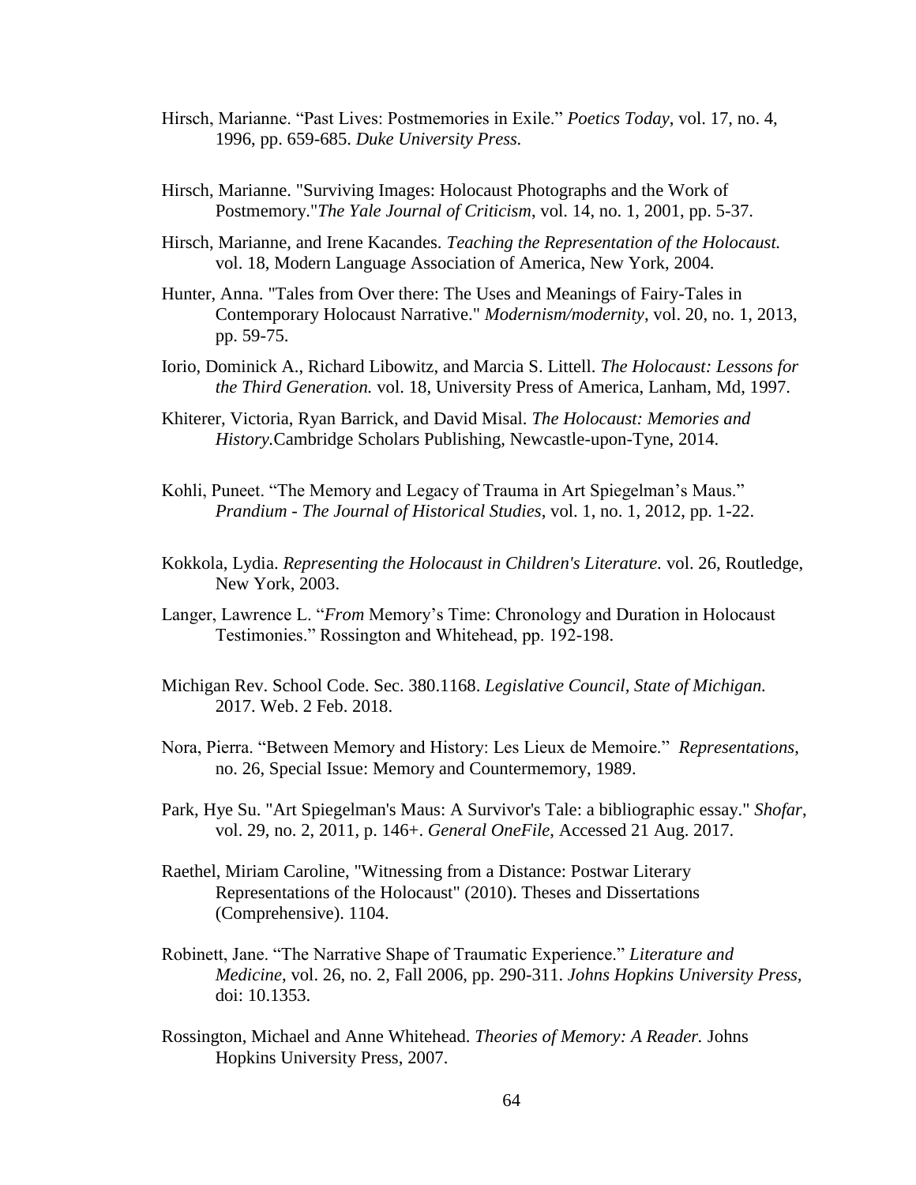Hirsch, Marianne. “Past Lives: Postmemories in Exile.” *Poetics Today*, vol. 17, no. 4, 1996, pp. 659-685. *Duke University Press.*

Hirsch, Marianne. "Surviving Images: Holocaust Photographs and the Work of Postmemory."*The Yale Journal of Criticism*, vol. 14, no. 1, 2001, pp. 5-37.

Hirsch, Marianne, and Irene Kacandes. *Teaching the Representation of the Holocaust.* vol. 18, Modern Language Association of America, New York, 2004.

Hunter, Anna. "Tales from Over there: The Uses and Meanings of Fairy-Tales in Contemporary Holocaust Narrative." *Modernism/modernity*, vol. 20, no. 1, 2013, pp. 59-75.

Iorio, Dominick A., Richard Libowitz, and Marcia S. Littell. *The Holocaust: Lessons for the Third Generation.* vol. 18, University Press of America, Lanham, Md, 1997.

Khiterer, Victoria, Ryan Barrick, and David Misal. *The Holocaust: Memories and History.*Cambridge Scholars Publishing, Newcastle-upon-Tyne, 2014.

Kohli, Puneet. “The Memory and Legacy of Trauma in Art Spiegelman’s Maus.” *Prandium - The Journal of Historical Studies*, vol. 1, no. 1, 2012, pp. 1-22.

Kokkola, Lydia. *Representing the Holocaust in Children's Literature.* vol. 26, Routledge, New York, 2003.

Langer, Lawrence L. “*From* Memory’s Time: Chronology and Duration in Holocaust Testimonies.” Rossington and Whitehead, pp. 192-198.

Michigan Rev. School Code. Sec. 380.1168. *Legislative Council*, *State of Michigan.* 2017. Web. 2 Feb. 2018.

Nora, Pierra. “Between Memory and History: Les Lieux de Memoire.” *Representations*, no. 26, Special Issue: Memory and Countermemory, 1989.

Park, Hye Su. "Art Spiegelman's Maus: A Survivor's Tale: a bibliographic essay." *Shofar*, vol. 29, no. 2, 2011, p. 146+. *General OneFile*, Accessed 21 Aug. 2017.

Raethel, Miriam Caroline, "Witnessing from a Distance: Postwar Literary Representations of the Holocaust" (2010). Theses and Dissertations (Comprehensive). 1104.

Robinett, Jane. “The Narrative Shape of Traumatic Experience.” *Literature and Medicine*, vol. 26, no. 2, Fall 2006, pp. 290-311. *Johns Hopkins University Press*, doi: 10.1353.

Rossington, Michael and Anne Whitehead. *Theories of Memory: A Reader.* Johns Hopkins University Press, 2007.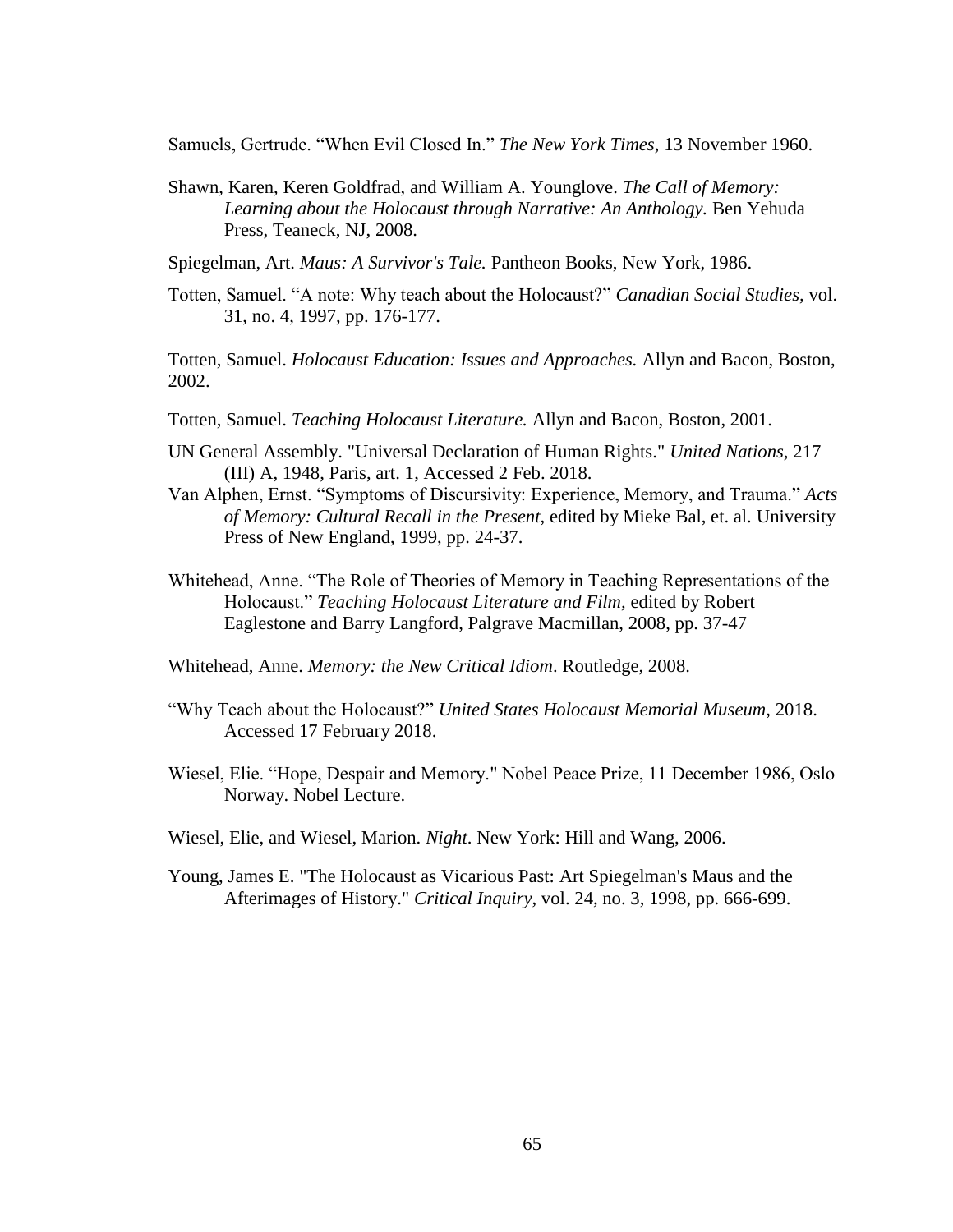Samuels, Gertrude. "When Evil Closed In." *The New York Times*, 13 November 1960.

Shawn, Karen, Keren Goldfrad, and William A. Younglove. *The Call of Memory: Learning about the Holocaust through Narrative: An Anthology.* Ben Yehuda Press, Teaneck, NJ, 2008.

Spiegelman, Art. *Maus: A Survivor's Tale.* Pantheon Books, New York, 1986.

Totten, Samuel. "A note: Why teach about the Holocaust?" *Canadian Social Studies*, vol. 31, no. 4, 1997, pp. 176-177.

Totten, Samuel. *Holocaust Education: Issues and Approaches.* Allyn and Bacon, Boston, 2002.

Totten, Samuel. *Teaching Holocaust Literature.* Allyn and Bacon, Boston, 2001.

UN General Assembly. "Universal Declaration of Human Rights." *United Nations*, 217 (III) A, 1948, Paris, art. 1, Accessed 2 Feb. 2018.

Van Alphen, Ernst. "Symptoms of Discursivity: Experience, Memory, and Trauma." *Acts of Memory: Cultural Recall in the Present*, edited by Mieke Bal, et. al. University Press of New England, 1999, pp. 24-37.

Whitehead, Anne. "The Role of Theories of Memory in Teaching Representations of the Holocaust." *Teaching Holocaust Literature and Film*, edited by Robert Eaglestone and Barry Langford, Palgrave Macmillan, 2008, pp. 37-47

Whitehead, Anne. *Memory: the New Critical Idiom*. Routledge, 2008.

"Why Teach about the Holocaust?" *United States Holocaust Memorial Museum*, 2018. Accessed 17 February 2018.

Wiesel, Elie. "Hope, Despair and Memory." Nobel Peace Prize, 11 December 1986, Oslo Norway. Nobel Lecture.

Wiesel, Elie, and Wiesel, Marion. *Night*. New York: Hill and Wang, 2006.

Young, James E. "The Holocaust as Vicarious Past: Art Spiegelman's Maus and the Afterimages of History." *Critical Inquiry*, vol. 24, no. 3, 1998, pp. 666-699.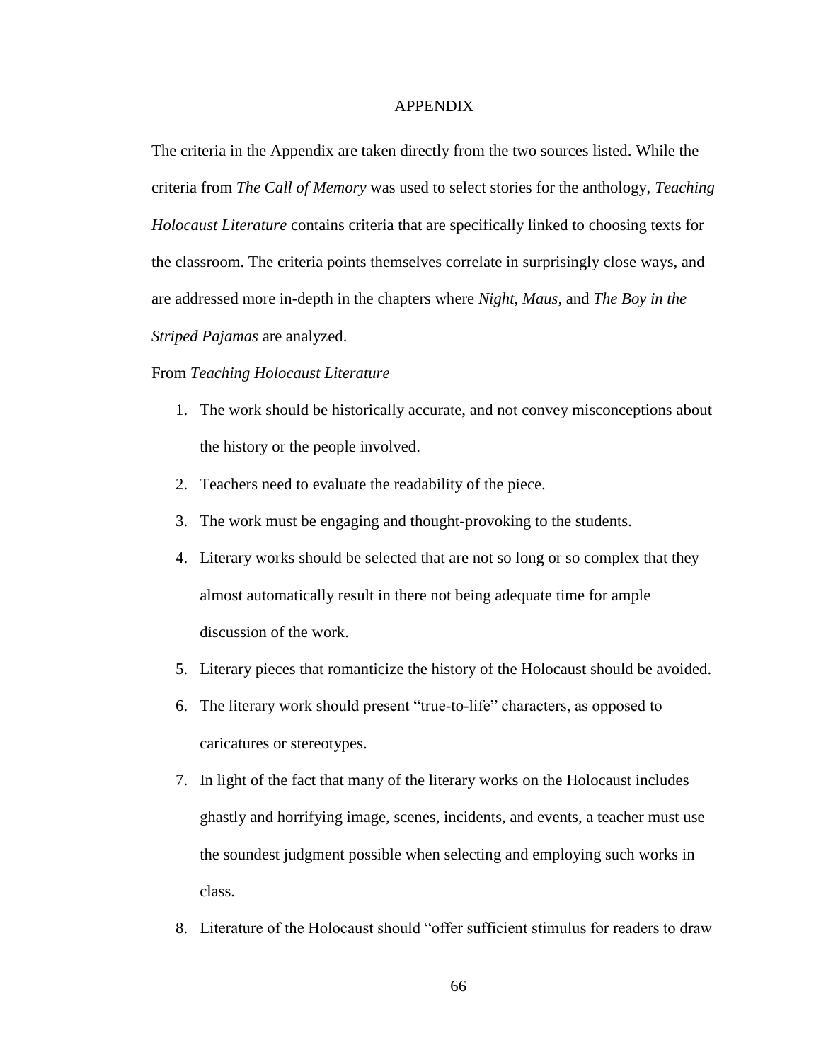# APPENDIX

The criteria in the Appendix are taken directly from the two sources listed. While the criteria from *The Call of Memory* was used to select stories for the anthology, *Teaching Holocaust Literature* contains criteria that are specifically linked to choosing texts for the classroom. The criteria points themselves correlate in surprisingly close ways, and are addressed more in-depth in the chapters where *Night*, *Maus*, and *The Boy in the Striped Pajamas* are analyzed.

From *Teaching Holocaust Literature*

1. The work should be historically accurate, and not convey misconceptions about the history or the people involved.
2. Teachers need to evaluate the readability of the piece.
3. The work must be engaging and thought-provoking to the students.
4. Literary works should be selected that are not so long or so complex that they almost automatically result in there not being adequate time for ample discussion of the work.
5. Literary pieces that romanticize the history of the Holocaust should be avoided.
6. The literary work should present "true-to-life" characters, as opposed to caricatures or stereotypes.
7. In light of the fact that many of the literary works on the Holocaust includes ghastly and horrifying image, scenes, incidents, and events, a teacher must use the soundest judgment possible when selecting and employing such works in class.
8. Literature of the Holocaust should "offer sufficient stimulus for readers to draw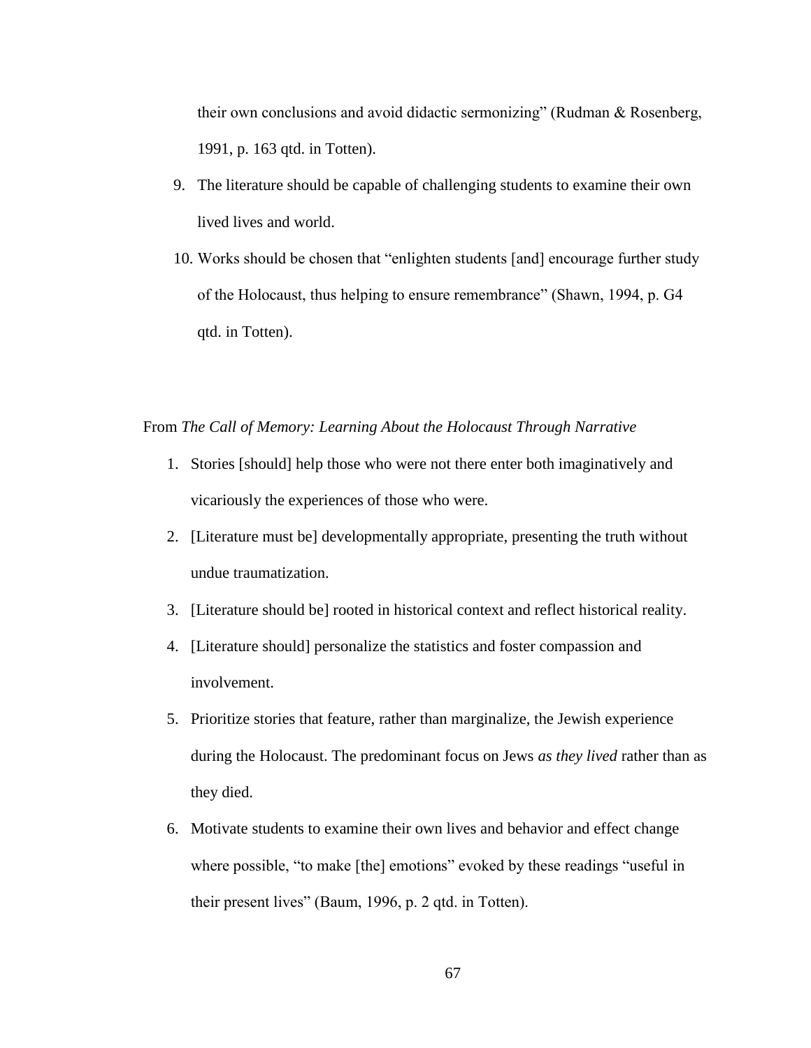their own conclusions and avoid didactic sermonizing" (Rudman & Rosenberg, 1991, p. 163 qtd. in Totten).

9. The literature should be capable of challenging students to examine their own lived lives and world.
10. Works should be chosen that "enlighten students [and] encourage further study of the Holocaust, thus helping to ensure remembrance" (Shawn, 1994, p. G4 qtd. in Totten).

From *The Call of Memory: Learning About the Holocaust Through Narrative*

1. Stories [should] help those who were not there enter both imaginatively and vicariously the experiences of those who were.
2. [Literature must be] developmentally appropriate, presenting the truth without undue traumatization.
3. [Literature should be] rooted in historical context and reflect historical reality.
4. [Literature should] personalize the statistics and foster compassion and involvement.
5. Prioritize stories that feature, rather than marginalize, the Jewish experience during the Holocaust. The predominant focus on Jews *as they lived* rather than as they died.
6. Motivate students to examine their own lives and behavior and effect change where possible, "to make [the] emotions" evoked by these readings "useful in their present lives" (Baum, 1996, p. 2 qtd. in Totten).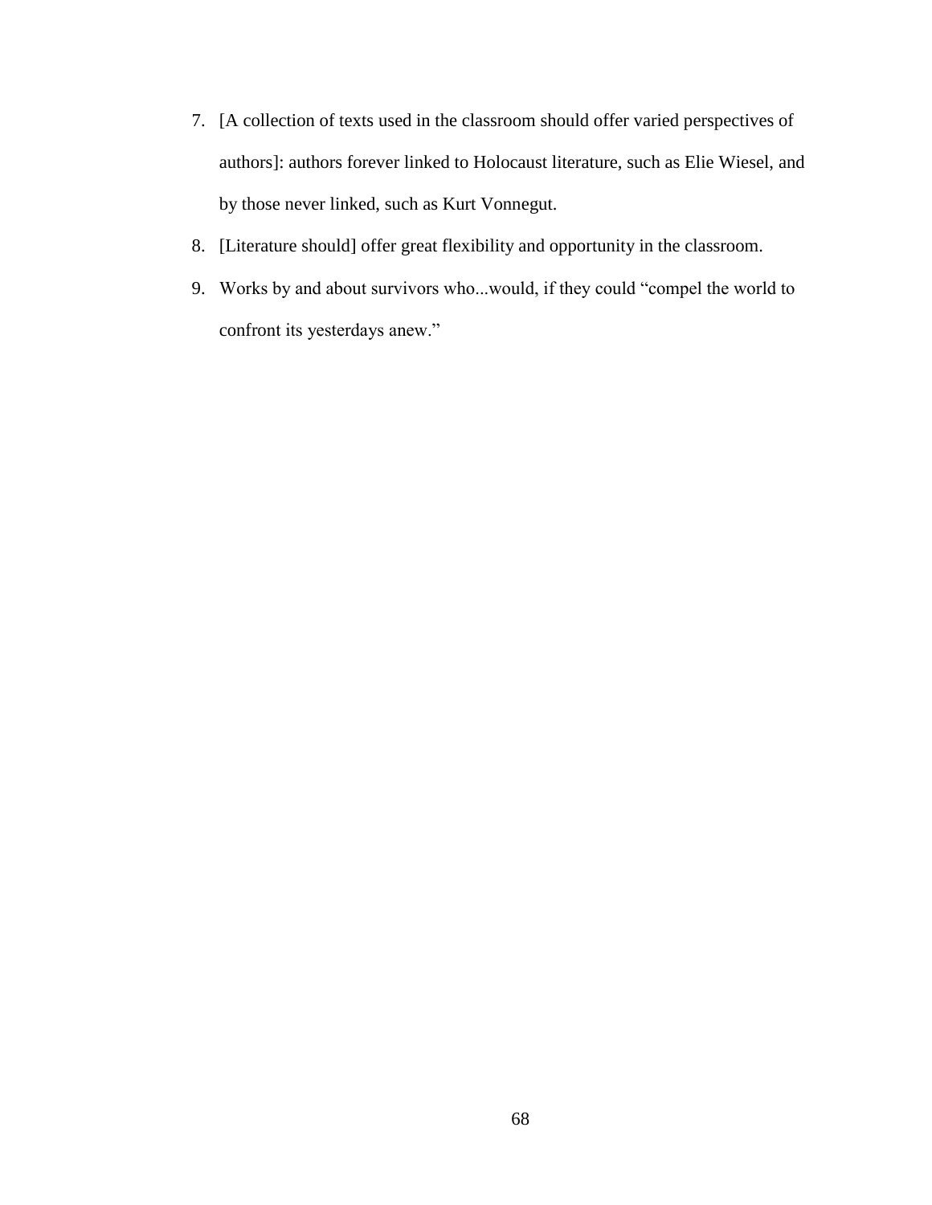7. [A collection of texts used in the classroom should offer varied perspectives of authors]: authors forever linked to Holocaust literature, such as Elie Wiesel, and by those never linked, such as Kurt Vonnegut.
8. [Literature should] offer great flexibility and opportunity in the classroom.
9. Works by and about survivors who...would, if they could "compel the world to confront its yesterdays anew."